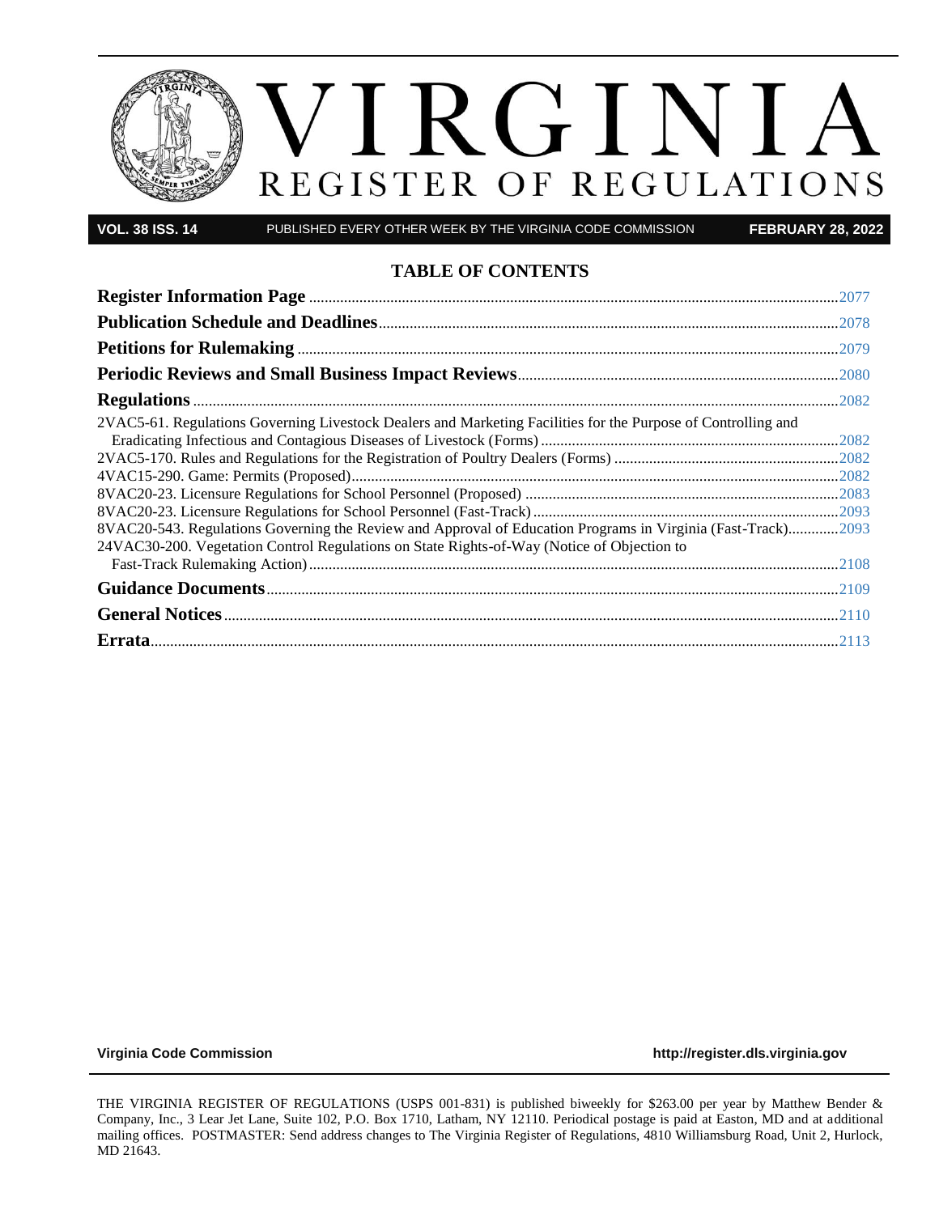# VIRGINIA

## REGISTER OF REGULATIONS

**VOL. 38 ISS. 14** PUBLISHED EVERY OTHER WEEK BY THE VIRGINIA CODE COMMISSION **FEBRUARY 28, 2022**

### TABLE OF CONTENTS

**Register Information Page** ....... 2077

**Publication Schedule and Deadlines** ....... 2078

**Petitions for Rulemaking** ....... 2079

**Periodic Reviews and Small Business Impact Reviews** ....... 2080

**Regulations** ....... 2082

2VAC5-61. Regulations Governing Livestock Dealers and Marketing Facilities for the Purpose of Controlling and Eradicating Infectious and Contagious Diseases of Livestock (Forms) ....... 2082

2VAC5-170. Rules and Regulations for the Registration of Poultry Dealers (Forms) ....... 2082

4VAC15-290. Game: Permits (Proposed) ....... 2082

8VAC20-23. Licensure Regulations for School Personnel (Proposed) ....... 2083

8VAC20-23. Licensure Regulations for School Personnel (Fast-Track) ....... 2093

8VAC20-543. Regulations Governing the Review and Approval of Education Programs in Virginia (Fast-Track) ....... 2093

24VAC30-200. Vegetation Control Regulations on State Rights-of-Way (Notice of Objection to Fast-Track Rulemaking Action) ....... 2108

**Guidance Documents** ....... 2109

**General Notices** ....... 2110

**Errata** ....... 2113

**Virginia Code Commission** **http://register.dls.virginia.gov**

THE VIRGINIA REGISTER OF REGULATIONS (USPS 001-831) is published biweekly for $263.00 per year by Matthew Bender & Company, Inc., 3 Lear Jet Lane, Suite 102, P.O. Box 1710, Latham, NY 12110. Periodical postage is paid at Easton, MD and at additional mailing offices. POSTMASTER: Send address changes to The Virginia Register of Regulations, 4810 Williamsburg Road, Unit 2, Hurlock, MD 21643.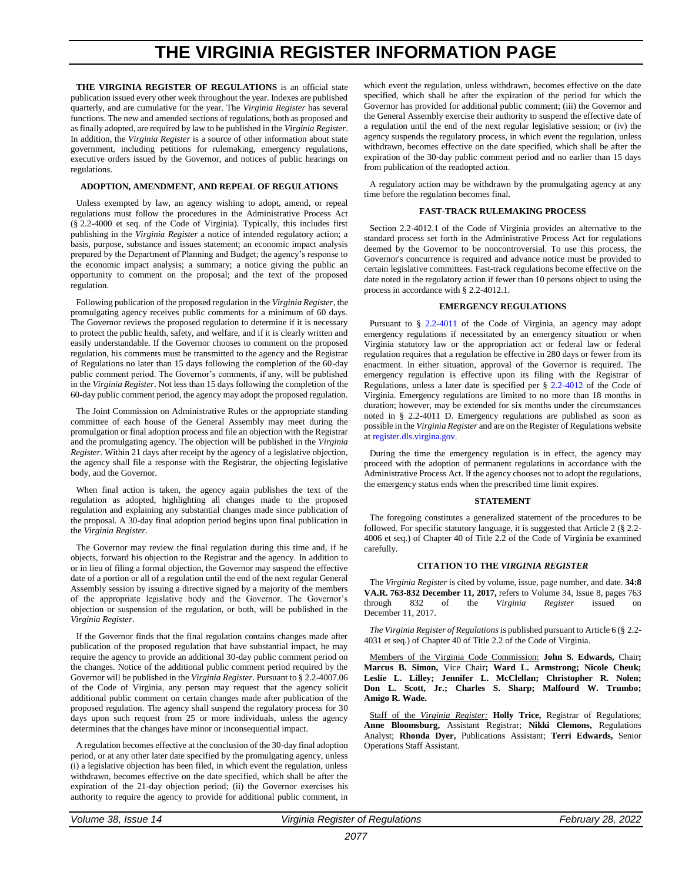# THE VIRGINIA REGISTER INFORMATION PAGE

**THE VIRGINIA REGISTER OF REGULATIONS** is an official state publication issued every other week throughout the year. Indexes are published quarterly, and are cumulative for the year. The *Virginia Register* has several functions. The new and amended sections of regulations, both as proposed and as finally adopted, are required by law to be published in the *Virginia Register*. In addition, the *Virginia Register* is a source of other information about state government, including petitions for rulemaking, emergency regulations, executive orders issued by the Governor, and notices of public hearings on regulations.

### ADOPTION, AMENDMENT, AND REPEAL OF REGULATIONS

Unless exempted by law, an agency wishing to adopt, amend, or repeal regulations must follow the procedures in the Administrative Process Act (§ 2.2-4000 et seq. of the Code of Virginia). Typically, this includes first publishing in the *Virginia Register* a notice of intended regulatory action; a basis, purpose, substance and issues statement; an economic impact analysis prepared by the Department of Planning and Budget; the agency's response to the economic impact analysis; a summary; a notice giving the public an opportunity to comment on the proposal; and the text of the proposed regulation.

Following publication of the proposed regulation in the *Virginia Register*, the promulgating agency receives public comments for a minimum of 60 days. The Governor reviews the proposed regulation to determine if it is necessary to protect the public health, safety, and welfare, and if it is clearly written and easily understandable. If the Governor chooses to comment on the proposed regulation, his comments must be transmitted to the agency and the Registrar of Regulations no later than 15 days following the completion of the 60-day public comment period. The Governor's comments, if any, will be published in the *Virginia Register*. Not less than 15 days following the completion of the 60-day public comment period, the agency may adopt the proposed regulation.

The Joint Commission on Administrative Rules or the appropriate standing committee of each house of the General Assembly may meet during the promulgation or final adoption process and file an objection with the Registrar and the promulgating agency. The objection will be published in the *Virginia Register*. Within 21 days after receipt by the agency of a legislative objection, the agency shall file a response with the Registrar, the objecting legislative body, and the Governor.

When final action is taken, the agency again publishes the text of the regulation as adopted, highlighting all changes made to the proposed regulation and explaining any substantial changes made since publication of the proposal. A 30-day final adoption period begins upon final publication in the *Virginia Register*.

The Governor may review the final regulation during this time and, if he objects, forward his objection to the Registrar and the agency. In addition to or in lieu of filing a formal objection, the Governor may suspend the effective date of a portion or all of a regulation until the end of the next regular General Assembly session by issuing a directive signed by a majority of the members of the appropriate legislative body and the Governor. The Governor's objection or suspension of the regulation, or both, will be published in the *Virginia Register*.

If the Governor finds that the final regulation contains changes made after publication of the proposed regulation that have substantial impact, he may require the agency to provide an additional 30-day public comment period on the changes. Notice of the additional public comment period required by the Governor will be published in the *Virginia Register*. Pursuant to § 2.2-4007.06 of the Code of Virginia, any person may request that the agency solicit additional public comment on certain changes made after publication of the proposed regulation. The agency shall suspend the regulatory process for 30 days upon such request from 25 or more individuals, unless the agency determines that the changes have minor or inconsequential impact.

A regulation becomes effective at the conclusion of the 30-day final adoption period, or at any other later date specified by the promulgating agency, unless (i) a legislative objection has been filed, in which event the regulation, unless withdrawn, becomes effective on the date specified, which shall be after the expiration of the 21-day objection period; (ii) the Governor exercises his authority to require the agency to provide for additional public comment, in which event the regulation, unless withdrawn, becomes effective on the date specified, which shall be after the expiration of the period for which the Governor has provided for additional public comment; (iii) the Governor and the General Assembly exercise their authority to suspend the effective date of a regulation until the end of the next regular legislative session; or (iv) the agency suspends the regulatory process, in which event the regulation, unless withdrawn, becomes effective on the date specified, which shall be after the expiration of the 30-day public comment period and no earlier than 15 days from publication of the readopted action.

A regulatory action may be withdrawn by the promulgating agency at any time before the regulation becomes final.

### FAST-TRACK RULEMAKING PROCESS

Section 2.2-4012.1 of the Code of Virginia provides an alternative to the standard process set forth in the Administrative Process Act for regulations deemed by the Governor to be noncontroversial. To use this process, the Governor's concurrence is required and advance notice must be provided to certain legislative committees. Fast-track regulations become effective on the date noted in the regulatory action if fewer than 10 persons object to using the process in accordance with § 2.2-4012.1.

### EMERGENCY REGULATIONS

Pursuant to § 2.2-4011 of the Code of Virginia, an agency may adopt emergency regulations if necessitated by an emergency situation or when Virginia statutory law or the appropriation act or federal law or federal regulation requires that a regulation be effective in 280 days or fewer from its enactment. In either situation, approval of the Governor is required. The emergency regulation is effective upon its filing with the Registrar of Regulations, unless a later date is specified per § 2.2-4012 of the Code of Virginia. Emergency regulations are limited to no more than 18 months in duration; however, may be extended for six months under the circumstances noted in § 2.2-4011 D. Emergency regulations are published as soon as possible in the *Virginia Register* and are on the Register of Regulations website at register.dls.virgina.gov.

During the time the emergency regulation is in effect, the agency may proceed with the adoption of permanent regulations in accordance with the Administrative Process Act. If the agency chooses not to adopt the regulations, the emergency status ends when the prescribed time limit expires.

### STATEMENT

The foregoing constitutes a generalized statement of the procedures to be followed. For specific statutory language, it is suggested that Article 2 (§ 2.2-4006 et seq.) of Chapter 40 of Title 2.2 of the Code of Virginia be examined carefully.

### CITATION TO THE *VIRGINIA REGISTER*

The *Virginia Register* is cited by volume, issue, page number, and date. **34:8 VA.R. 763-832 December 11, 2017,** refers to Volume 34, Issue 8, pages 763 through 832 of the *Virginia Register* issued on December 11, 2017.

*The Virginia Register of Regulations* is published pursuant to Article 6 (§ 2.2-4031 et seq.) of Chapter 40 of Title 2.2 of the Code of Virginia.

Members of the Virginia Code Commission: **John S. Edwards,** Chair**; Marcus B. Simon,** Vice Chair**; Ward L. Armstrong; Nicole Cheuk; Leslie L. Lilley; Jennifer L. McClellan; Christopher R. Nolen; Don L. Scott, Jr.; Charles S. Sharp; Malfourd W. Trumbo; Amigo R. Wade.**

Staff of the *Virginia Register:* **Holly Trice,** Registrar of Regulations; **Anne Bloomsburg,** Assistant Registrar; **Nikki Clemons,** Regulations Analyst; **Rhonda Dyer,** Publications Assistant; **Terri Edwards,** Senior Operations Staff Assistant.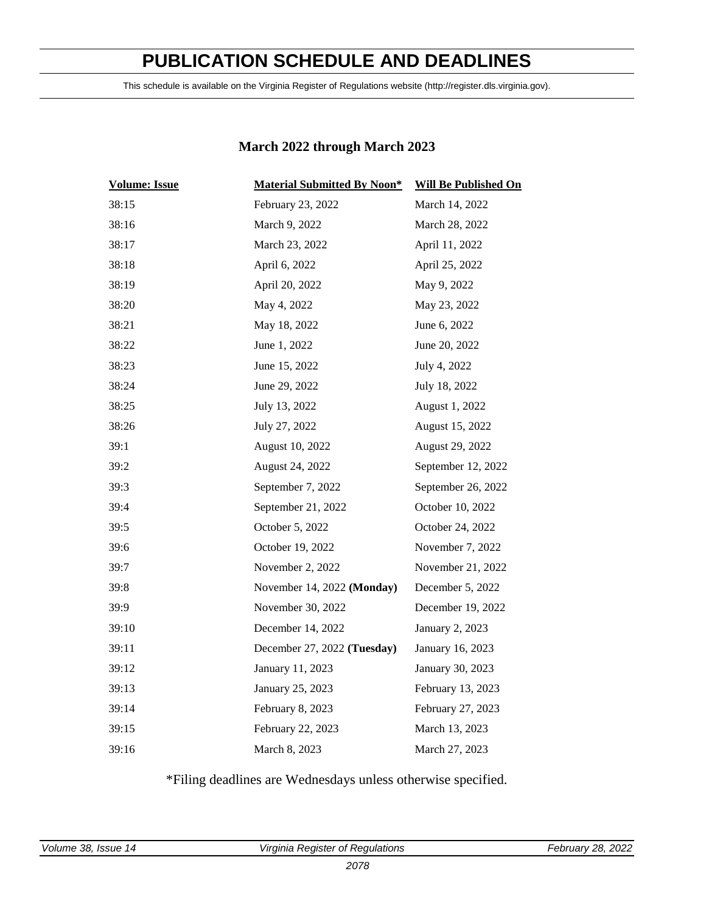# PUBLICATION SCHEDULE AND DEADLINES

This schedule is available on the Virginia Register of Regulations website (http://register.dls.virginia.gov).

## March 2022 through March 2023

| Volume: Issue | Material Submitted By Noon* | Will Be Published On |
|---|---|---|
| 38:15 | February 23, 2022 | March 14, 2022 |
| 38:16 | March 9, 2022 | March 28, 2022 |
| 38:17 | March 23, 2022 | April 11, 2022 |
| 38:18 | April 6, 2022 | April 25, 2022 |
| 38:19 | April 20, 2022 | May 9, 2022 |
| 38:20 | May 4, 2022 | May 23, 2022 |
| 38:21 | May 18, 2022 | June 6, 2022 |
| 38:22 | June 1, 2022 | June 20, 2022 |
| 38:23 | June 15, 2022 | July 4, 2022 |
| 38:24 | June 29, 2022 | July 18, 2022 |
| 38:25 | July 13, 2022 | August 1, 2022 |
| 38:26 | July 27, 2022 | August 15, 2022 |
| 39:1 | August 10, 2022 | August 29, 2022 |
| 39:2 | August 24, 2022 | September 12, 2022 |
| 39:3 | September 7, 2022 | September 26, 2022 |
| 39:4 | September 21, 2022 | October 10, 2022 |
| 39:5 | October 5, 2022 | October 24, 2022 |
| 39:6 | October 19, 2022 | November 7, 2022 |
| 39:7 | November 2, 2022 | November 21, 2022 |
| 39:8 | November 14, 2022 **(Monday)** | December 5, 2022 |
| 39:9 | November 30, 2022 | December 19, 2022 |
| 39:10 | December 14, 2022 | January 2, 2023 |
| 39:11 | December 27, 2022 **(Tuesday)** | January 16, 2023 |
| 39:12 | January 11, 2023 | January 30, 2023 |
| 39:13 | January 25, 2023 | February 13, 2023 |
| 39:14 | February 8, 2023 | February 27, 2023 |
| 39:15 | February 22, 2023 | March 13, 2023 |
| 39:16 | March 8, 2023 | March 27, 2023 |

*Filing deadlines are Wednesdays unless otherwise specified.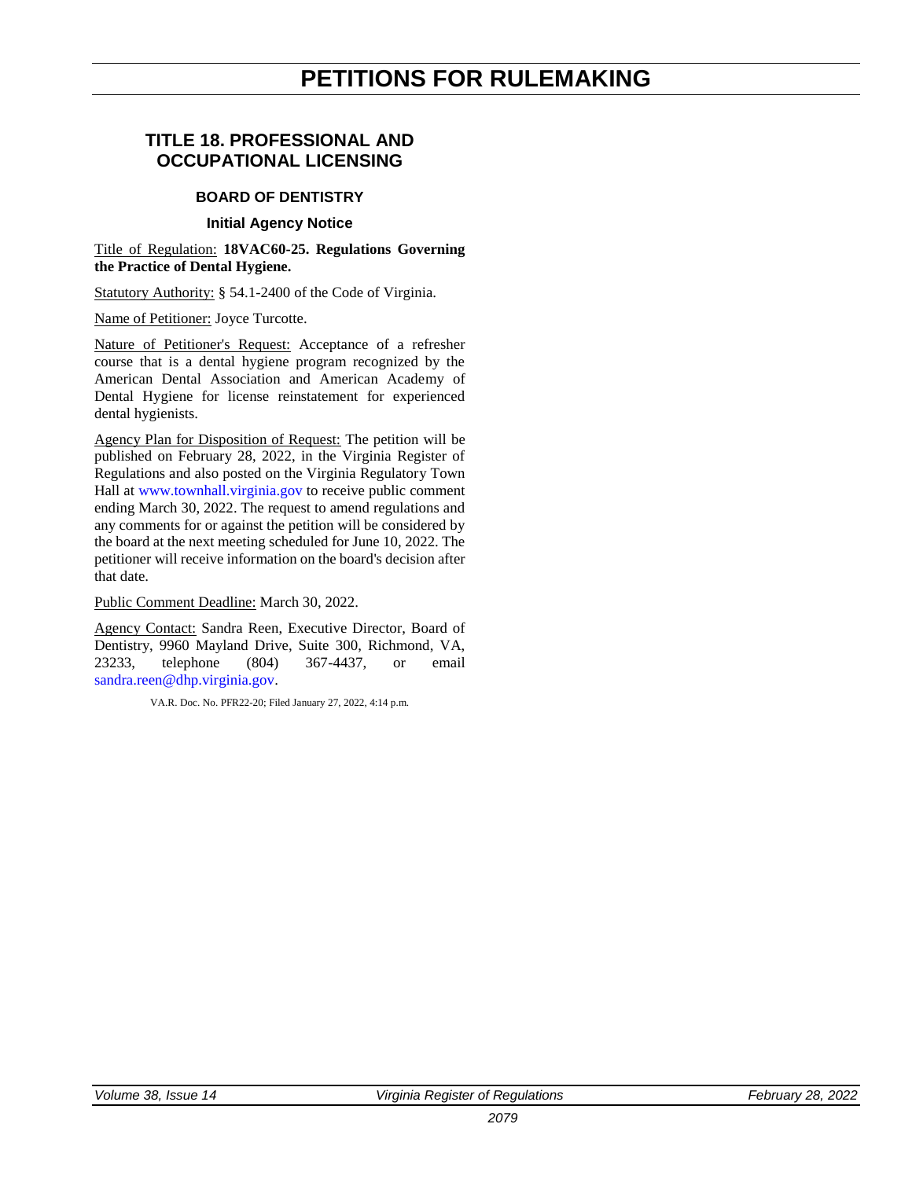# PETITIONS FOR RULEMAKING

## TITLE 18. PROFESSIONAL AND OCCUPATIONAL LICENSING

### BOARD OF DENTISTRY

#### Initial Agency Notice

Title of Regulation: **18VAC60-25. Regulations Governing the Practice of Dental Hygiene.**

Statutory Authority: § 54.1-2400 of the Code of Virginia.

Name of Petitioner: Joyce Turcotte.

Nature of Petitioner's Request: Acceptance of a refresher course that is a dental hygiene program recognized by the American Dental Association and American Academy of Dental Hygiene for license reinstatement for experienced dental hygienists.

Agency Plan for Disposition of Request: The petition will be published on February 28, 2022, in the Virginia Register of Regulations and also posted on the Virginia Regulatory Town Hall at www.townhall.virginia.gov to receive public comment ending March 30, 2022. The request to amend regulations and any comments for or against the petition will be considered by the board at the next meeting scheduled for June 10, 2022. The petitioner will receive information on the board's decision after that date.

Public Comment Deadline: March 30, 2022.

Agency Contact: Sandra Reen, Executive Director, Board of Dentistry, 9960 Mayland Drive, Suite 300, Richmond, VA, 23233, telephone (804) 367-4437, or email sandra.reen@dhp.virginia.gov.

VA.R. Doc. No. PFR22-20; Filed January 27, 2022, 4:14 p.m.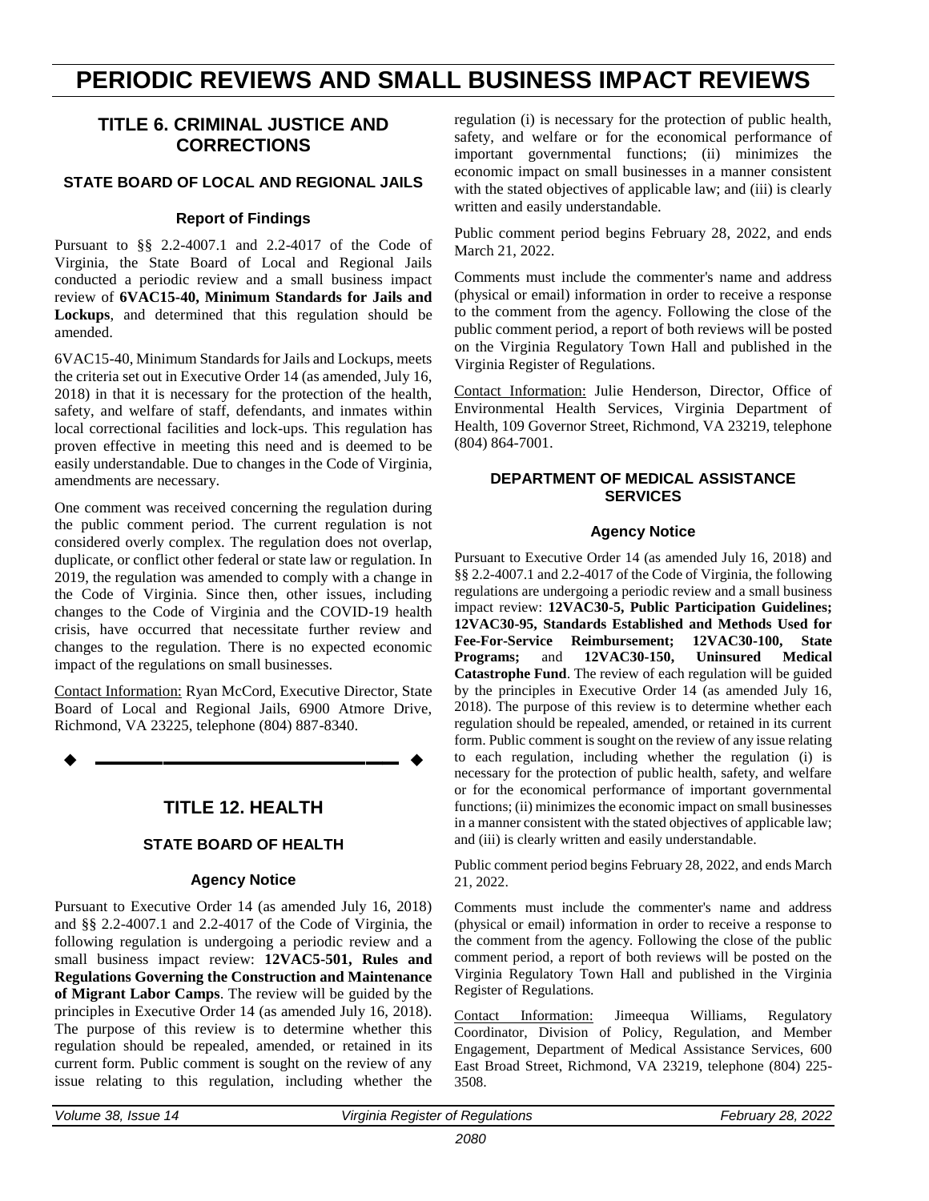# PERIODIC REVIEWS AND SMALL BUSINESS IMPACT REVIEWS

## TITLE 6. CRIMINAL JUSTICE AND CORRECTIONS

### STATE BOARD OF LOCAL AND REGIONAL JAILS

#### Report of Findings

Pursuant to §§ 2.2-4007.1 and 2.2-4017 of the Code of Virginia, the State Board of Local and Regional Jails conducted a periodic review and a small business impact review of **6VAC15-40, Minimum Standards for Jails and Lockups**, and determined that this regulation should be amended.

6VAC15-40, Minimum Standards for Jails and Lockups, meets the criteria set out in Executive Order 14 (as amended, July 16, 2018) in that it is necessary for the protection of the health, safety, and welfare of staff, defendants, and inmates within local correctional facilities and lock-ups. This regulation has proven effective in meeting this need and is deemed to be easily understandable. Due to changes in the Code of Virginia, amendments are necessary.

One comment was received concerning the regulation during the public comment period. The current regulation is not considered overly complex. The regulation does not overlap, duplicate, or conflict other federal or state law or regulation. In 2019, the regulation was amended to comply with a change in the Code of Virginia. Since then, other issues, including changes to the Code of Virginia and the COVID-19 health crisis, have occurred that necessitate further review and changes to the regulation. There is no expected economic impact of the regulations on small businesses.

Contact Information: Ryan McCord, Executive Director, State Board of Local and Regional Jails, 6900 Atmore Drive, Richmond, VA 23225, telephone (804) 887-8340.

## TITLE 12. HEALTH

### STATE BOARD OF HEALTH

#### Agency Notice

Pursuant to Executive Order 14 (as amended July 16, 2018) and §§ 2.2-4007.1 and 2.2-4017 of the Code of Virginia, the following regulation is undergoing a periodic review and a small business impact review: **12VAC5-501, Rules and Regulations Governing the Construction and Maintenance of Migrant Labor Camps**. The review will be guided by the principles in Executive Order 14 (as amended July 16, 2018). The purpose of this review is to determine whether this regulation should be repealed, amended, or retained in its current form. Public comment is sought on the review of any issue relating to this regulation, including whether the regulation (i) is necessary for the protection of public health, safety, and welfare or for the economical performance of important governmental functions; (ii) minimizes the economic impact on small businesses in a manner consistent with the stated objectives of applicable law; and (iii) is clearly written and easily understandable.

Public comment period begins February 28, 2022, and ends March 21, 2022.

Comments must include the commenter's name and address (physical or email) information in order to receive a response to the comment from the agency. Following the close of the public comment period, a report of both reviews will be posted on the Virginia Regulatory Town Hall and published in the Virginia Register of Regulations.

Contact Information: Julie Henderson, Director, Office of Environmental Health Services, Virginia Department of Health, 109 Governor Street, Richmond, VA 23219, telephone (804) 864-7001.

### DEPARTMENT OF MEDICAL ASSISTANCE SERVICES

#### Agency Notice

Pursuant to Executive Order 14 (as amended July 16, 2018) and §§ 2.2-4007.1 and 2.2-4017 of the Code of Virginia, the following regulations are undergoing a periodic review and a small business impact review: **12VAC30-5, Public Participation Guidelines; 12VAC30-95, Standards Established and Methods Used for Fee-For-Service Reimbursement; 12VAC30-100, State Programs;** and **12VAC30-150, Uninsured Medical Catastrophe Fund**. The review of each regulation will be guided by the principles in Executive Order 14 (as amended July 16, 2018). The purpose of this review is to determine whether each regulation should be repealed, amended, or retained in its current form. Public comment is sought on the review of any issue relating to each regulation, including whether the regulation (i) is necessary for the protection of public health, safety, and welfare or for the economical performance of important governmental functions; (ii) minimizes the economic impact on small businesses in a manner consistent with the stated objectives of applicable law; and (iii) is clearly written and easily understandable.

Public comment period begins February 28, 2022, and ends March 21, 2022.

Comments must include the commenter's name and address (physical or email) information in order to receive a response to the comment from the agency. Following the close of the public comment period, a report of both reviews will be posted on the Virginia Regulatory Town Hall and published in the Virginia Register of Regulations.

Contact Information: Jimeequa Williams, Regulatory Coordinator, Division of Policy, Regulation, and Member Engagement, Department of Medical Assistance Services, 600 East Broad Street, Richmond, VA 23219, telephone (804) 225-3508.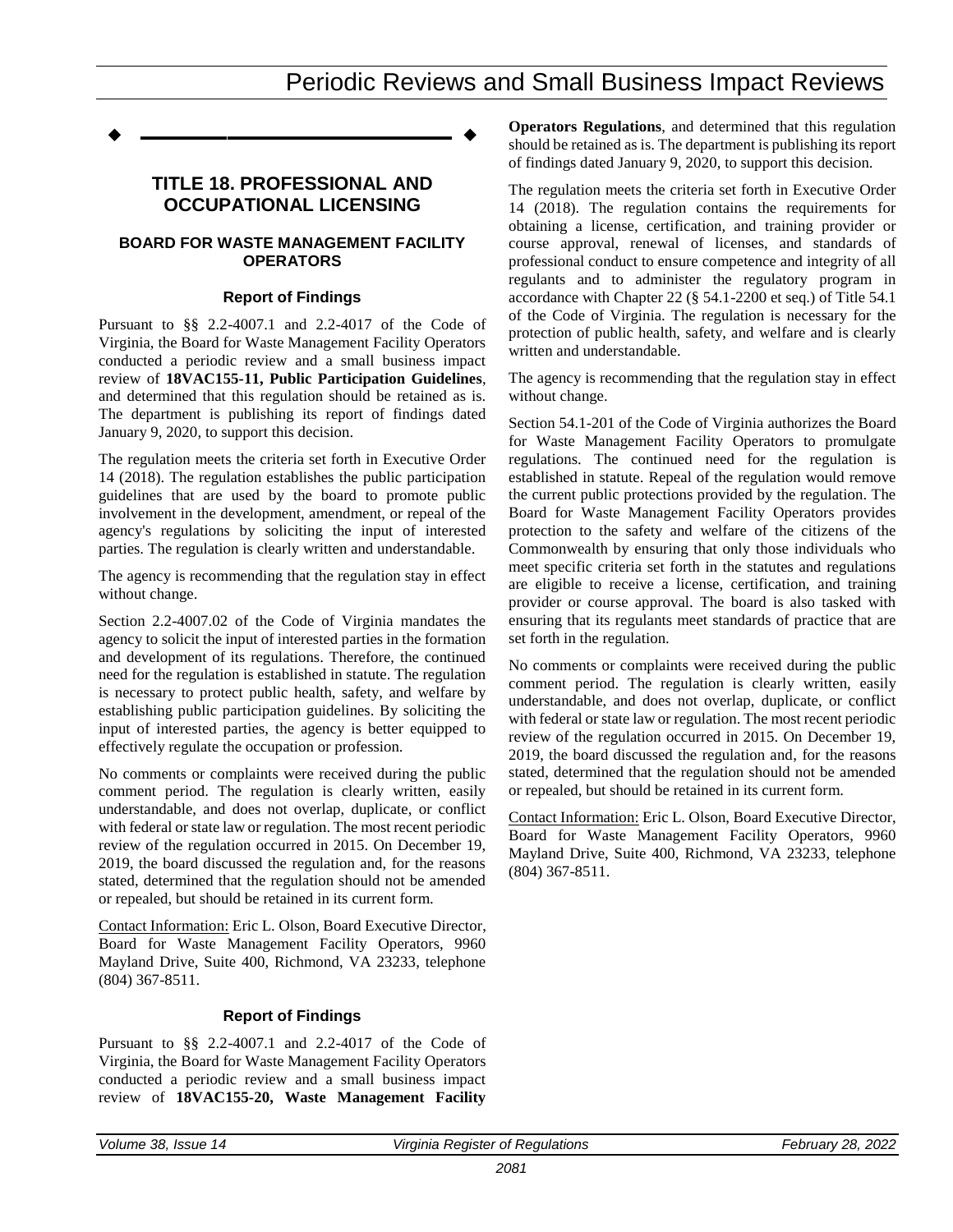# TITLE 18. PROFESSIONAL AND OCCUPATIONAL LICENSING

## BOARD FOR WASTE MANAGEMENT FACILITY OPERATORS

### Report of Findings

Pursuant to §§ 2.2-4007.1 and 2.2-4017 of the Code of Virginia, the Board for Waste Management Facility Operators conducted a periodic review and a small business impact review of **18VAC155-11, Public Participation Guidelines**, and determined that this regulation should be retained as is. The department is publishing its report of findings dated January 9, 2020, to support this decision.

The regulation meets the criteria set forth in Executive Order 14 (2018). The regulation establishes the public participation guidelines that are used by the board to promote public involvement in the development, amendment, or repeal of the agency's regulations by soliciting the input of interested parties. The regulation is clearly written and understandable.

The agency is recommending that the regulation stay in effect without change.

Section 2.2-4007.02 of the Code of Virginia mandates the agency to solicit the input of interested parties in the formation and development of its regulations. Therefore, the continued need for the regulation is established in statute. The regulation is necessary to protect public health, safety, and welfare by establishing public participation guidelines. By soliciting the input of interested parties, the agency is better equipped to effectively regulate the occupation or profession.

No comments or complaints were received during the public comment period. The regulation is clearly written, easily understandable, and does not overlap, duplicate, or conflict with federal or state law or regulation. The most recent periodic review of the regulation occurred in 2015. On December 19, 2019, the board discussed the regulation and, for the reasons stated, determined that the regulation should not be amended or repealed, but should be retained in its current form.

Contact Information: Eric L. Olson, Board Executive Director, Board for Waste Management Facility Operators, 9960 Mayland Drive, Suite 400, Richmond, VA 23233, telephone (804) 367-8511.

### Report of Findings

Pursuant to §§ 2.2-4007.1 and 2.2-4017 of the Code of Virginia, the Board for Waste Management Facility Operators conducted a periodic review and a small business impact review of **18VAC155-20, Waste Management Facility Operators Regulations**, and determined that this regulation should be retained as is. The department is publishing its report of findings dated January 9, 2020, to support this decision.

The regulation meets the criteria set forth in Executive Order 14 (2018). The regulation contains the requirements for obtaining a license, certification, and training provider or course approval, renewal of licenses, and standards of professional conduct to ensure competence and integrity of all regulants and to administer the regulatory program in accordance with Chapter 22 (§ 54.1-2200 et seq.) of Title 54.1 of the Code of Virginia. The regulation is necessary for the protection of public health, safety, and welfare and is clearly written and understandable.

The agency is recommending that the regulation stay in effect without change.

Section 54.1-201 of the Code of Virginia authorizes the Board for Waste Management Facility Operators to promulgate regulations. The continued need for the regulation is established in statute. Repeal of the regulation would remove the current public protections provided by the regulation. The Board for Waste Management Facility Operators provides protection to the safety and welfare of the citizens of the Commonwealth by ensuring that only those individuals who meet specific criteria set forth in the statutes and regulations are eligible to receive a license, certification, and training provider or course approval. The board is also tasked with ensuring that its regulants meet standards of practice that are set forth in the regulation.

No comments or complaints were received during the public comment period. The regulation is clearly written, easily understandable, and does not overlap, duplicate, or conflict with federal or state law or regulation. The most recent periodic review of the regulation occurred in 2015. On December 19, 2019, the board discussed the regulation and, for the reasons stated, determined that the regulation should not be amended or repealed, but should be retained in its current form.

Contact Information: Eric L. Olson, Board Executive Director, Board for Waste Management Facility Operators, 9960 Mayland Drive, Suite 400, Richmond, VA 23233, telephone (804) 367-8511.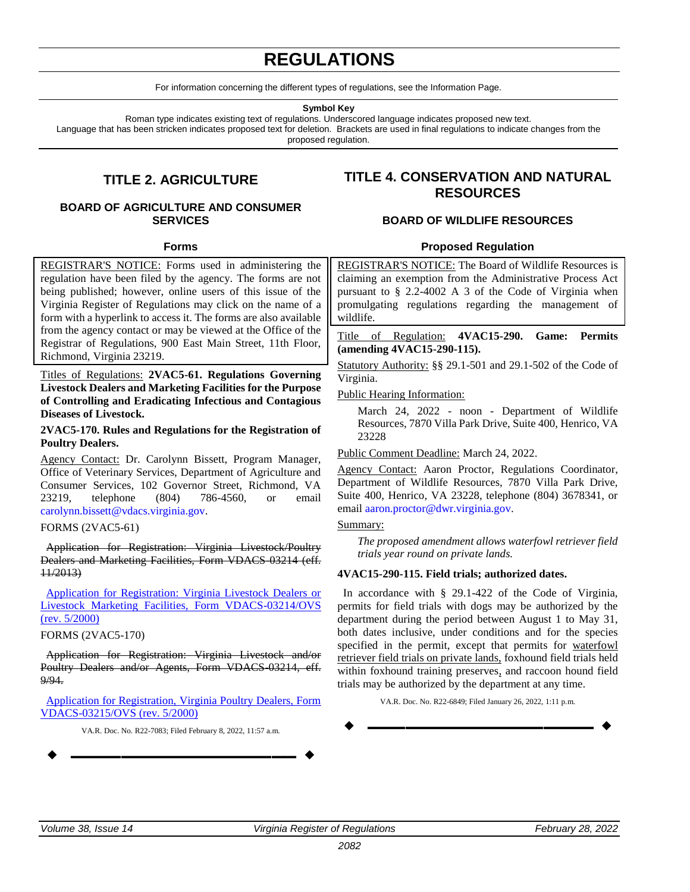# REGULATIONS

For information concerning the different types of regulations, see the Information Page.

**Symbol Key**

Roman type indicates existing text of regulations. Underscored language indicates proposed new text.
Language that has been stricken indicates proposed text for deletion. Brackets are used in final regulations to indicate changes from the proposed regulation.

## TITLE 2. AGRICULTURE

### BOARD OF AGRICULTURE AND CONSUMER SERVICES

#### Forms

REGISTRAR'S NOTICE: Forms used in administering the regulation have been filed by the agency. The forms are not being published; however, online users of this issue of the Virginia Register of Regulations may click on the name of a form with a hyperlink to access it. The forms are also available from the agency contact or may be viewed at the Office of the Registrar of Regulations, 900 East Main Street, 11th Floor, Richmond, Virginia 23219.

Titles of Regulations: **2VAC5-61. Regulations Governing Livestock Dealers and Marketing Facilities for the Purpose of Controlling and Eradicating Infectious and Contagious Diseases of Livestock.**

**2VAC5-170. Rules and Regulations for the Registration of Poultry Dealers.**

Agency Contact: Dr. Carolynn Bissett, Program Manager, Office of Veterinary Services, Department of Agriculture and Consumer Services, 102 Governor Street, Richmond, VA 23219, telephone (804) 786-4560, or email carolynn.bissett@vdacs.virginia.gov.

FORMS (2VAC5-61)

~~Application for Registration: Virginia Livestock/Poultry Dealers and Marketing Facilities, Form VDACS-03214 (eff. 11/2013)~~

Application for Registration: Virginia Livestock Dealers or Livestock Marketing Facilities, Form VDACS-03214/OVS (rev. 5/2000)

FORMS (2VAC5-170)

~~Application for Registration: Virginia Livestock and/or Poultry Dealers and/or Agents, Form VDACS-03214, eff. 9/94.~~

Application for Registration, Virginia Poultry Dealers, Form VDACS-03215/OVS (rev. 5/2000)

VA.R. Doc. No. R22-7083; Filed February 8, 2022, 11:57 a.m.

## TITLE 4. CONSERVATION AND NATURAL RESOURCES

### BOARD OF WILDLIFE RESOURCES

#### Proposed Regulation

REGISTRAR'S NOTICE: The Board of Wildlife Resources is claiming an exemption from the Administrative Process Act pursuant to § 2.2-4002 A 3 of the Code of Virginia when promulgating regulations regarding the management of wildlife.

Title of Regulation: **4VAC15-290. Game: Permits (amending 4VAC15-290-115).**

Statutory Authority: §§ 29.1-501 and 29.1-502 of the Code of Virginia.

Public Hearing Information:

March 24, 2022 - noon - Department of Wildlife Resources, 7870 Villa Park Drive, Suite 400, Henrico, VA 23228

Public Comment Deadline: March 24, 2022.

Agency Contact: Aaron Proctor, Regulations Coordinator, Department of Wildlife Resources, 7870 Villa Park Drive, Suite 400, Henrico, VA 23228, telephone (804) 3678341, or email aaron.proctor@dwr.virginia.gov.

Summary:

*The proposed amendment allows waterfowl retriever field trials year round on private lands.*

**4VAC15-290-115. Field trials; authorized dates.**

In accordance with § 29.1-422 of the Code of Virginia, permits for field trials with dogs may be authorized by the department during the period between August 1 to May 31, both dates inclusive, under conditions and for the species specified in the permit, except that permits for waterfowl retriever field trials on private lands, foxhound field trials held within foxhound training preserves, and raccoon hound field trials may be authorized by the department at any time.

VA.R. Doc. No. R22-6849; Filed January 26, 2022, 1:11 p.m.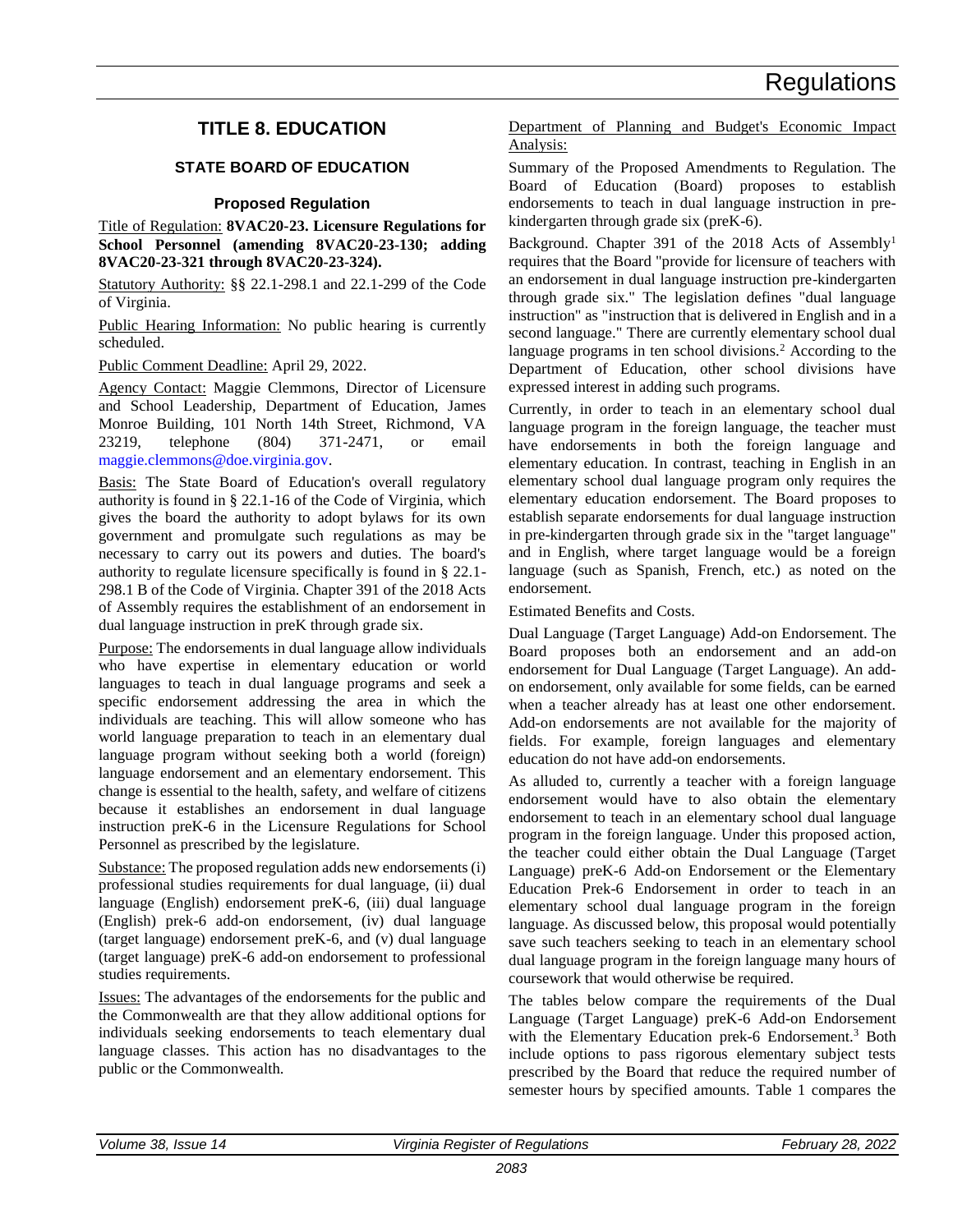# TITLE 8. EDUCATION

## STATE BOARD OF EDUCATION

### Proposed Regulation

Title of Regulation: **8VAC20-23. Licensure Regulations for School Personnel (amending 8VAC20-23-130; adding 8VAC20-23-321 through 8VAC20-23-324).**

Statutory Authority: §§ 22.1-298.1 and 22.1-299 of the Code of Virginia.

Public Hearing Information: No public hearing is currently scheduled.

Public Comment Deadline: April 29, 2022.

Agency Contact: Maggie Clemmons, Director of Licensure and School Leadership, Department of Education, James Monroe Building, 101 North 14th Street, Richmond, VA 23219, telephone (804) 371-2471, or email maggie.clemmons@doe.virginia.gov.

Basis: The State Board of Education's overall regulatory authority is found in § 22.1-16 of the Code of Virginia, which gives the board the authority to adopt bylaws for its own government and promulgate such regulations as may be necessary to carry out its powers and duties. The board's authority to regulate licensure specifically is found in § 22.1-298.1 B of the Code of Virginia. Chapter 391 of the 2018 Acts of Assembly requires the establishment of an endorsement in dual language instruction in preK through grade six.

Purpose: The endorsements in dual language allow individuals who have expertise in elementary education or world languages to teach in dual language programs and seek a specific endorsement addressing the area in which the individuals are teaching. This will allow someone who has world language preparation to teach in an elementary dual language program without seeking both a world (foreign) language endorsement and an elementary endorsement. This change is essential to the health, safety, and welfare of citizens because it establishes an endorsement in dual language instruction preK-6 in the Licensure Regulations for School Personnel as prescribed by the legislature.

Substance: The proposed regulation adds new endorsements (i) professional studies requirements for dual language, (ii) dual language (English) endorsement preK-6, (iii) dual language (English) prek-6 add-on endorsement, (iv) dual language (target language) endorsement preK-6, and (v) dual language (target language) preK-6 add-on endorsement to professional studies requirements.

Issues: The advantages of the endorsements for the public and the Commonwealth are that they allow additional options for individuals seeking endorsements to teach elementary dual language classes. This action has no disadvantages to the public or the Commonwealth.

Department of Planning and Budget's Economic Impact Analysis:

Summary of the Proposed Amendments to Regulation. The Board of Education (Board) proposes to establish endorsements to teach in dual language instruction in pre-kindergarten through grade six (preK-6).

Background. Chapter 391 of the 2018 Acts of Assembly[1] requires that the Board "provide for licensure of teachers with an endorsement in dual language instruction pre-kindergarten through grade six." The legislation defines "dual language instruction" as "instruction that is delivered in English and in a second language." There are currently elementary school dual language programs in ten school divisions.[2] According to the Department of Education, other school divisions have expressed interest in adding such programs.

Currently, in order to teach in an elementary school dual language program in the foreign language, the teacher must have endorsements in both the foreign language and elementary education. In contrast, teaching in English in an elementary school dual language program only requires the elementary education endorsement. The Board proposes to establish separate endorsements for dual language instruction in pre-kindergarten through grade six in the "target language" and in English, where target language would be a foreign language (such as Spanish, French, etc.) as noted on the endorsement.

Estimated Benefits and Costs.

Dual Language (Target Language) Add-on Endorsement. The Board proposes both an endorsement and an add-on endorsement for Dual Language (Target Language). An add-on endorsement, only available for some fields, can be earned when a teacher already has at least one other endorsement. Add-on endorsements are not available for the majority of fields. For example, foreign languages and elementary education do not have add-on endorsements.

As alluded to, currently a teacher with a foreign language endorsement would have to also obtain the elementary endorsement to teach in an elementary school dual language program in the foreign language. Under this proposed action, the teacher could either obtain the Dual Language (Target Language) preK-6 Add-on Endorsement or the Elementary Education Prek-6 Endorsement in order to teach in an elementary school dual language program in the foreign language. As discussed below, this proposal would potentially save such teachers seeking to teach in an elementary school dual language program in the foreign language many hours of coursework that would otherwise be required.

The tables below compare the requirements of the Dual Language (Target Language) preK-6 Add-on Endorsement with the Elementary Education prek-6 Endorsement.[3] Both include options to pass rigorous elementary subject tests prescribed by the Board that reduce the required number of semester hours by specified amounts. Table 1 compares the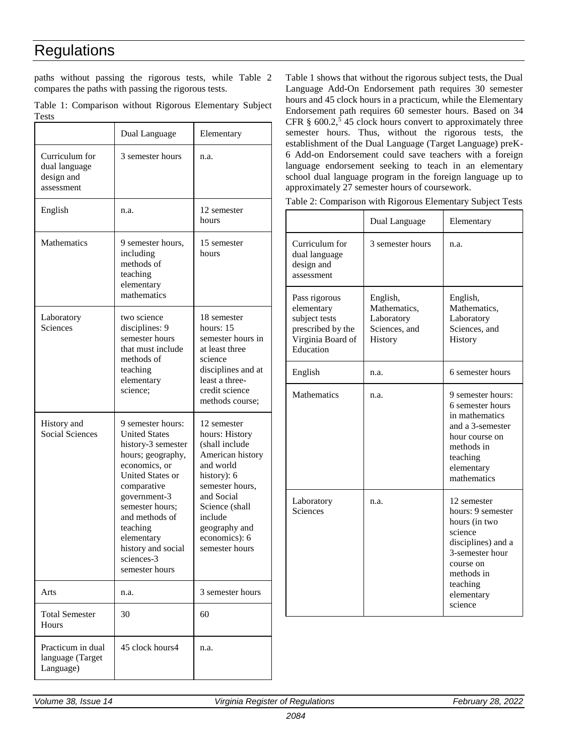paths without passing the rigorous tests, while Table 2 compares the paths with passing the rigorous tests.

Table 1: Comparison without Rigorous Elementary Subject Tests

| | Dual Language | Elementary |
|---|---|---|
| Curriculum for dual language design and assessment | 3 semester hours | n.a. |
| English | n.a. | 12 semester hours |
| Mathematics | 9 semester hours, including methods of teaching elementary mathematics | 15 semester hours |
| Laboratory Sciences | two science disciplines: 9 semester hours that must include methods of teaching elementary science; | 18 semester hours: 15 semester hours in at least three science disciplines and at least a three-credit science methods course; |
| History and Social Sciences | 9 semester hours: United States history-3 semester hours; geography, economics, or United States or comparative government-3 semester hours; and methods of teaching elementary history and social sciences-3 semester hours | 12 semester hours: History (shall include American history and world history): 6 semester hours, and Social Science (shall include geography and economics): 6 semester hours |
| Arts | n.a. | 3 semester hours |
| Total Semester Hours | 30 | 60 |
| Practicum in dual language (Target Language) | 45 clock hours4 | n.a. |

Table 1 shows that without the rigorous subject tests, the Dual Language Add-On Endorsement path requires 30 semester hours and 45 clock hours in a practicum, while the Elementary Endorsement path requires 60 semester hours. Based on 34 CFR § 600.2,[5] 45 clock hours convert to approximately three semester hours. Thus, without the rigorous tests, the establishment of the Dual Language (Target Language) preK-6 Add-on Endorsement could save teachers with a foreign language endorsement seeking to teach in an elementary school dual language program in the foreign language up to approximately 27 semester hours of coursework.

Table 2: Comparison with Rigorous Elementary Subject Tests

| | Dual Language | Elementary |
|---|---|---|
| Curriculum for dual language design and assessment | 3 semester hours | n.a. |
| Pass rigorous elementary subject tests prescribed by the Virginia Board of Education | English, Mathematics, Laboratory Sciences, and History | English, Mathematics, Laboratory Sciences, and History |
| English | n.a. | 6 semester hours |
| Mathematics | n.a. | 9 semester hours: 6 semester hours in mathematics and a 3-semester hour course on methods in teaching elementary mathematics |
| Laboratory Sciences | n.a. | 12 semester hours: 9 semester hours (in two science disciplines) and a 3-semester hour course on methods in teaching elementary science |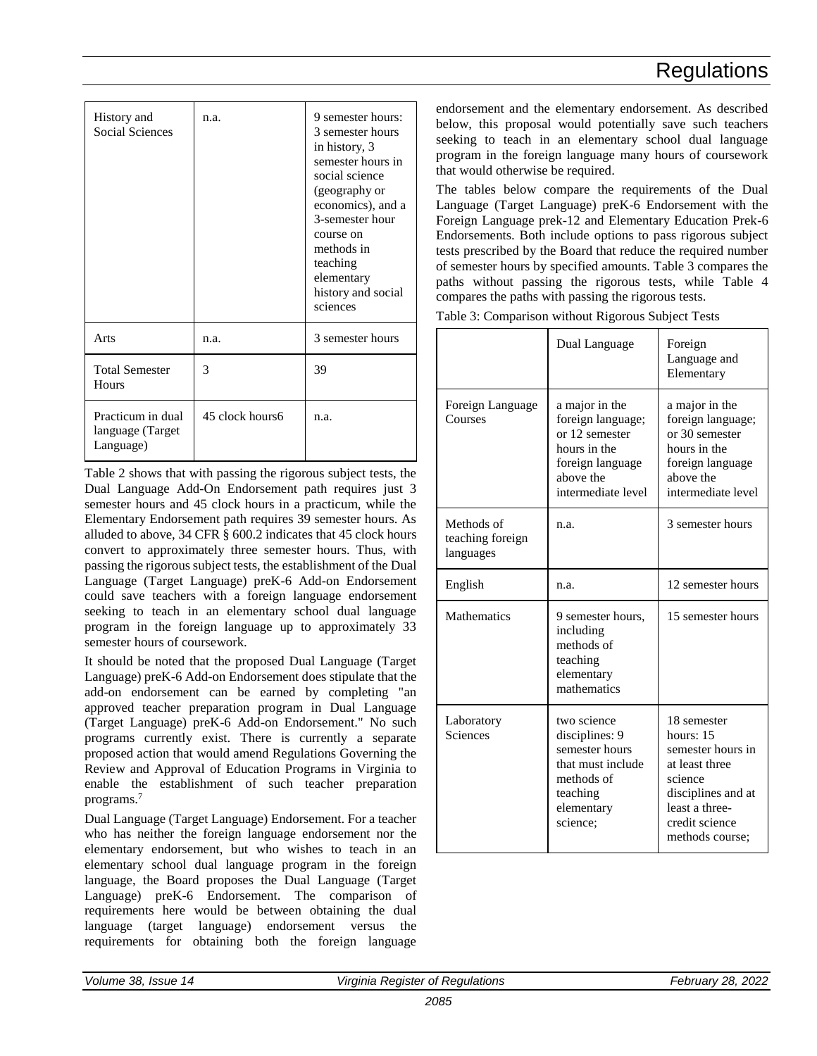| History and Social Sciences | n.a. | 9 semester hours: 3 semester hours in history, 3 semester hours in social science (geography or economics), and a 3-semester hour course on methods in teaching elementary history and social sciences |
|---|---|---|
| Arts | n.a. | 3 semester hours |
| Total Semester Hours | 3 | 39 |
| Practicum in dual language (Target Language) | 45 clock hours6 | n.a. |

Table 2 shows that with passing the rigorous subject tests, the Dual Language Add-On Endorsement path requires just 3 semester hours and 45 clock hours in a practicum, while the Elementary Endorsement path requires 39 semester hours. As alluded to above, 34 CFR § 600.2 indicates that 45 clock hours convert to approximately three semester hours. Thus, with passing the rigorous subject tests, the establishment of the Dual Language (Target Language) preK-6 Add-on Endorsement could save teachers with a foreign language endorsement seeking to teach in an elementary school dual language program in the foreign language up to approximately 33 semester hours of coursework.

It should be noted that the proposed Dual Language (Target Language) preK-6 Add-on Endorsement does stipulate that the add-on endorsement can be earned by completing "an approved teacher preparation program in Dual Language (Target Language) preK-6 Add-on Endorsement." No such programs currently exist. There is currently a separate proposed action that would amend Regulations Governing the Review and Approval of Education Programs in Virginia to enable the establishment of such teacher preparation programs.[7]

Dual Language (Target Language) Endorsement. For a teacher who has neither the foreign language endorsement nor the elementary endorsement, but who wishes to teach in an elementary school dual language program in the foreign language, the Board proposes the Dual Language (Target Language) preK-6 Endorsement. The comparison of requirements here would be between obtaining the dual language (target language) endorsement versus the requirements for obtaining both the foreign language endorsement and the elementary endorsement. As described below, this proposal would potentially save such teachers seeking to teach in an elementary school dual language program in the foreign language many hours of coursework that would otherwise be required.

The tables below compare the requirements of the Dual Language (Target Language) preK-6 Endorsement with the Foreign Language prek-12 and Elementary Education Prek-6 Endorsements. Both include options to pass rigorous subject tests prescribed by the Board that reduce the required number of semester hours by specified amounts. Table 3 compares the paths without passing the rigorous tests, while Table 4 compares the paths with passing the rigorous tests.

Table 3: Comparison without Rigorous Subject Tests

| | Dual Language | Foreign Language and Elementary |
|---|---|---|
| Foreign Language Courses | a major in the foreign language; or 12 semester hours in the foreign language above the intermediate level | a major in the foreign language; or 30 semester hours in the foreign language above the intermediate level |
| Methods of teaching foreign languages | n.a. | 3 semester hours |
| English | n.a. | 12 semester hours |
| Mathematics | 9 semester hours, including methods of teaching elementary mathematics | 15 semester hours |
| Laboratory Sciences | two science disciplines: 9 semester hours that must include methods of teaching elementary science; | 18 semester hours: 15 semester hours in at least three science disciplines and at least a three-credit science methods course; |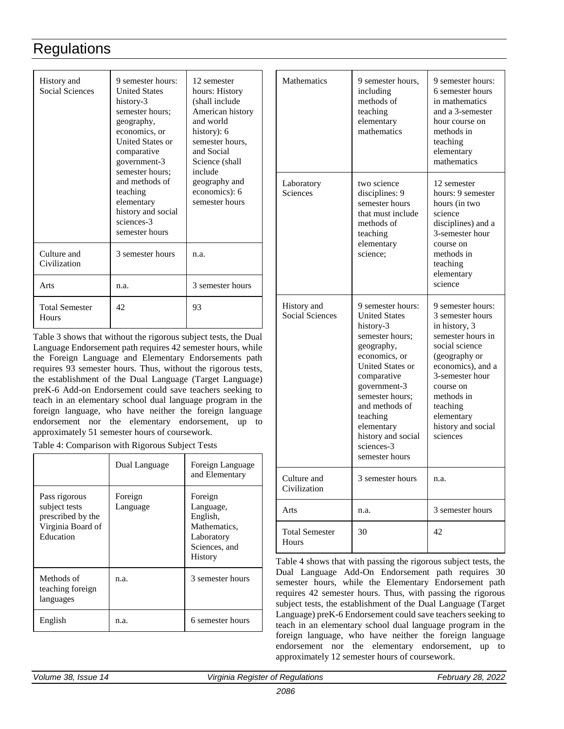| History and Social Sciences | 9 semester hours: United States history-3 semester hours; geography, economics, or United States or comparative government-3 semester hours; and methods of teaching elementary history and social sciences-3 semester hours | 12 semester hours: History (shall include American history and world history): 6 semester hours, and Social Science (shall include geography and economics): 6 semester hours |
|---|---|---|
| Culture and Civilization | 3 semester hours | n.a. |
| Arts | n.a. | 3 semester hours |
| Total Semester Hours | 42 | 93 |

Table 3 shows that without the rigorous subject tests, the Dual Language Endorsement path requires 42 semester hours, while the Foreign Language and Elementary Endorsements path requires 93 semester hours. Thus, without the rigorous tests, the establishment of the Dual Language (Target Language) preK-6 Add-on Endorsement could save teachers seeking to teach in an elementary school dual language program in the foreign language, who have neither the foreign language endorsement nor the elementary endorsement, up to approximately 51 semester hours of coursework.

Table 4: Comparison with Rigorous Subject Tests

| | Dual Language | Foreign Language and Elementary |
|---|---|---|
| Pass rigorous subject tests prescribed by the Virginia Board of Education | Foreign Language | Foreign Language, English, Mathematics, Laboratory Sciences, and History |
| Methods of teaching foreign languages | n.a. | 3 semester hours |
| English | n.a. | 6 semester hours |
| Mathematics | 9 semester hours, including methods of teaching elementary mathematics | 9 semester hours: 6 semester hours in mathematics and a 3-semester hour course on methods in teaching elementary mathematics |
| Laboratory Sciences | two science disciplines: 9 semester hours that must include methods of teaching elementary science; | 12 semester hours: 9 semester hours (in two science disciplines) and a 3-semester hour course on methods in teaching elementary science |
| History and Social Sciences | 9 semester hours: United States history-3 semester hours; geography, economics, or United States or comparative government-3 semester hours; and methods of teaching elementary history and social sciences-3 semester hours | 9 semester hours: 3 semester hours in history, 3 semester hours in social science (geography or economics), and a 3-semester hour course on methods in teaching elementary history and social sciences |
| Culture and Civilization | 3 semester hours | n.a. |
| Arts | n.a. | 3 semester hours |
| Total Semester Hours | 30 | 42 |

Table 4 shows that with passing the rigorous subject tests, the Dual Language Add-On Endorsement path requires 30 semester hours, while the Elementary Endorsement path requires 42 semester hours. Thus, with passing the rigorous subject tests, the establishment of the Dual Language (Target Language) preK-6 Endorsement could save teachers seeking to teach in an elementary school dual language program in the foreign language, who have neither the foreign language endorsement nor the elementary endorsement, up to approximately 12 semester hours of coursework.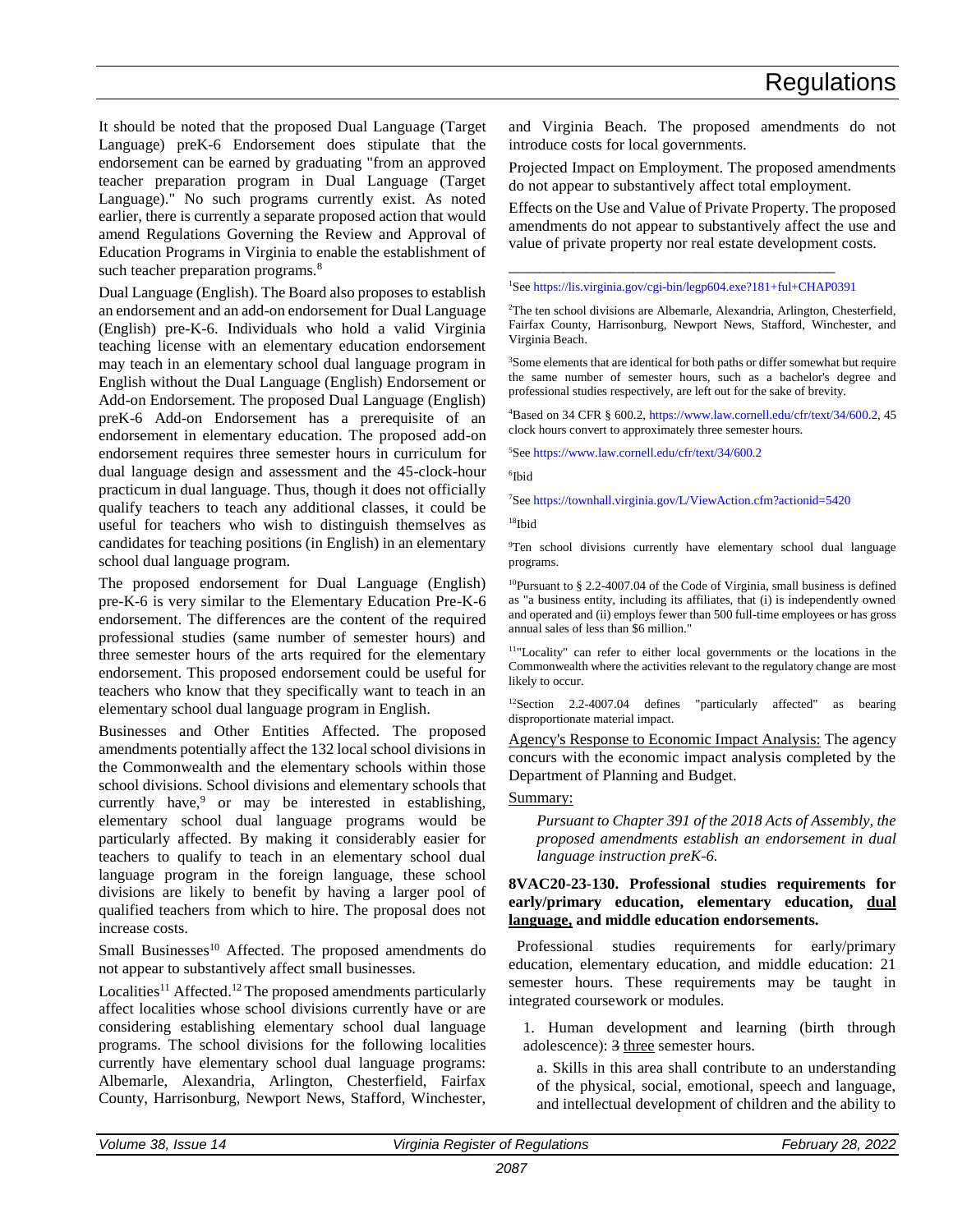It should be noted that the proposed Dual Language (Target Language) preK-6 Endorsement does stipulate that the endorsement can be earned by graduating "from an approved teacher preparation program in Dual Language (Target Language)." No such programs currently exist. As noted earlier, there is currently a separate proposed action that would amend Regulations Governing the Review and Approval of Education Programs in Virginia to enable the establishment of such teacher preparation programs.[8]

Dual Language (English). The Board also proposes to establish an endorsement and an add-on endorsement for Dual Language (English) pre-K-6. Individuals who hold a valid Virginia teaching license with an elementary education endorsement may teach in an elementary school dual language program in English without the Dual Language (English) Endorsement or Add-on Endorsement. The proposed Dual Language (English) preK-6 Add-on Endorsement has a prerequisite of an endorsement in elementary education. The proposed add-on endorsement requires three semester hours in curriculum for dual language design and assessment and the 45-clock-hour practicum in dual language. Thus, though it does not officially qualify teachers to teach any additional classes, it could be useful for teachers who wish to distinguish themselves as candidates for teaching positions (in English) in an elementary school dual language program.

The proposed endorsement for Dual Language (English) pre-K-6 is very similar to the Elementary Education Pre-K-6 endorsement. The differences are the content of the required professional studies (same number of semester hours) and three semester hours of the arts required for the elementary endorsement. This proposed endorsement could be useful for teachers who know that they specifically want to teach in an elementary school dual language program in English.

Businesses and Other Entities Affected. The proposed amendments potentially affect the 132 local school divisions in the Commonwealth and the elementary schools within those school divisions. School divisions and elementary schools that currently have,[9] or may be interested in establishing, elementary school dual language programs would be particularly affected. By making it considerably easier for teachers to qualify to teach in an elementary school dual language program in the foreign language, these school divisions are likely to benefit by having a larger pool of qualified teachers from which to hire. The proposal does not increase costs.

Small Businesses[10] Affected. The proposed amendments do not appear to substantively affect small businesses.

Localities[11] Affected.[12] The proposed amendments particularly affect localities whose school divisions currently have or are considering establishing elementary school dual language programs. The school divisions for the following localities currently have elementary school dual language programs: Albemarle, Alexandria, Arlington, Chesterfield, Fairfax County, Harrisonburg, Newport News, Stafford, Winchester, and Virginia Beach. The proposed amendments do not introduce costs for local governments.

Projected Impact on Employment. The proposed amendments do not appear to substantively affect total employment.

Effects on the Use and Value of Private Property. The proposed amendments do not appear to substantively affect the use and value of private property nor real estate development costs.

______________________________

[1]See https://lis.virginia.gov/cgi-bin/legp604.exe?181+ful+CHAP0391

[2]The ten school divisions are Albemarle, Alexandria, Arlington, Chesterfield, Fairfax County, Harrisonburg, Newport News, Stafford, Winchester, and Virginia Beach.

[3]Some elements that are identical for both paths or differ somewhat but require the same number of semester hours, such as a bachelor's degree and professional studies respectively, are left out for the sake of brevity.

[4]Based on 34 CFR § 600.2, https://www.law.cornell.edu/cfr/text/34/600.2, 45 clock hours convert to approximately three semester hours.

[5]See https://www.law.cornell.edu/cfr/text/34/600.2

[6]Ibid

[7]See https://townhall.virginia.gov/L/ViewAction.cfm?actionid=5420

[18]Ibid

[9]Ten school divisions currently have elementary school dual language programs.

[10]Pursuant to § 2.2-4007.04 of the Code of Virginia, small business is defined as "a business entity, including its affiliates, that (i) is independently owned and operated and (ii) employs fewer than 500 full-time employees or has gross annual sales of less than $6 million."

[11]"Locality" can refer to either local governments or the locations in the Commonwealth where the activities relevant to the regulatory change are most likely to occur.

[12]Section 2.2-4007.04 defines "particularly affected" as bearing disproportionate material impact.

Agency's Response to Economic Impact Analysis: The agency concurs with the economic impact analysis completed by the Department of Planning and Budget.

Summary:

*Pursuant to Chapter 391 of the 2018 Acts of Assembly, the proposed amendments establish an endorsement in dual language instruction preK-6.*

**8VAC20-23-130. Professional studies requirements for early/primary education, elementary education, dual language, and middle education endorsements.**

Professional studies requirements for early/primary education, elementary education, and middle education: 21 semester hours. These requirements may be taught in integrated coursework or modules.

1. Human development and learning (birth through adolescence): ~~3~~ three semester hours.

   a. Skills in this area shall contribute to an understanding of the physical, social, emotional, speech and language, and intellectual development of children and the ability to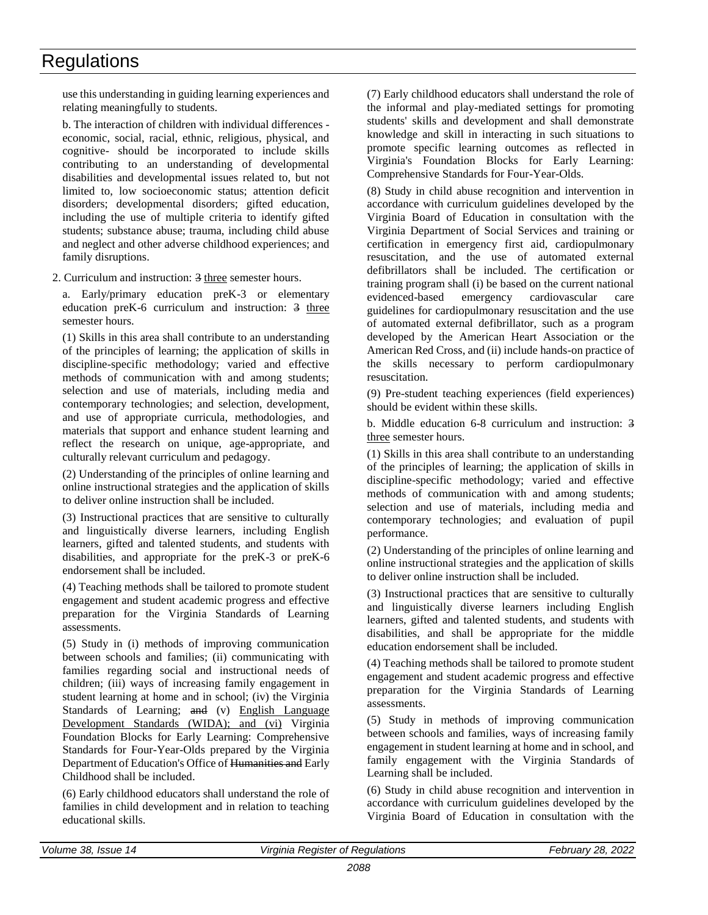use this understanding in guiding learning experiences and relating meaningfully to students.

b. The interaction of children with individual differences - economic, social, racial, ethnic, religious, physical, and cognitive- should be incorporated to include skills contributing to an understanding of developmental disabilities and developmental issues related to, but not limited to, low socioeconomic status; attention deficit disorders; developmental disorders; gifted education, including the use of multiple criteria to identify gifted students; substance abuse; trauma, including child abuse and neglect and other adverse childhood experiences; and family disruptions.

2. Curriculum and instruction: ~~3~~ three semester hours.

a. Early/primary education preK-3 or elementary education preK-6 curriculum and instruction: ~~3~~ three semester hours.

(1) Skills in this area shall contribute to an understanding of the principles of learning; the application of skills in discipline-specific methodology; varied and effective methods of communication with and among students; selection and use of materials, including media and contemporary technologies; and selection, development, and use of appropriate curricula, methodologies, and materials that support and enhance student learning and reflect the research on unique, age-appropriate, and culturally relevant curriculum and pedagogy.

(2) Understanding of the principles of online learning and online instructional strategies and the application of skills to deliver online instruction shall be included.

(3) Instructional practices that are sensitive to culturally and linguistically diverse learners, including English learners, gifted and talented students, and students with disabilities, and appropriate for the preK-3 or preK-6 endorsement shall be included.

(4) Teaching methods shall be tailored to promote student engagement and student academic progress and effective preparation for the Virginia Standards of Learning assessments.

(5) Study in (i) methods of improving communication between schools and families; (ii) communicating with families regarding social and instructional needs of children; (iii) ways of increasing family engagement in student learning at home and in school; (iv) the Virginia Standards of Learning; ~~and~~ (v) English Language Development Standards (WIDA); and (vi) Virginia Foundation Blocks for Early Learning: Comprehensive Standards for Four-Year-Olds prepared by the Virginia Department of Education's Office of ~~Humanities and~~ Early Childhood shall be included.

(6) Early childhood educators shall understand the role of families in child development and in relation to teaching educational skills.

(7) Early childhood educators shall understand the role of the informal and play-mediated settings for promoting students' skills and development and shall demonstrate knowledge and skill in interacting in such situations to promote specific learning outcomes as reflected in Virginia's Foundation Blocks for Early Learning: Comprehensive Standards for Four-Year-Olds.

(8) Study in child abuse recognition and intervention in accordance with curriculum guidelines developed by the Virginia Board of Education in consultation with the Virginia Department of Social Services and training or certification in emergency first aid, cardiopulmonary resuscitation, and the use of automated external defibrillators shall be included. The certification or training program shall (i) be based on the current national evidenced-based emergency cardiovascular care guidelines for cardiopulmonary resuscitation and the use of automated external defibrillator, such as a program developed by the American Heart Association or the American Red Cross, and (ii) include hands-on practice of the skills necessary to perform cardiopulmonary resuscitation.

(9) Pre-student teaching experiences (field experiences) should be evident within these skills.

b. Middle education 6-8 curriculum and instruction: ~~3~~ three semester hours.

(1) Skills in this area shall contribute to an understanding of the principles of learning; the application of skills in discipline-specific methodology; varied and effective methods of communication with and among students; selection and use of materials, including media and contemporary technologies; and evaluation of pupil performance.

(2) Understanding of the principles of online learning and online instructional strategies and the application of skills to deliver online instruction shall be included.

(3) Instructional practices that are sensitive to culturally and linguistically diverse learners including English learners, gifted and talented students, and students with disabilities, and shall be appropriate for the middle education endorsement shall be included.

(4) Teaching methods shall be tailored to promote student engagement and student academic progress and effective preparation for the Virginia Standards of Learning assessments.

(5) Study in methods of improving communication between schools and families, ways of increasing family engagement in student learning at home and in school, and family engagement with the Virginia Standards of Learning shall be included.

(6) Study in child abuse recognition and intervention in accordance with curriculum guidelines developed by the Virginia Board of Education in consultation with the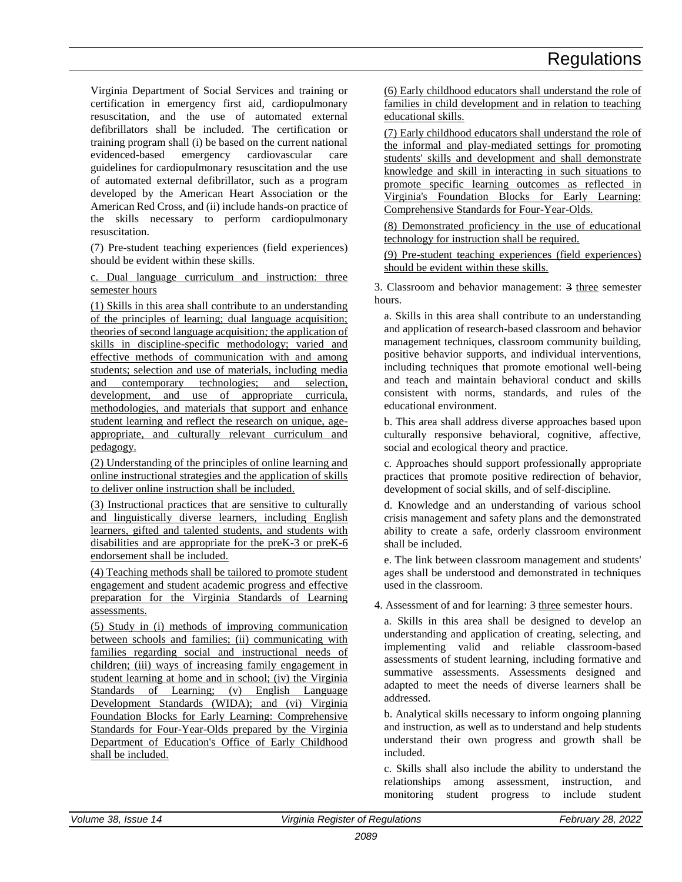Virginia Department of Social Services and training or certification in emergency first aid, cardiopulmonary resuscitation, and the use of automated external defibrillators shall be included. The certification or training program shall (i) be based on the current national evidenced-based emergency cardiovascular care guidelines for cardiopulmonary resuscitation and the use of automated external defibrillator, such as a program developed by the American Heart Association or the American Red Cross, and (ii) include hands-on practice of the skills necessary to perform cardiopulmonary resuscitation.

(7) Pre-student teaching experiences (field experiences) should be evident within these skills.

c. Dual language curriculum and instruction: three semester hours

(1) Skills in this area shall contribute to an understanding of the principles of learning; dual language acquisition; theories of second language acquisition; the application of skills in discipline-specific methodology; varied and effective methods of communication with and among students; selection and use of materials, including media and contemporary technologies; and selection, development, and use of appropriate curricula, methodologies, and materials that support and enhance student learning and reflect the research on unique, age-appropriate, and culturally relevant curriculum and pedagogy.

(2) Understanding of the principles of online learning and online instructional strategies and the application of skills to deliver online instruction shall be included.

(3) Instructional practices that are sensitive to culturally and linguistically diverse learners, including English learners, gifted and talented students, and students with disabilities and are appropriate for the preK-3 or preK-6 endorsement shall be included.

(4) Teaching methods shall be tailored to promote student engagement and student academic progress and effective preparation for the Virginia Standards of Learning assessments.

(5) Study in (i) methods of improving communication between schools and families; (ii) communicating with families regarding social and instructional needs of children; (iii) ways of increasing family engagement in student learning at home and in school; (iv) the Virginia Standards of Learning; (v) English Language Development Standards (WIDA); and (vi) Virginia Foundation Blocks for Early Learning: Comprehensive Standards for Four-Year-Olds prepared by the Virginia Department of Education's Office of Early Childhood shall be included.

(6) Early childhood educators shall understand the role of families in child development and in relation to teaching educational skills.

(7) Early childhood educators shall understand the role of the informal and play-mediated settings for promoting students' skills and development and shall demonstrate knowledge and skill in interacting in such situations to promote specific learning outcomes as reflected in Virginia's Foundation Blocks for Early Learning: Comprehensive Standards for Four-Year-Olds.

(8) Demonstrated proficiency in the use of educational technology for instruction shall be required.

(9) Pre-student teaching experiences (field experiences) should be evident within these skills.

3. Classroom and behavior management: ~~3~~ three semester hours.

a. Skills in this area shall contribute to an understanding and application of research-based classroom and behavior management techniques, classroom community building, positive behavior supports, and individual interventions, including techniques that promote emotional well-being and teach and maintain behavioral conduct and skills consistent with norms, standards, and rules of the educational environment.

b. This area shall address diverse approaches based upon culturally responsive behavioral, cognitive, affective, social and ecological theory and practice.

c. Approaches should support professionally appropriate practices that promote positive redirection of behavior, development of social skills, and of self-discipline.

d. Knowledge and an understanding of various school crisis management and safety plans and the demonstrated ability to create a safe, orderly classroom environment shall be included.

e. The link between classroom management and students' ages shall be understood and demonstrated in techniques used in the classroom.

4. Assessment of and for learning: ~~3~~ three semester hours.

a. Skills in this area shall be designed to develop an understanding and application of creating, selecting, and implementing valid and reliable classroom-based assessments of student learning, including formative and summative assessments. Assessments designed and adapted to meet the needs of diverse learners shall be addressed.

b. Analytical skills necessary to inform ongoing planning and instruction, as well as to understand and help students understand their own progress and growth shall be included.

c. Skills shall also include the ability to understand the relationships among assessment, instruction, and monitoring student progress to include student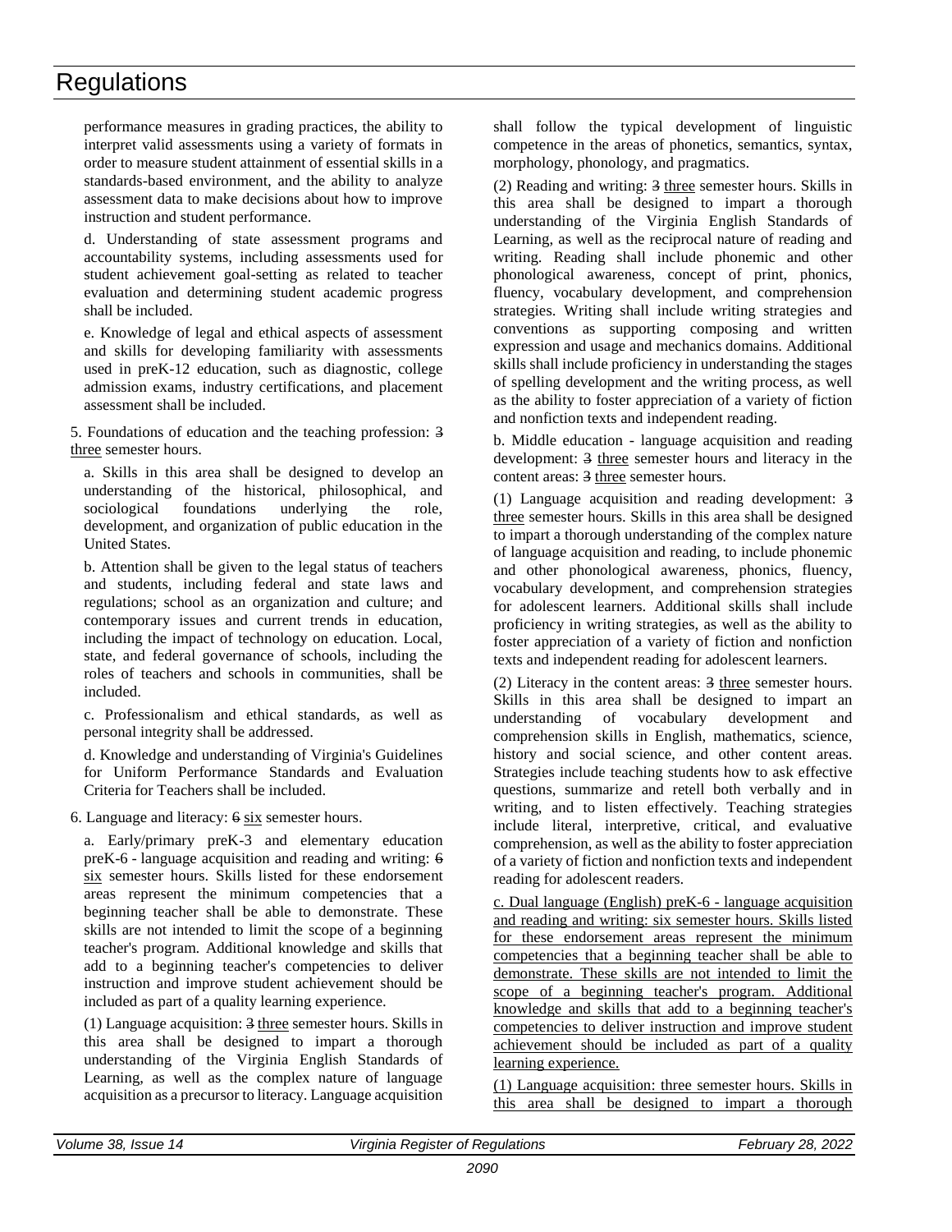performance measures in grading practices, the ability to interpret valid assessments using a variety of formats in order to measure student attainment of essential skills in a standards-based environment, and the ability to analyze assessment data to make decisions about how to improve instruction and student performance.

d. Understanding of state assessment programs and accountability systems, including assessments used for student achievement goal-setting as related to teacher evaluation and determining student academic progress shall be included.

e. Knowledge of legal and ethical aspects of assessment and skills for developing familiarity with assessments used in preK-12 education, such as diagnostic, college admission exams, industry certifications, and placement assessment shall be included.

5. Foundations of education and the teaching profession: ~~3~~ <u>three</u> semester hours.

a. Skills in this area shall be designed to develop an understanding of the historical, philosophical, and sociological foundations underlying the role, development, and organization of public education in the United States.

b. Attention shall be given to the legal status of teachers and students, including federal and state laws and regulations; school as an organization and culture; and contemporary issues and current trends in education, including the impact of technology on education. Local, state, and federal governance of schools, including the roles of teachers and schools in communities, shall be included.

c. Professionalism and ethical standards, as well as personal integrity shall be addressed.

d. Knowledge and understanding of Virginia's Guidelines for Uniform Performance Standards and Evaluation Criteria for Teachers shall be included.

6. Language and literacy: ~~6~~ <u>six</u> semester hours.

a. Early/primary preK-3 and elementary education preK-6 - language acquisition and reading and writing: ~~6~~ <u>six</u> semester hours. Skills listed for these endorsement areas represent the minimum competencies that a beginning teacher shall be able to demonstrate. These skills are not intended to limit the scope of a beginning teacher's program. Additional knowledge and skills that add to a beginning teacher's competencies to deliver instruction and improve student achievement should be included as part of a quality learning experience.

(1) Language acquisition: ~~3~~ <u>three</u> semester hours. Skills in this area shall be designed to impart a thorough understanding of the Virginia English Standards of Learning, as well as the complex nature of language acquisition as a precursor to literacy. Language acquisition shall follow the typical development of linguistic competence in the areas of phonetics, semantics, syntax, morphology, phonology, and pragmatics.

(2) Reading and writing: ~~3~~ <u>three</u> semester hours. Skills in this area shall be designed to impart a thorough understanding of the Virginia English Standards of Learning, as well as the reciprocal nature of reading and writing. Reading shall include phonemic and other phonological awareness, concept of print, phonics, fluency, vocabulary development, and comprehension strategies. Writing shall include writing strategies and conventions as supporting composing and written expression and usage and mechanics domains. Additional skills shall include proficiency in understanding the stages of spelling development and the writing process, as well as the ability to foster appreciation of a variety of fiction and nonfiction texts and independent reading.

b. Middle education - language acquisition and reading development: ~~3~~ <u>three</u> semester hours and literacy in the content areas: ~~3~~ <u>three</u> semester hours.

(1) Language acquisition and reading development: ~~3~~ <u>three</u> semester hours. Skills in this area shall be designed to impart a thorough understanding of the complex nature of language acquisition and reading, to include phonemic and other phonological awareness, phonics, fluency, vocabulary development, and comprehension strategies for adolescent learners. Additional skills shall include proficiency in writing strategies, as well as the ability to foster appreciation of a variety of fiction and nonfiction texts and independent reading for adolescent learners.

(2) Literacy in the content areas: ~~3~~ <u>three</u> semester hours. Skills in this area shall be designed to impart an understanding of vocabulary development and comprehension skills in English, mathematics, science, history and social science, and other content areas. Strategies include teaching students how to ask effective questions, summarize and retell both verbally and in writing, and to listen effectively. Teaching strategies include literal, interpretive, critical, and evaluative comprehension, as well as the ability to foster appreciation of a variety of fiction and nonfiction texts and independent reading for adolescent readers.

<u>c. Dual language (English) preK-6 - language acquisition and reading and writing: six semester hours. Skills listed for these endorsement areas represent the minimum competencies that a beginning teacher shall be able to demonstrate. These skills are not intended to limit the scope of a beginning teacher's program. Additional knowledge and skills that add to a beginning teacher's competencies to deliver instruction and improve student achievement should be included as part of a quality learning experience.</u>

<u>(1) Language acquisition: three semester hours. Skills in this area shall be designed to impart a thorough</u>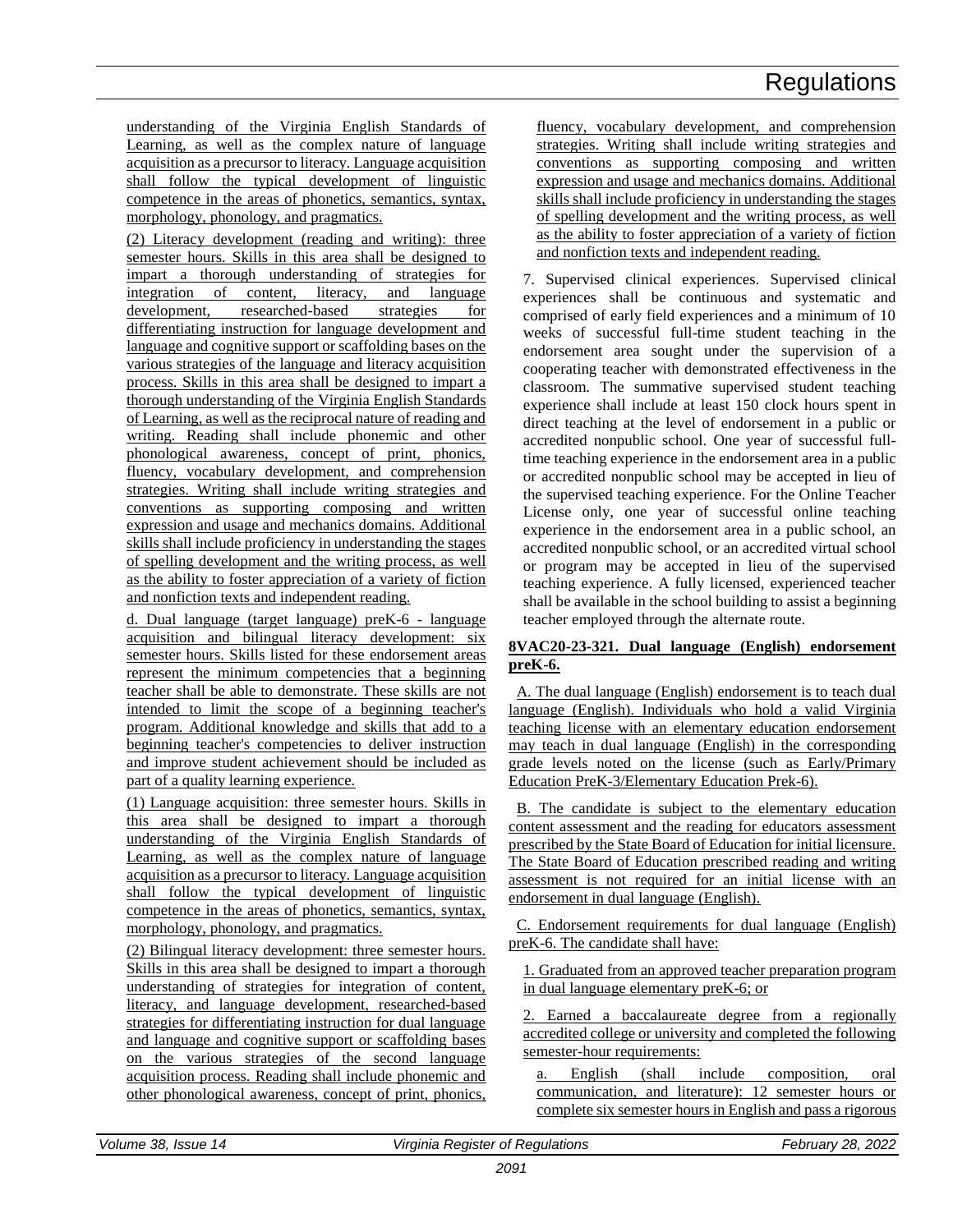understanding of the Virginia English Standards of Learning, as well as the complex nature of language acquisition as a precursor to literacy. Language acquisition shall follow the typical development of linguistic competence in the areas of phonetics, semantics, syntax, morphology, phonology, and pragmatics.

(2) Literacy development (reading and writing): three semester hours. Skills in this area shall be designed to impart a thorough understanding of strategies for integration of content, literacy, and language development, researched-based strategies for differentiating instruction for language development and language and cognitive support or scaffolding bases on the various strategies of the language and literacy acquisition process. Skills in this area shall be designed to impart a thorough understanding of the Virginia English Standards of Learning, as well as the reciprocal nature of reading and writing. Reading shall include phonemic and other phonological awareness, concept of print, phonics, fluency, vocabulary development, and comprehension strategies. Writing shall include writing strategies and conventions as supporting composing and written expression and usage and mechanics domains. Additional skills shall include proficiency in understanding the stages of spelling development and the writing process, as well as the ability to foster appreciation of a variety of fiction and nonfiction texts and independent reading.

d. Dual language (target language) preK-6 - language acquisition and bilingual literacy development: six semester hours. Skills listed for these endorsement areas represent the minimum competencies that a beginning teacher shall be able to demonstrate. These skills are not intended to limit the scope of a beginning teacher's program. Additional knowledge and skills that add to a beginning teacher's competencies to deliver instruction and improve student achievement should be included as part of a quality learning experience.

(1) Language acquisition: three semester hours. Skills in this area shall be designed to impart a thorough understanding of the Virginia English Standards of Learning, as well as the complex nature of language acquisition as a precursor to literacy. Language acquisition shall follow the typical development of linguistic competence in the areas of phonetics, semantics, syntax, morphology, phonology, and pragmatics.

(2) Bilingual literacy development: three semester hours. Skills in this area shall be designed to impart a thorough understanding of strategies for integration of content, literacy, and language development, researched-based strategies for differentiating instruction for dual language and language and cognitive support or scaffolding bases on the various strategies of the second language acquisition process. Reading shall include phonemic and other phonological awareness, concept of print, phonics, fluency, vocabulary development, and comprehension strategies. Writing shall include writing strategies and conventions as supporting composing and written expression and usage and mechanics domains. Additional skills shall include proficiency in understanding the stages of spelling development and the writing process, as well as the ability to foster appreciation of a variety of fiction and nonfiction texts and independent reading.

7. Supervised clinical experiences. Supervised clinical experiences shall be continuous and systematic and comprised of early field experiences and a minimum of 10 weeks of successful full-time student teaching in the endorsement area sought under the supervision of a cooperating teacher with demonstrated effectiveness in the classroom. The summative supervised student teaching experience shall include at least 150 clock hours spent in direct teaching at the level of endorsement in a public or accredited nonpublic school. One year of successful full-time teaching experience in the endorsement area in a public or accredited nonpublic school may be accepted in lieu of the supervised teaching experience. For the Online Teacher License only, one year of successful online teaching experience in the endorsement area in a public school, an accredited nonpublic school, or an accredited virtual school or program may be accepted in lieu of the supervised teaching experience. A fully licensed, experienced teacher shall be available in the school building to assist a beginning teacher employed through the alternate route.

**8VAC20-23-321. Dual language (English) endorsement preK-6.**

A. The dual language (English) endorsement is to teach dual language (English). Individuals who hold a valid Virginia teaching license with an elementary education endorsement may teach in dual language (English) in the corresponding grade levels noted on the license (such as Early/Primary Education PreK-3/Elementary Education Prek-6).

B. The candidate is subject to the elementary education content assessment and the reading for educators assessment prescribed by the State Board of Education for initial licensure. The State Board of Education prescribed reading and writing assessment is not required for an initial license with an endorsement in dual language (English).

C. Endorsement requirements for dual language (English) preK-6. The candidate shall have:

1. Graduated from an approved teacher preparation program in dual language elementary preK-6; or

2. Earned a baccalaureate degree from a regionally accredited college or university and completed the following semester-hour requirements:

a. English (shall include composition, oral communication, and literature): 12 semester hours or complete six semester hours in English and pass a rigorous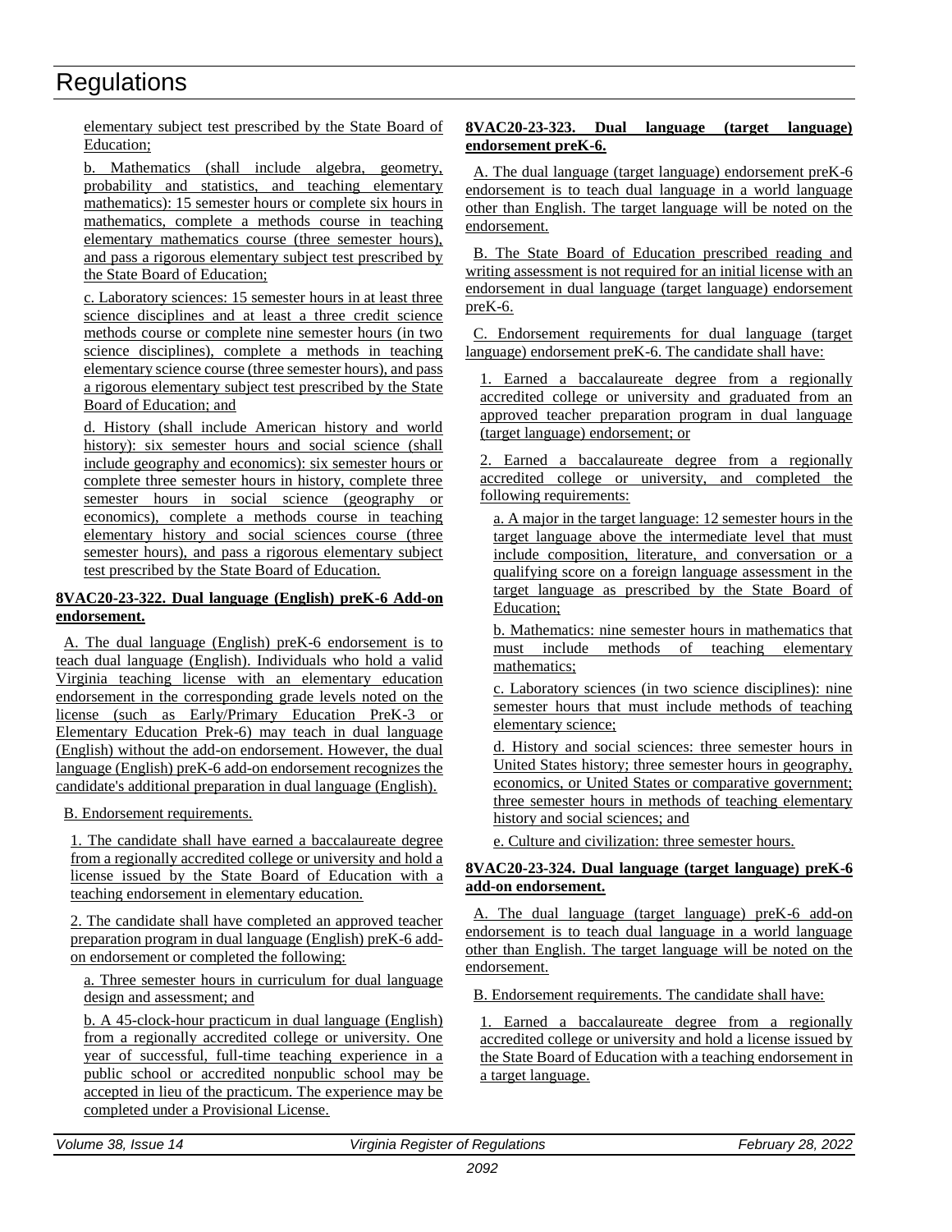elementary subject test prescribed by the State Board of Education;

b. Mathematics (shall include algebra, geometry, probability and statistics, and teaching elementary mathematics): 15 semester hours or complete six hours in mathematics, complete a methods course in teaching elementary mathematics course (three semester hours), and pass a rigorous elementary subject test prescribed by the State Board of Education;

c. Laboratory sciences: 15 semester hours in at least three science disciplines and at least a three credit science methods course or complete nine semester hours (in two science disciplines), complete a methods in teaching elementary science course (three semester hours), and pass a rigorous elementary subject test prescribed by the State Board of Education; and

d. History (shall include American history and world history): six semester hours and social science (shall include geography and economics): six semester hours or complete three semester hours in history, complete three semester hours in social science (geography or economics), complete a methods course in teaching elementary history and social sciences course (three semester hours), and pass a rigorous elementary subject test prescribed by the State Board of Education.

**8VAC20-23-322. Dual language (English) preK-6 Add-on endorsement.**

A. The dual language (English) preK-6 endorsement is to teach dual language (English). Individuals who hold a valid Virginia teaching license with an elementary education endorsement in the corresponding grade levels noted on the license (such as Early/Primary Education PreK-3 or Elementary Education Prek-6) may teach in dual language (English) without the add-on endorsement. However, the dual language (English) preK-6 add-on endorsement recognizes the candidate's additional preparation in dual language (English).

B. Endorsement requirements.

1. The candidate shall have earned a baccalaureate degree from a regionally accredited college or university and hold a license issued by the State Board of Education with a teaching endorsement in elementary education.

2. The candidate shall have completed an approved teacher preparation program in dual language (English) preK-6 add-on endorsement or completed the following:

a. Three semester hours in curriculum for dual language design and assessment; and

b. A 45-clock-hour practicum in dual language (English) from a regionally accredited college or university. One year of successful, full-time teaching experience in a public school or accredited nonpublic school may be accepted in lieu of the practicum. The experience may be completed under a Provisional License.

**8VAC20-23-323. Dual language (target language) endorsement preK-6.**

A. The dual language (target language) endorsement preK-6 endorsement is to teach dual language in a world language other than English. The target language will be noted on the endorsement.

B. The State Board of Education prescribed reading and writing assessment is not required for an initial license with an endorsement in dual language (target language) endorsement preK-6.

C. Endorsement requirements for dual language (target language) endorsement preK-6. The candidate shall have:

1. Earned a baccalaureate degree from a regionally accredited college or university and graduated from an approved teacher preparation program in dual language (target language) endorsement; or

2. Earned a baccalaureate degree from a regionally accredited college or university, and completed the following requirements:

a. A major in the target language: 12 semester hours in the target language above the intermediate level that must include composition, literature, and conversation or a qualifying score on a foreign language assessment in the target language as prescribed by the State Board of Education;

b. Mathematics: nine semester hours in mathematics that must include methods of teaching elementary mathematics;

c. Laboratory sciences (in two science disciplines): nine semester hours that must include methods of teaching elementary science;

d. History and social sciences: three semester hours in United States history; three semester hours in geography, economics, or United States or comparative government; three semester hours in methods of teaching elementary history and social sciences; and

e. Culture and civilization: three semester hours.

**8VAC20-23-324. Dual language (target language) preK-6 add-on endorsement.**

A. The dual language (target language) preK-6 add-on endorsement is to teach dual language in a world language other than English. The target language will be noted on the endorsement.

B. Endorsement requirements. The candidate shall have:

1. Earned a baccalaureate degree from a regionally accredited college or university and hold a license issued by the State Board of Education with a teaching endorsement in a target language.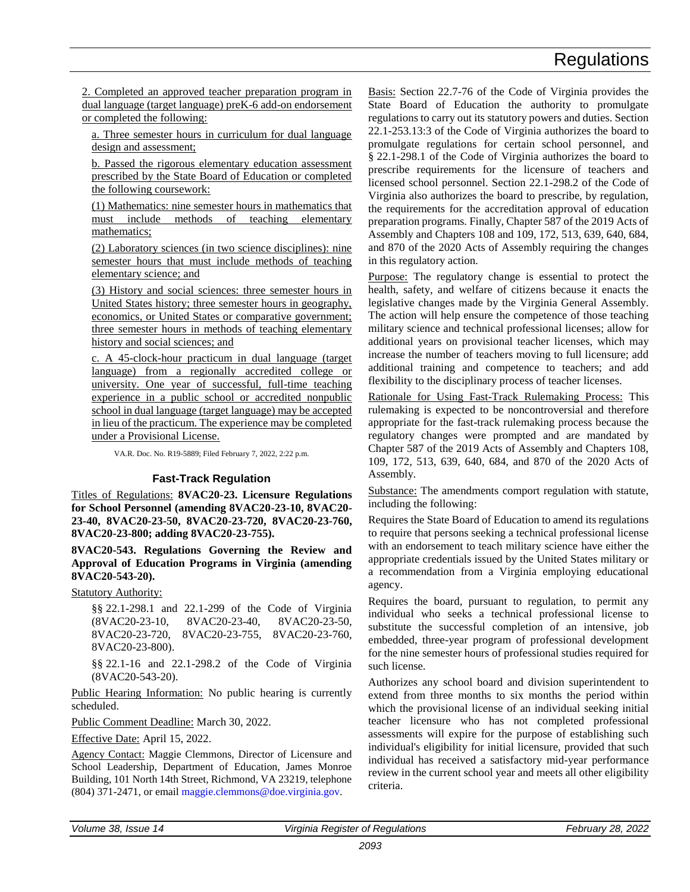2. Completed an approved teacher preparation program in dual language (target language) preK-6 add-on endorsement or completed the following:

a. Three semester hours in curriculum for dual language design and assessment;

b. Passed the rigorous elementary education assessment prescribed by the State Board of Education or completed the following coursework:

(1) Mathematics: nine semester hours in mathematics that must include methods of teaching elementary mathematics;

(2) Laboratory sciences (in two science disciplines): nine semester hours that must include methods of teaching elementary science; and

(3) History and social sciences: three semester hours in United States history; three semester hours in geography, economics, or United States or comparative government; three semester hours in methods of teaching elementary history and social sciences; and

c. A 45-clock-hour practicum in dual language (target language) from a regionally accredited college or university. One year of successful, full-time teaching experience in a public school or accredited nonpublic school in dual language (target language) may be accepted in lieu of the practicum. The experience may be completed under a Provisional License.

VA.R. Doc. No. R19-5889; Filed February 7, 2022, 2:22 p.m.

### Fast-Track Regulation

Titles of Regulations: **8VAC20-23. Licensure Regulations for School Personnel (amending 8VAC20-23-10, 8VAC20-23-40, 8VAC20-23-50, 8VAC20-23-720, 8VAC20-23-760, 8VAC20-23-800; adding 8VAC20-23-755).**

**8VAC20-543. Regulations Governing the Review and Approval of Education Programs in Virginia (amending 8VAC20-543-20).**

Statutory Authority:

§§ 22.1-298.1 and 22.1-299 of the Code of Virginia (8VAC20-23-10, 8VAC20-23-40, 8VAC20-23-50, 8VAC20-23-720, 8VAC20-23-755, 8VAC20-23-760, 8VAC20-23-800).

§§ 22.1-16 and 22.1-298.2 of the Code of Virginia (8VAC20-543-20).

Public Hearing Information: No public hearing is currently scheduled.

Public Comment Deadline: March 30, 2022.

Effective Date: April 15, 2022.

Agency Contact: Maggie Clemmons, Director of Licensure and School Leadership, Department of Education, James Monroe Building, 101 North 14th Street, Richmond, VA 23219, telephone (804) 371-2471, or email maggie.clemmons@doe.virginia.gov.

Basis: Section 22.7-76 of the Code of Virginia provides the State Board of Education the authority to promulgate regulations to carry out its statutory powers and duties. Section 22.1-253.13:3 of the Code of Virginia authorizes the board to promulgate regulations for certain school personnel, and § 22.1-298.1 of the Code of Virginia authorizes the board to prescribe requirements for the licensure of teachers and licensed school personnel. Section 22.1-298.2 of the Code of Virginia also authorizes the board to prescribe, by regulation, the requirements for the accreditation approval of education preparation programs. Finally, Chapter 587 of the 2019 Acts of Assembly and Chapters 108 and 109, 172, 513, 639, 640, 684, and 870 of the 2020 Acts of Assembly requiring the changes in this regulatory action.

Purpose: The regulatory change is essential to protect the health, safety, and welfare of citizens because it enacts the legislative changes made by the Virginia General Assembly. The action will help ensure the competence of those teaching military science and technical professional licenses; allow for additional years on provisional teacher licenses, which may increase the number of teachers moving to full licensure; add additional training and competence to teachers; and add flexibility to the disciplinary process of teacher licenses.

Rationale for Using Fast-Track Rulemaking Process: This rulemaking is expected to be noncontroversial and therefore appropriate for the fast-track rulemaking process because the regulatory changes were prompted and are mandated by Chapter 587 of the 2019 Acts of Assembly and Chapters 108, 109, 172, 513, 639, 640, 684, and 870 of the 2020 Acts of Assembly.

Substance: The amendments comport regulation with statute, including the following:

Requires the State Board of Education to amend its regulations to require that persons seeking a technical professional license with an endorsement to teach military science have either the appropriate credentials issued by the United States military or a recommendation from a Virginia employing educational agency.

Requires the board, pursuant to regulation, to permit any individual who seeks a technical professional license to substitute the successful completion of an intensive, job embedded, three-year program of professional development for the nine semester hours of professional studies required for such license.

Authorizes any school board and division superintendent to extend from three months to six months the period within which the provisional license of an individual seeking initial teacher licensure who has not completed professional assessments will expire for the purpose of establishing such individual's eligibility for initial licensure, provided that such individual has received a satisfactory mid-year performance review in the current school year and meets all other eligibility criteria.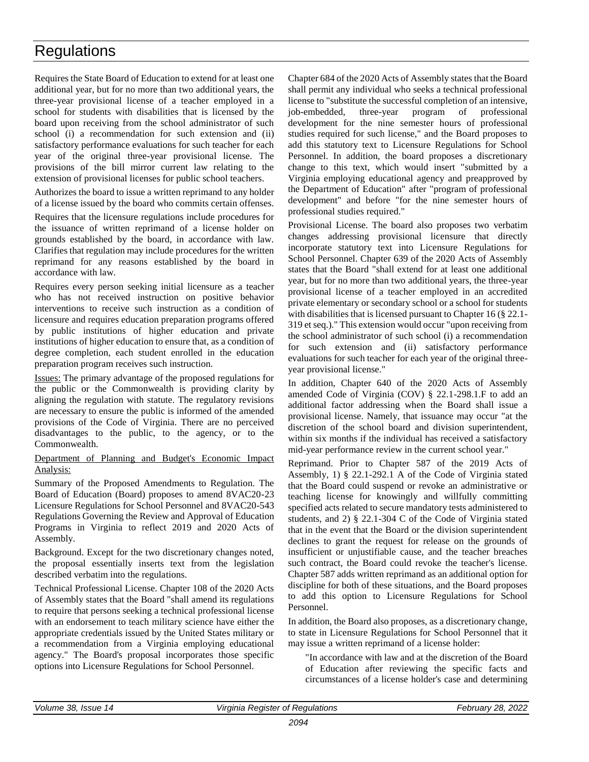# Regulations

Requires the State Board of Education to extend for at least one additional year, but for no more than two additional years, the three-year provisional license of a teacher employed in a school for students with disabilities that is licensed by the board upon receiving from the school administrator of such school (i) a recommendation for such extension and (ii) satisfactory performance evaluations for such teacher for each year of the original three-year provisional license. The provisions of the bill mirror current law relating to the extension of provisional licenses for public school teachers.

Authorizes the board to issue a written reprimand to any holder of a license issued by the board who commits certain offenses.

Requires that the licensure regulations include procedures for the issuance of written reprimand of a license holder on grounds established by the board, in accordance with law. Clarifies that regulation may include procedures for the written reprimand for any reasons established by the board in accordance with law.

Requires every person seeking initial licensure as a teacher who has not received instruction on positive behavior interventions to receive such instruction as a condition of licensure and requires education preparation programs offered by public institutions of higher education and private institutions of higher education to ensure that, as a condition of degree completion, each student enrolled in the education preparation program receives such instruction.

Issues: The primary advantage of the proposed regulations for the public or the Commonwealth is providing clarity by aligning the regulation with statute. The regulatory revisions are necessary to ensure the public is informed of the amended provisions of the Code of Virginia. There are no perceived disadvantages to the public, to the agency, or to the Commonwealth.

Department of Planning and Budget's Economic Impact Analysis:

Summary of the Proposed Amendments to Regulation. The Board of Education (Board) proposes to amend 8VAC20-23 Licensure Regulations for School Personnel and 8VAC20-543 Regulations Governing the Review and Approval of Education Programs in Virginia to reflect 2019 and 2020 Acts of Assembly.

Background. Except for the two discretionary changes noted, the proposal essentially inserts text from the legislation described verbatim into the regulations.

Technical Professional License. Chapter 108 of the 2020 Acts of Assembly states that the Board "shall amend its regulations to require that persons seeking a technical professional license with an endorsement to teach military science have either the appropriate credentials issued by the United States military or a recommendation from a Virginia employing educational agency." The Board's proposal incorporates those specific options into Licensure Regulations for School Personnel.

Chapter 684 of the 2020 Acts of Assembly states that the Board shall permit any individual who seeks a technical professional license to "substitute the successful completion of an intensive, job-embedded, three-year program of professional development for the nine semester hours of professional studies required for such license," and the Board proposes to add this statutory text to Licensure Regulations for School Personnel. In addition, the board proposes a discretionary change to this text, which would insert "submitted by a Virginia employing educational agency and preapproved by the Department of Education" after "program of professional development" and before "for the nine semester hours of professional studies required."

Provisional License. The board also proposes two verbatim changes addressing provisional licensure that directly incorporate statutory text into Licensure Regulations for School Personnel. Chapter 639 of the 2020 Acts of Assembly states that the Board "shall extend for at least one additional year, but for no more than two additional years, the three-year provisional license of a teacher employed in an accredited private elementary or secondary school or a school for students with disabilities that is licensed pursuant to Chapter 16 (§ 22.1-319 et seq.)." This extension would occur "upon receiving from the school administrator of such school (i) a recommendation for such extension and (ii) satisfactory performance evaluations for such teacher for each year of the original three-year provisional license."

In addition, Chapter 640 of the 2020 Acts of Assembly amended Code of Virginia (COV) § 22.1-298.1.F to add an additional factor addressing when the Board shall issue a provisional license. Namely, that issuance may occur "at the discretion of the school board and division superintendent, within six months if the individual has received a satisfactory mid-year performance review in the current school year."

Reprimand. Prior to Chapter 587 of the 2019 Acts of Assembly, 1) § 22.1-292.1 A of the Code of Virginia stated that the Board could suspend or revoke an administrative or teaching license for knowingly and willfully committing specified acts related to secure mandatory tests administered to students, and 2) § 22.1-304 C of the Code of Virginia stated that in the event that the Board or the division superintendent declines to grant the request for release on the grounds of insufficient or unjustifiable cause, and the teacher breaches such contract, the Board could revoke the teacher's license. Chapter 587 adds written reprimand as an additional option for discipline for both of these situations, and the Board proposes to add this option to Licensure Regulations for School Personnel.

In addition, the Board also proposes, as a discretionary change, to state in Licensure Regulations for School Personnel that it may issue a written reprimand of a license holder:

> "In accordance with law and at the discretion of the Board of Education after reviewing the specific facts and circumstances of a license holder's case and determining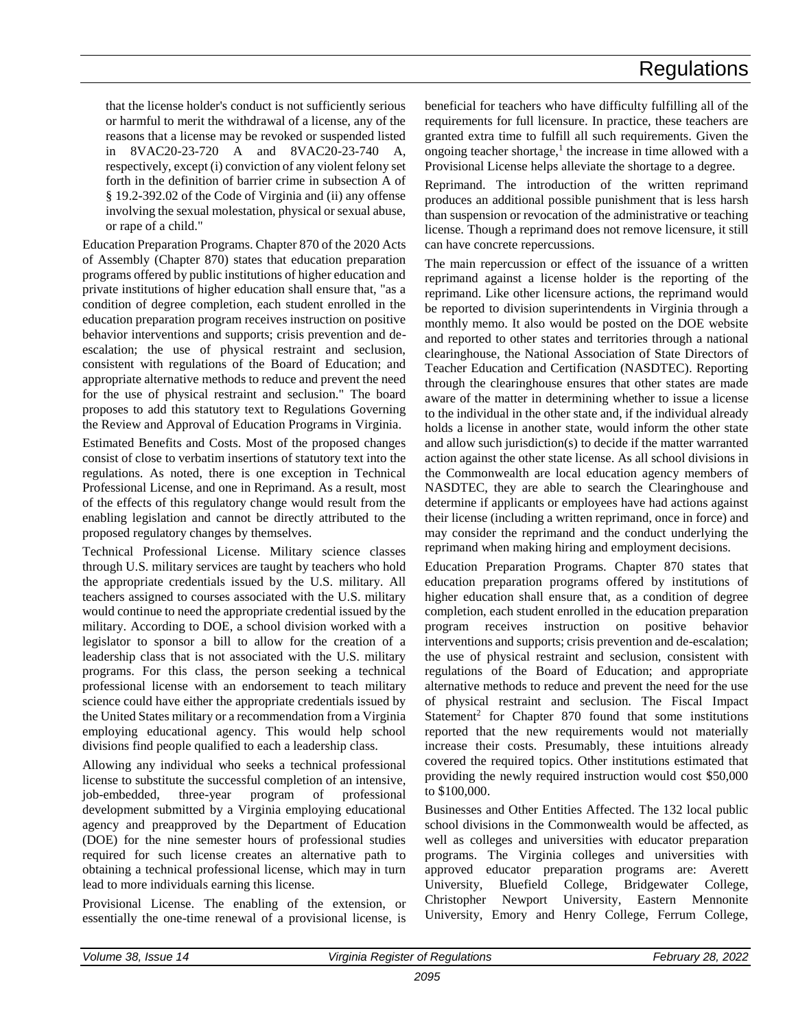that the license holder's conduct is not sufficiently serious or harmful to merit the withdrawal of a license, any of the reasons that a license may be revoked or suspended listed in 8VAC20-23-720 A and 8VAC20-23-740 A, respectively, except (i) conviction of any violent felony set forth in the definition of barrier crime in subsection A of § 19.2-392.02 of the Code of Virginia and (ii) any offense involving the sexual molestation, physical or sexual abuse, or rape of a child."

Education Preparation Programs. Chapter 870 of the 2020 Acts of Assembly (Chapter 870) states that education preparation programs offered by public institutions of higher education and private institutions of higher education shall ensure that, "as a condition of degree completion, each student enrolled in the education preparation program receives instruction on positive behavior interventions and supports; crisis prevention and de-escalation; the use of physical restraint and seclusion, consistent with regulations of the Board of Education; and appropriate alternative methods to reduce and prevent the need for the use of physical restraint and seclusion." The board proposes to add this statutory text to Regulations Governing the Review and Approval of Education Programs in Virginia.

Estimated Benefits and Costs. Most of the proposed changes consist of close to verbatim insertions of statutory text into the regulations. As noted, there is one exception in Technical Professional License, and one in Reprimand. As a result, most of the effects of this regulatory change would result from the enabling legislation and cannot be directly attributed to the proposed regulatory changes by themselves.

Technical Professional License. Military science classes through U.S. military services are taught by teachers who hold the appropriate credentials issued by the U.S. military. All teachers assigned to courses associated with the U.S. military would continue to need the appropriate credential issued by the military. According to DOE, a school division worked with a legislator to sponsor a bill to allow for the creation of a leadership class that is not associated with the U.S. military programs. For this class, the person seeking a technical professional license with an endorsement to teach military science could have either the appropriate credentials issued by the United States military or a recommendation from a Virginia employing educational agency. This would help school divisions find people qualified to each a leadership class.

Allowing any individual who seeks a technical professional license to substitute the successful completion of an intensive, job-embedded, three-year program of professional development submitted by a Virginia employing educational agency and preapproved by the Department of Education (DOE) for the nine semester hours of professional studies required for such license creates an alternative path to obtaining a technical professional license, which may in turn lead to more individuals earning this license.

Provisional License. The enabling of the extension, or essentially the one-time renewal of a provisional license, is beneficial for teachers who have difficulty fulfilling all of the requirements for full licensure. In practice, these teachers are granted extra time to fulfill all such requirements. Given the ongoing teacher shortage,[1] the increase in time allowed with a Provisional License helps alleviate the shortage to a degree.

Reprimand. The introduction of the written reprimand produces an additional possible punishment that is less harsh than suspension or revocation of the administrative or teaching license. Though a reprimand does not remove licensure, it still can have concrete repercussions.

The main repercussion or effect of the issuance of a written reprimand against a license holder is the reporting of the reprimand. Like other licensure actions, the reprimand would be reported to division superintendents in Virginia through a monthly memo. It also would be posted on the DOE website and reported to other states and territories through a national clearinghouse, the National Association of State Directors of Teacher Education and Certification (NASDTEC). Reporting through the clearinghouse ensures that other states are made aware of the matter in determining whether to issue a license to the individual in the other state and, if the individual already holds a license in another state, would inform the other state and allow such jurisdiction(s) to decide if the matter warranted action against the other state license. As all school divisions in the Commonwealth are local education agency members of NASDTEC, they are able to search the Clearinghouse and determine if applicants or employees have had actions against their license (including a written reprimand, once in force) and may consider the reprimand and the conduct underlying the reprimand when making hiring and employment decisions.

Education Preparation Programs. Chapter 870 states that education preparation programs offered by institutions of higher education shall ensure that, as a condition of degree completion, each student enrolled in the education preparation program receives instruction on positive behavior interventions and supports; crisis prevention and de-escalation; the use of physical restraint and seclusion, consistent with regulations of the Board of Education; and appropriate alternative methods to reduce and prevent the need for the use of physical restraint and seclusion. The Fiscal Impact Statement[2] for Chapter 870 found that some institutions reported that the new requirements would not materially increase their costs. Presumably, these intuitions already covered the required topics. Other institutions estimated that providing the newly required instruction would cost $50,000 to $100,000.

Businesses and Other Entities Affected. The 132 local public school divisions in the Commonwealth would be affected, as well as colleges and universities with educator preparation programs. The Virginia colleges and universities with approved educator preparation programs are: Averett University, Bluefield College, Bridgewater College, Christopher Newport University, Eastern Mennonite University, Emory and Henry College, Ferrum College,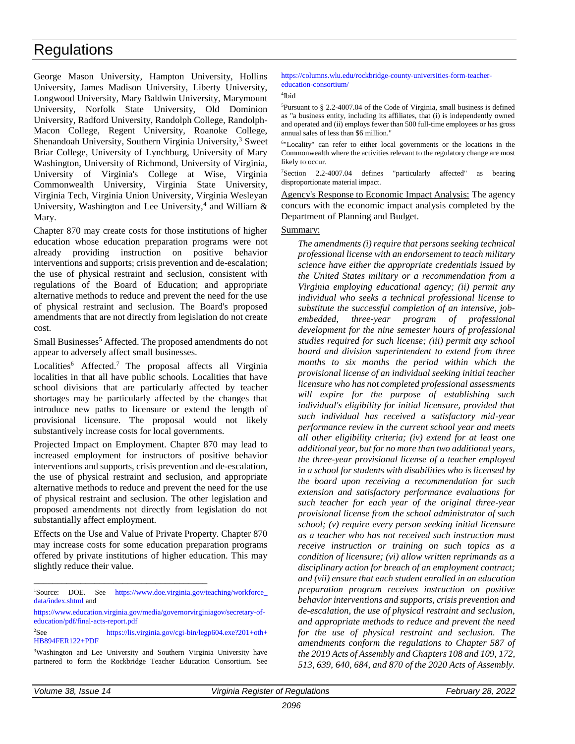George Mason University, Hampton University, Hollins University, James Madison University, Liberty University, Longwood University, Mary Baldwin University, Marymount University, Norfolk State University, Old Dominion University, Radford University, Randolph College, Randolph-Macon College, Regent University, Roanoke College, Shenandoah University, Southern Virginia University,[3] Sweet Briar College, University of Lynchburg, University of Mary Washington, University of Richmond, University of Virginia, University of Virginia's College at Wise, Virginia Commonwealth University, Virginia State University, Virginia Tech, Virginia Union University, Virginia Wesleyan University, Washington and Lee University,[4] and William & Mary.

Chapter 870 may create costs for those institutions of higher education whose education preparation programs were not already providing instruction on positive behavior interventions and supports; crisis prevention and de-escalation; the use of physical restraint and seclusion, consistent with regulations of the Board of Education; and appropriate alternative methods to reduce and prevent the need for the use of physical restraint and seclusion. The Board's proposed amendments that are not directly from legislation do not create cost.

Small Businesses[5] Affected. The proposed amendments do not appear to adversely affect small businesses.

Localities[6] Affected.[7] The proposal affects all Virginia localities in that all have public schools. Localities that have school divisions that are particularly affected by teacher shortages may be particularly affected by the changes that introduce new paths to licensure or extend the length of provisional licensure. The proposal would not likely substantively increase costs for local governments.

Projected Impact on Employment. Chapter 870 may lead to increased employment for instructors of positive behavior interventions and supports, crisis prevention and de-escalation, the use of physical restraint and seclusion, and appropriate alternative methods to reduce and prevent the need for the use of physical restraint and seclusion. The other legislation and proposed amendments not directly from legislation do not substantially affect employment.

Effects on the Use and Value of Private Property. Chapter 870 may increase costs for some education preparation programs offered by private institutions of higher education. This may slightly reduce their value.

---

[1]Source: DOE. See https://www.doe.virginia.gov/teaching/workforce_data/index.shtml and https://www.education.virginia.gov/media/governorvirginiagov/secretary-of-education/pdf/final-acts-report.pdf

[2]See https://lis.virginia.gov/cgi-bin/legp604.exe?201+oth+HB894FER122+PDF

[3]Washington and Lee University and Southern Virginia University have partnered to form the Rockbridge Teacher Education Consortium. See https://columns.wlu.edu/rockbridge-county-universities-form-teacher-education-consortium/

[4]Ibid

[5]Pursuant to § 2.2-4007.04 of the Code of Virginia, small business is defined as "a business entity, including its affiliates, that (i) is independently owned and operated and (ii) employs fewer than 500 full-time employees or has gross annual sales of less than $6 million."

[6]"Locality" can refer to either local governments or the locations in the Commonwealth where the activities relevant to the regulatory change are most likely to occur.

[7]Section 2.2-4007.04 defines "particularly affected" as bearing disproportionate material impact.

Agency's Response to Economic Impact Analysis: The agency concurs with the economic impact analysis completed by the Department of Planning and Budget.

Summary:

*The amendments (i) require that persons seeking technical professional license with an endorsement to teach military science have either the appropriate credentials issued by the United States military or a recommendation from a Virginia employing educational agency; (ii) permit any individual who seeks a technical professional license to substitute the successful completion of an intensive, job-embedded, three-year program of professional development for the nine semester hours of professional studies required for such license; (iii) permit any school board and division superintendent to extend from three months to six months the period within which the provisional license of an individual seeking initial teacher licensure who has not completed professional assessments will expire for the purpose of establishing such individual's eligibility for initial licensure, provided that such individual has received a satisfactory mid-year performance review in the current school year and meets all other eligibility criteria; (iv) extend for at least one additional year, but for no more than two additional years, the three-year provisional license of a teacher employed in a school for students with disabilities who is licensed by the board upon receiving a recommendation for such extension and satisfactory performance evaluations for such teacher for each year of the original three-year provisional license from the school administrator of such school; (v) require every person seeking initial licensure as a teacher who has not received such instruction must receive instruction or training on such topics as a condition of licensure; (vi) allow written reprimands as a disciplinary action for breach of an employment contract; and (vii) ensure that each student enrolled in an education preparation program receives instruction on positive behavior interventions and supports, crisis prevention and de-escalation, the use of physical restraint and seclusion, and appropriate methods to reduce and prevent the need for the use of physical restraint and seclusion. The amendments conform the regulations to Chapter 587 of the 2019 Acts of Assembly and Chapters 108 and 109, 172, 513, 639, 640, 684, and 870 of the 2020 Acts of Assembly.*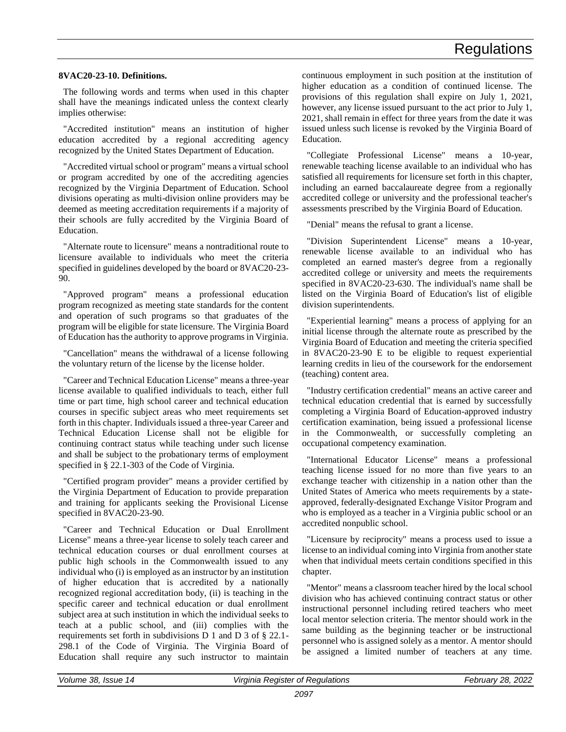**8VAC20-23-10. Definitions.**

The following words and terms when used in this chapter shall have the meanings indicated unless the context clearly implies otherwise:

"Accredited institution" means an institution of higher education accredited by a regional accrediting agency recognized by the United States Department of Education.

"Accredited virtual school or program" means a virtual school or program accredited by one of the accrediting agencies recognized by the Virginia Department of Education. School divisions operating as multi-division online providers may be deemed as meeting accreditation requirements if a majority of their schools are fully accredited by the Virginia Board of Education.

"Alternate route to licensure" means a nontraditional route to licensure available to individuals who meet the criteria specified in guidelines developed by the board or 8VAC20-23-90.

"Approved program" means a professional education program recognized as meeting state standards for the content and operation of such programs so that graduates of the program will be eligible for state licensure. The Virginia Board of Education has the authority to approve programs in Virginia.

"Cancellation" means the withdrawal of a license following the voluntary return of the license by the license holder.

"Career and Technical Education License" means a three-year license available to qualified individuals to teach, either full time or part time, high school career and technical education courses in specific subject areas who meet requirements set forth in this chapter. Individuals issued a three-year Career and Technical Education License shall not be eligible for continuing contract status while teaching under such license and shall be subject to the probationary terms of employment specified in § 22.1-303 of the Code of Virginia.

"Certified program provider" means a provider certified by the Virginia Department of Education to provide preparation and training for applicants seeking the Provisional License specified in 8VAC20-23-90.

"Career and Technical Education or Dual Enrollment License" means a three-year license to solely teach career and technical education courses or dual enrollment courses at public high schools in the Commonwealth issued to any individual who (i) is employed as an instructor by an institution of higher education that is accredited by a nationally recognized regional accreditation body, (ii) is teaching in the specific career and technical education or dual enrollment subject area at such institution in which the individual seeks to teach at a public school, and (iii) complies with the requirements set forth in subdivisions D 1 and D 3 of § 22.1-298.1 of the Code of Virginia. The Virginia Board of Education shall require any such instructor to maintain continuous employment in such position at the institution of higher education as a condition of continued license. The provisions of this regulation shall expire on July 1, 2021, however, any license issued pursuant to the act prior to July 1, 2021, shall remain in effect for three years from the date it was issued unless such license is revoked by the Virginia Board of Education.

"Collegiate Professional License" means a 10-year, renewable teaching license available to an individual who has satisfied all requirements for licensure set forth in this chapter, including an earned baccalaureate degree from a regionally accredited college or university and the professional teacher's assessments prescribed by the Virginia Board of Education.

"Denial" means the refusal to grant a license.

"Division Superintendent License" means a 10-year, renewable license available to an individual who has completed an earned master's degree from a regionally accredited college or university and meets the requirements specified in 8VAC20-23-630. The individual's name shall be listed on the Virginia Board of Education's list of eligible division superintendents.

"Experiential learning" means a process of applying for an initial license through the alternate route as prescribed by the Virginia Board of Education and meeting the criteria specified in 8VAC20-23-90 E to be eligible to request experiential learning credits in lieu of the coursework for the endorsement (teaching) content area.

"Industry certification credential" means an active career and technical education credential that is earned by successfully completing a Virginia Board of Education-approved industry certification examination, being issued a professional license in the Commonwealth, or successfully completing an occupational competency examination.

"International Educator License" means a professional teaching license issued for no more than five years to an exchange teacher with citizenship in a nation other than the United States of America who meets requirements by a state-approved, federally-designated Exchange Visitor Program and who is employed as a teacher in a Virginia public school or an accredited nonpublic school.

"Licensure by reciprocity" means a process used to issue a license to an individual coming into Virginia from another state when that individual meets certain conditions specified in this chapter.

"Mentor" means a classroom teacher hired by the local school division who has achieved continuing contract status or other instructional personnel including retired teachers who meet local mentor selection criteria. The mentor should work in the same building as the beginning teacher or be instructional personnel who is assigned solely as a mentor. A mentor should be assigned a limited number of teachers at any time.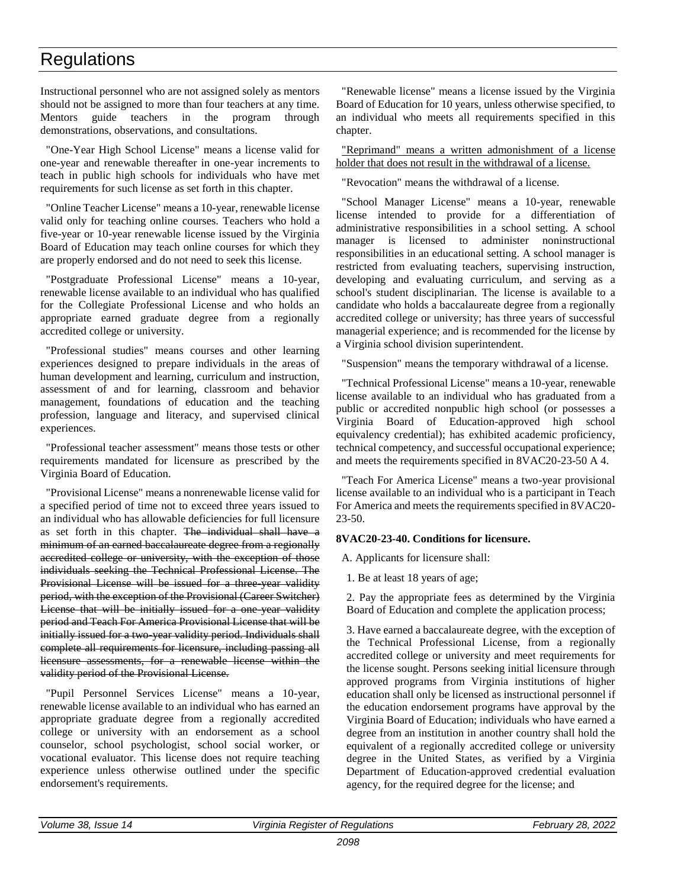Instructional personnel who are not assigned solely as mentors should not be assigned to more than four teachers at any time. Mentors guide teachers in the program through demonstrations, observations, and consultations.

"One-Year High School License" means a license valid for one-year and renewable thereafter in one-year increments to teach in public high schools for individuals who have met requirements for such license as set forth in this chapter.

"Online Teacher License" means a 10-year, renewable license valid only for teaching online courses. Teachers who hold a five-year or 10-year renewable license issued by the Virginia Board of Education may teach online courses for which they are properly endorsed and do not need to seek this license.

"Postgraduate Professional License" means a 10-year, renewable license available to an individual who has qualified for the Collegiate Professional License and who holds an appropriate earned graduate degree from a regionally accredited college or university.

"Professional studies" means courses and other learning experiences designed to prepare individuals in the areas of human development and learning, curriculum and instruction, assessment of and for learning, classroom and behavior management, foundations of education and the teaching profession, language and literacy, and supervised clinical experiences.

"Professional teacher assessment" means those tests or other requirements mandated for licensure as prescribed by the Virginia Board of Education.

"Provisional License" means a nonrenewable license valid for a specified period of time not to exceed three years issued to an individual who has allowable deficiencies for full licensure as set forth in this chapter. ~~The individual shall have a minimum of an earned baccalaureate degree from a regionally accredited college or university, with the exception of those individuals seeking the Technical Professional License. The Provisional License will be issued for a three-year validity period, with the exception of the Provisional (Career Switcher) License that will be initially issued for a one-year validity period and Teach For America Provisional License that will be initially issued for a two-year validity period. Individuals shall complete all requirements for licensure, including passing all licensure assessments, for a renewable license within the validity period of the Provisional License.~~

"Pupil Personnel Services License" means a 10-year, renewable license available to an individual who has earned an appropriate graduate degree from a regionally accredited college or university with an endorsement as a school counselor, school psychologist, school social worker, or vocational evaluator. This license does not require teaching experience unless otherwise outlined under the specific endorsement's requirements.

"Renewable license" means a license issued by the Virginia Board of Education for 10 years, unless otherwise specified, to an individual who meets all requirements specified in this chapter.

<u>"Reprimand" means a written admonishment of a license holder that does not result in the withdrawal of a license.</u>

"Revocation" means the withdrawal of a license.

"School Manager License" means a 10-year, renewable license intended to provide for a differentiation of administrative responsibilities in a school setting. A school manager is licensed to administer noninstructional responsibilities in an educational setting. A school manager is restricted from evaluating teachers, supervising instruction, developing and evaluating curriculum, and serving as a school's student disciplinarian. The license is available to a candidate who holds a baccalaureate degree from a regionally accredited college or university; has three years of successful managerial experience; and is recommended for the license by a Virginia school division superintendent.

"Suspension" means the temporary withdrawal of a license.

"Technical Professional License" means a 10-year, renewable license available to an individual who has graduated from a public or accredited nonpublic high school (or possesses a Virginia Board of Education-approved high school equivalency credential); has exhibited academic proficiency, technical competency, and successful occupational experience; and meets the requirements specified in 8VAC20-23-50 A 4.

"Teach For America License" means a two-year provisional license available to an individual who is a participant in Teach For America and meets the requirements specified in 8VAC20-23-50.

**8VAC20-23-40. Conditions for licensure.**

A. Applicants for licensure shall:

1. Be at least 18 years of age;

2. Pay the appropriate fees as determined by the Virginia Board of Education and complete the application process;

3. Have earned a baccalaureate degree, with the exception of the Technical Professional License, from a regionally accredited college or university and meet requirements for the license sought. Persons seeking initial licensure through approved programs from Virginia institutions of higher education shall only be licensed as instructional personnel if the education endorsement programs have approval by the Virginia Board of Education; individuals who have earned a degree from an institution in another country shall hold the equivalent of a regionally accredited college or university degree in the United States, as verified by a Virginia Department of Education-approved credential evaluation agency, for the required degree for the license; and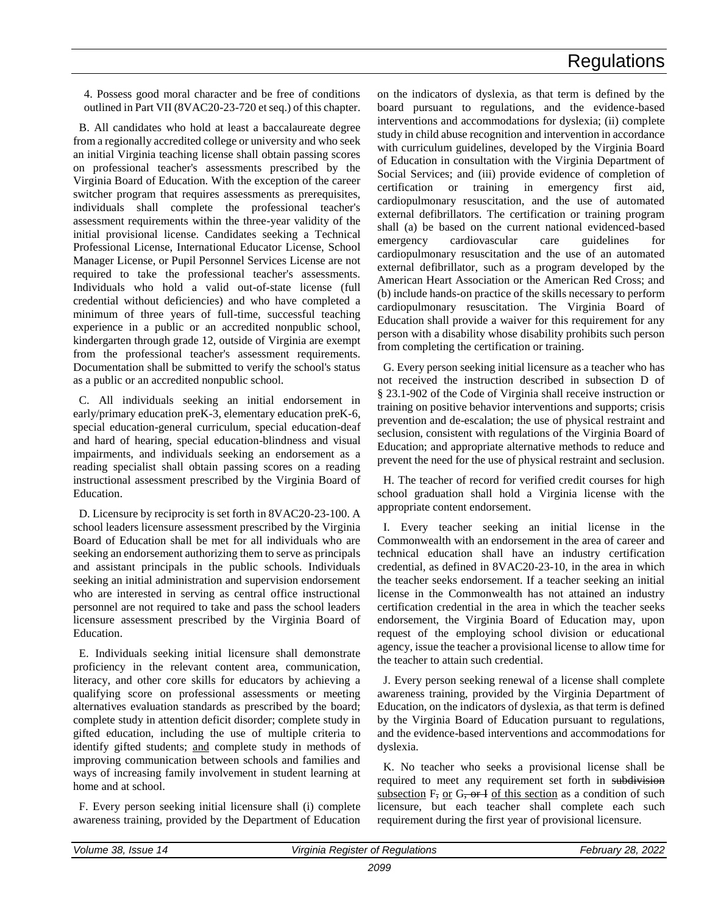4. Possess good moral character and be free of conditions outlined in Part VII (8VAC20-23-720 et seq.) of this chapter.

B. All candidates who hold at least a baccalaureate degree from a regionally accredited college or university and who seek an initial Virginia teaching license shall obtain passing scores on professional teacher's assessments prescribed by the Virginia Board of Education. With the exception of the career switcher program that requires assessments as prerequisites, individuals shall complete the professional teacher's assessment requirements within the three-year validity of the initial provisional license. Candidates seeking a Technical Professional License, International Educator License, School Manager License, or Pupil Personnel Services License are not required to take the professional teacher's assessments. Individuals who hold a valid out-of-state license (full credential without deficiencies) and who have completed a minimum of three years of full-time, successful teaching experience in a public or an accredited nonpublic school, kindergarten through grade 12, outside of Virginia are exempt from the professional teacher's assessment requirements. Documentation shall be submitted to verify the school's status as a public or an accredited nonpublic school.

C. All individuals seeking an initial endorsement in early/primary education preK-3, elementary education preK-6, special education-general curriculum, special education-deaf and hard of hearing, special education-blindness and visual impairments, and individuals seeking an endorsement as a reading specialist shall obtain passing scores on a reading instructional assessment prescribed by the Virginia Board of Education.

D. Licensure by reciprocity is set forth in 8VAC20-23-100. A school leaders licensure assessment prescribed by the Virginia Board of Education shall be met for all individuals who are seeking an endorsement authorizing them to serve as principals and assistant principals in the public schools. Individuals seeking an initial administration and supervision endorsement who are interested in serving as central office instructional personnel are not required to take and pass the school leaders licensure assessment prescribed by the Virginia Board of Education.

E. Individuals seeking initial licensure shall demonstrate proficiency in the relevant content area, communication, literacy, and other core skills for educators by achieving a qualifying score on professional assessments or meeting alternatives evaluation standards as prescribed by the board; complete study in attention deficit disorder; complete study in gifted education, including the use of multiple criteria to identify gifted students; and complete study in methods of improving communication between schools and families and ways of increasing family involvement in student learning at home and at school.

F. Every person seeking initial licensure shall (i) complete awareness training, provided by the Department of Education on the indicators of dyslexia, as that term is defined by the board pursuant to regulations, and the evidence-based interventions and accommodations for dyslexia; (ii) complete study in child abuse recognition and intervention in accordance with curriculum guidelines, developed by the Virginia Board of Education in consultation with the Virginia Department of Social Services; and (iii) provide evidence of completion of certification or training in emergency first aid, cardiopulmonary resuscitation, and the use of automated external defibrillators. The certification or training program shall (a) be based on the current national evidenced-based emergency cardiovascular care guidelines for cardiopulmonary resuscitation and the use of an automated external defibrillator, such as a program developed by the American Heart Association or the American Red Cross; and (b) include hands-on practice of the skills necessary to perform cardiopulmonary resuscitation. The Virginia Board of Education shall provide a waiver for this requirement for any person with a disability whose disability prohibits such person from completing the certification or training.

G. Every person seeking initial licensure as a teacher who has not received the instruction described in subsection D of § 23.1-902 of the Code of Virginia shall receive instruction or training on positive behavior interventions and supports; crisis prevention and de-escalation; the use of physical restraint and seclusion, consistent with regulations of the Virginia Board of Education; and appropriate alternative methods to reduce and prevent the need for the use of physical restraint and seclusion.

H. The teacher of record for verified credit courses for high school graduation shall hold a Virginia license with the appropriate content endorsement.

I. Every teacher seeking an initial license in the Commonwealth with an endorsement in the area of career and technical education shall have an industry certification credential, as defined in 8VAC20-23-10, in the area in which the teacher seeks endorsement. If a teacher seeking an initial license in the Commonwealth has not attained an industry certification credential in the area in which the teacher seeks endorsement, the Virginia Board of Education may, upon request of the employing school division or educational agency, issue the teacher a provisional license to allow time for the teacher to attain such credential.

J. Every person seeking renewal of a license shall complete awareness training, provided by the Virginia Department of Education, on the indicators of dyslexia, as that term is defined by the Virginia Board of Education pursuant to regulations, and the evidence-based interventions and accommodations for dyslexia.

K. No teacher who seeks a provisional license shall be required to meet any requirement set forth in ~~subdivision~~ subsection F~~,~~ or G~~, or I~~ of this section as a condition of such licensure, but each teacher shall complete each such requirement during the first year of provisional licensure.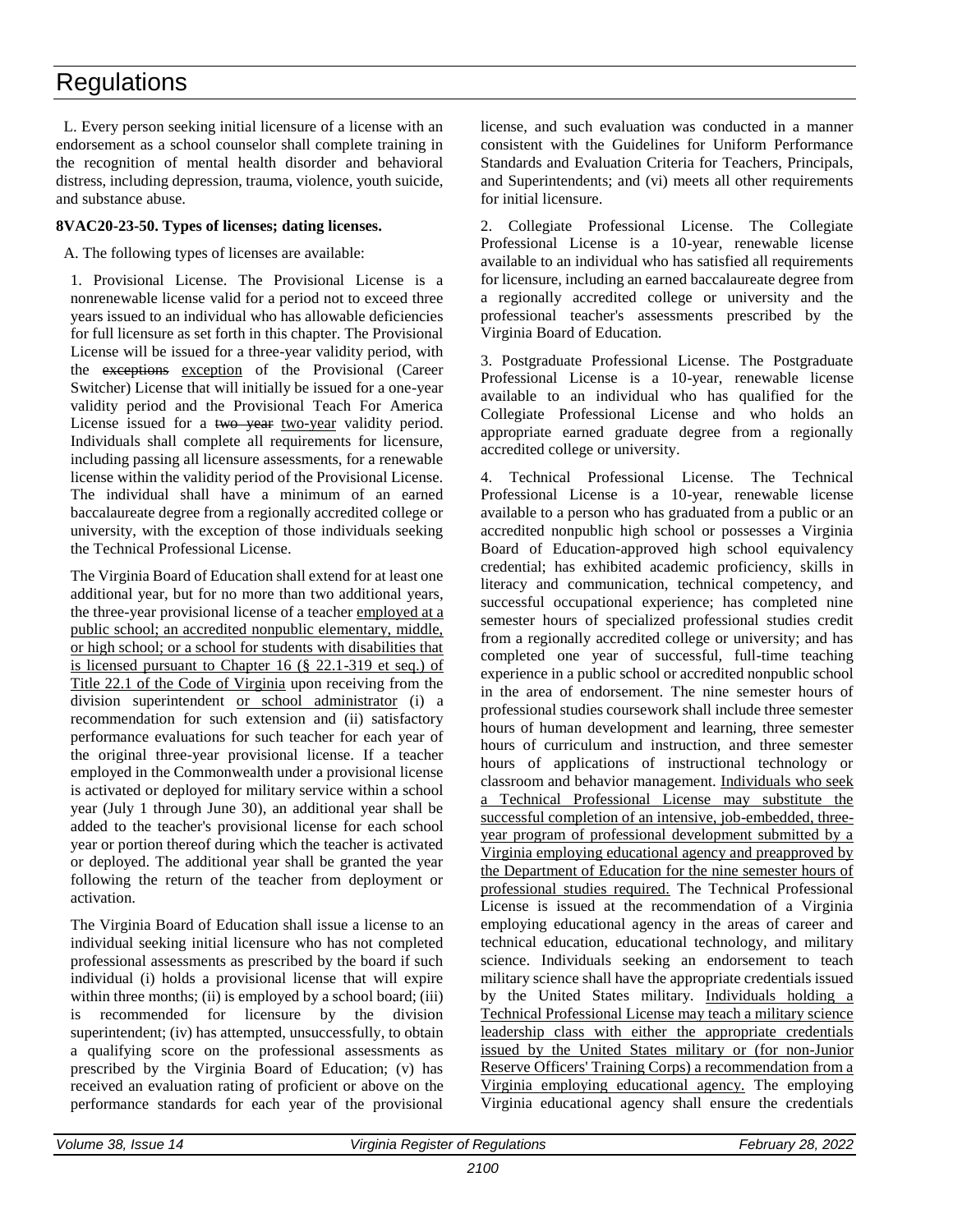L. Every person seeking initial licensure of a license with an endorsement as a school counselor shall complete training in the recognition of mental health disorder and behavioral distress, including depression, trauma, violence, youth suicide, and substance abuse.

**8VAC20-23-50. Types of licenses; dating licenses.**

A. The following types of licenses are available:

1. Provisional License. The Provisional License is a nonrenewable license valid for a period not to exceed three years issued to an individual who has allowable deficiencies for full licensure as set forth in this chapter. The Provisional License will be issued for a three-year validity period, with the ~~exceptions~~ exception of the Provisional (Career Switcher) License that will initially be issued for a one-year validity period and the Provisional Teach For America License issued for a ~~two year~~ two-year validity period. Individuals shall complete all requirements for licensure, including passing all licensure assessments, for a renewable license within the validity period of the Provisional License. The individual shall have a minimum of an earned baccalaureate degree from a regionally accredited college or university, with the exception of those individuals seeking the Technical Professional License.

The Virginia Board of Education shall extend for at least one additional year, but for no more than two additional years, the three-year provisional license of a teacher employed at a public school; an accredited nonpublic elementary, middle, or high school; or a school for students with disabilities that is licensed pursuant to Chapter 16 (§ 22.1-319 et seq.) of Title 22.1 of the Code of Virginia upon receiving from the division superintendent or school administrator (i) a recommendation for such extension and (ii) satisfactory performance evaluations for such teacher for each year of the original three-year provisional license. If a teacher employed in the Commonwealth under a provisional license is activated or deployed for military service within a school year (July 1 through June 30), an additional year shall be added to the teacher's provisional license for each school year or portion thereof during which the teacher is activated or deployed. The additional year shall be granted the year following the return of the teacher from deployment or activation.

The Virginia Board of Education shall issue a license to an individual seeking initial licensure who has not completed professional assessments as prescribed by the board if such individual (i) holds a provisional license that will expire within three months; (ii) is employed by a school board; (iii) is recommended for licensure by the division superintendent; (iv) has attempted, unsuccessfully, to obtain a qualifying score on the professional assessments as prescribed by the Virginia Board of Education; (v) has received an evaluation rating of proficient or above on the performance standards for each year of the provisional license, and such evaluation was conducted in a manner consistent with the Guidelines for Uniform Performance Standards and Evaluation Criteria for Teachers, Principals, and Superintendents; and (vi) meets all other requirements for initial licensure.

2. Collegiate Professional License. The Collegiate Professional License is a 10-year, renewable license available to an individual who has satisfied all requirements for licensure, including an earned baccalaureate degree from a regionally accredited college or university and the professional teacher's assessments prescribed by the Virginia Board of Education.

3. Postgraduate Professional License. The Postgraduate Professional License is a 10-year, renewable license available to an individual who has qualified for the Collegiate Professional License and who holds an appropriate earned graduate degree from a regionally accredited college or university.

4. Technical Professional License. The Technical Professional License is a 10-year, renewable license available to a person who has graduated from a public or an accredited nonpublic high school or possesses a Virginia Board of Education-approved high school equivalency credential; has exhibited academic proficiency, skills in literacy and communication, technical competency, and successful occupational experience; has completed nine semester hours of specialized professional studies credit from a regionally accredited college or university; and has completed one year of successful, full-time teaching experience in a public school or accredited nonpublic school in the area of endorsement. The nine semester hours of professional studies coursework shall include three semester hours of human development and learning, three semester hours of curriculum and instruction, and three semester hours of applications of instructional technology or classroom and behavior management. Individuals who seek a Technical Professional License may substitute the successful completion of an intensive, job-embedded, three-year program of professional development submitted by a Virginia employing educational agency and preapproved by the Department of Education for the nine semester hours of professional studies required. The Technical Professional License is issued at the recommendation of a Virginia employing educational agency in the areas of career and technical education, educational technology, and military science. Individuals seeking an endorsement to teach military science shall have the appropriate credentials issued by the United States military. Individuals holding a Technical Professional License may teach a military science leadership class with either the appropriate credentials issued by the United States military or (for non-Junior Reserve Officers' Training Corps) a recommendation from a Virginia employing educational agency. The employing Virginia educational agency shall ensure the credentials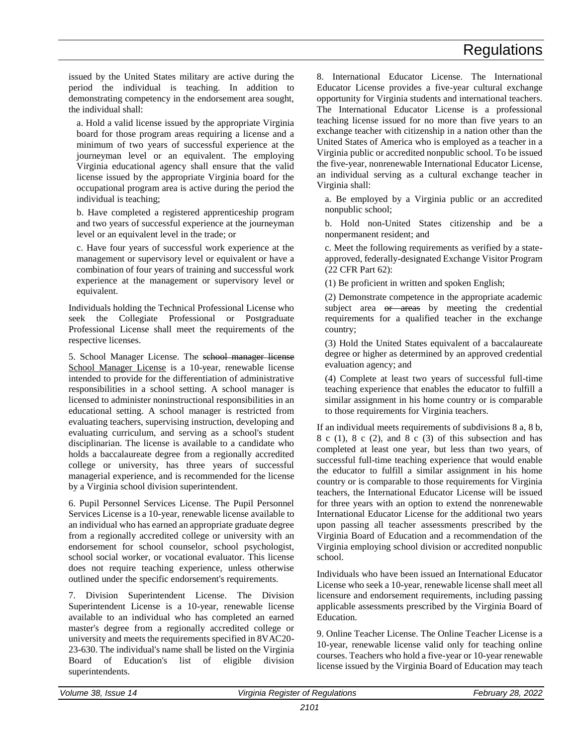issued by the United States military are active during the period the individual is teaching. In addition to demonstrating competency in the endorsement area sought, the individual shall:

a. Hold a valid license issued by the appropriate Virginia board for those program areas requiring a license and a minimum of two years of successful experience at the journeyman level or an equivalent. The employing Virginia educational agency shall ensure that the valid license issued by the appropriate Virginia board for the occupational program area is active during the period the individual is teaching;

b. Have completed a registered apprenticeship program and two years of successful experience at the journeyman level or an equivalent level in the trade; or

c. Have four years of successful work experience at the management or supervisory level or equivalent or have a combination of four years of training and successful work experience at the management or supervisory level or equivalent.

Individuals holding the Technical Professional License who seek the Collegiate Professional or Postgraduate Professional License shall meet the requirements of the respective licenses.

5. School Manager License. The ~~school manager license~~ School Manager License is a 10-year, renewable license intended to provide for the differentiation of administrative responsibilities in a school setting. A school manager is licensed to administer noninstructional responsibilities in an educational setting. A school manager is restricted from evaluating teachers, supervising instruction, developing and evaluating curriculum, and serving as a school's student disciplinarian. The license is available to a candidate who holds a baccalaureate degree from a regionally accredited college or university, has three years of successful managerial experience, and is recommended for the license by a Virginia school division superintendent.

6. Pupil Personnel Services License. The Pupil Personnel Services License is a 10-year, renewable license available to an individual who has earned an appropriate graduate degree from a regionally accredited college or university with an endorsement for school counselor, school psychologist, school social worker, or vocational evaluator. This license does not require teaching experience, unless otherwise outlined under the specific endorsement's requirements.

7. Division Superintendent License. The Division Superintendent License is a 10-year, renewable license available to an individual who has completed an earned master's degree from a regionally accredited college or university and meets the requirements specified in 8VAC20-23-630. The individual's name shall be listed on the Virginia Board of Education's list of eligible division superintendents.

8. International Educator License. The International Educator License provides a five-year cultural exchange opportunity for Virginia students and international teachers. The International Educator License is a professional teaching license issued for no more than five years to an exchange teacher with citizenship in a nation other than the United States of America who is employed as a teacher in a Virginia public or accredited nonpublic school. To be issued the five-year, nonrenewable International Educator License, an individual serving as a cultural exchange teacher in Virginia shall:

a. Be employed by a Virginia public or an accredited nonpublic school;

b. Hold non-United States citizenship and be a nonpermanent resident; and

c. Meet the following requirements as verified by a state-approved, federally-designated Exchange Visitor Program (22 CFR Part 62):

(1) Be proficient in written and spoken English;

(2) Demonstrate competence in the appropriate academic subject area ~~or areas~~ by meeting the credential requirements for a qualified teacher in the exchange country;

(3) Hold the United States equivalent of a baccalaureate degree or higher as determined by an approved credential evaluation agency; and

(4) Complete at least two years of successful full-time teaching experience that enables the educator to fulfill a similar assignment in his home country or is comparable to those requirements for Virginia teachers.

If an individual meets requirements of subdivisions 8 a, 8 b, 8 c (1), 8 c (2), and 8 c (3) of this subsection and has completed at least one year, but less than two years, of successful full-time teaching experience that would enable the educator to fulfill a similar assignment in his home country or is comparable to those requirements for Virginia teachers, the International Educator License will be issued for three years with an option to extend the nonrenewable International Educator License for the additional two years upon passing all teacher assessments prescribed by the Virginia Board of Education and a recommendation of the Virginia employing school division or accredited nonpublic school.

Individuals who have been issued an International Educator License who seek a 10-year, renewable license shall meet all licensure and endorsement requirements, including passing applicable assessments prescribed by the Virginia Board of Education.

9. Online Teacher License. The Online Teacher License is a 10-year, renewable license valid only for teaching online courses. Teachers who hold a five-year or 10-year renewable license issued by the Virginia Board of Education may teach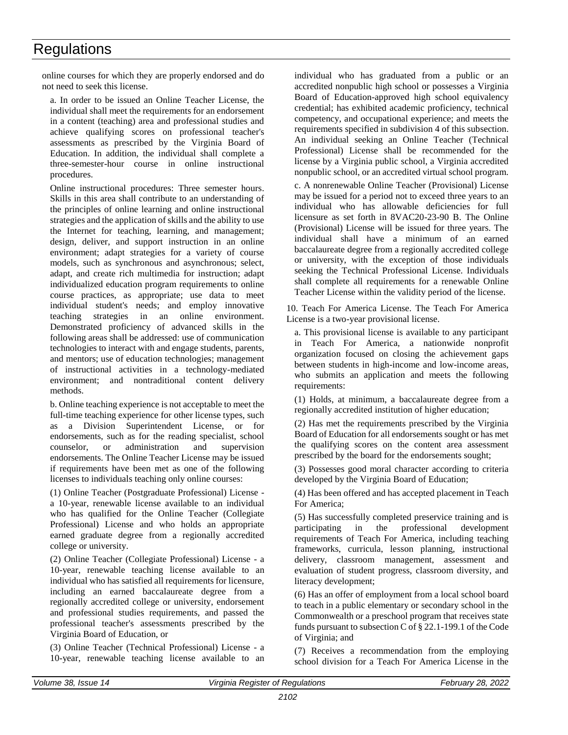online courses for which they are properly endorsed and do not need to seek this license.

a. In order to be issued an Online Teacher License, the individual shall meet the requirements for an endorsement in a content (teaching) area and professional studies and achieve qualifying scores on professional teacher's assessments as prescribed by the Virginia Board of Education. In addition, the individual shall complete a three-semester-hour course in online instructional procedures.

Online instructional procedures: Three semester hours. Skills in this area shall contribute to an understanding of the principles of online learning and online instructional strategies and the application of skills and the ability to use the Internet for teaching, learning, and management; design, deliver, and support instruction in an online environment; adapt strategies for a variety of course models, such as synchronous and asynchronous; select, adapt, and create rich multimedia for instruction; adapt individualized education program requirements to online course practices, as appropriate; use data to meet individual student's needs; and employ innovative teaching strategies in an online environment. Demonstrated proficiency of advanced skills in the following areas shall be addressed: use of communication technologies to interact with and engage students, parents, and mentors; use of education technologies; management of instructional activities in a technology-mediated environment; and nontraditional content delivery methods.

b. Online teaching experience is not acceptable to meet the full-time teaching experience for other license types, such as a Division Superintendent License, or for endorsements, such as for the reading specialist, school counselor, or administration and supervision endorsements. The Online Teacher License may be issued if requirements have been met as one of the following licenses to individuals teaching only online courses:

(1) Online Teacher (Postgraduate Professional) License - a 10-year, renewable license available to an individual who has qualified for the Online Teacher (Collegiate Professional) License and who holds an appropriate earned graduate degree from a regionally accredited college or university.

(2) Online Teacher (Collegiate Professional) License - a 10-year, renewable teaching license available to an individual who has satisfied all requirements for licensure, including an earned baccalaureate degree from a regionally accredited college or university, endorsement and professional studies requirements, and passed the professional teacher's assessments prescribed by the Virginia Board of Education, or

(3) Online Teacher (Technical Professional) License - a 10-year, renewable teaching license available to an individual who has graduated from a public or an accredited nonpublic high school or possesses a Virginia Board of Education-approved high school equivalency credential; has exhibited academic proficiency, technical competency, and occupational experience; and meets the requirements specified in subdivision 4 of this subsection. An individual seeking an Online Teacher (Technical Professional) License shall be recommended for the license by a Virginia public school, a Virginia accredited nonpublic school, or an accredited virtual school program.

c. A nonrenewable Online Teacher (Provisional) License may be issued for a period not to exceed three years to an individual who has allowable deficiencies for full licensure as set forth in 8VAC20-23-90 B. The Online (Provisional) License will be issued for three years. The individual shall have a minimum of an earned baccalaureate degree from a regionally accredited college or university, with the exception of those individuals seeking the Technical Professional License. Individuals shall complete all requirements for a renewable Online Teacher License within the validity period of the license.

10. Teach For America License. The Teach For America License is a two-year provisional license.

a. This provisional license is available to any participant in Teach For America, a nationwide nonprofit organization focused on closing the achievement gaps between students in high-income and low-income areas, who submits an application and meets the following requirements:

(1) Holds, at minimum, a baccalaureate degree from a regionally accredited institution of higher education;

(2) Has met the requirements prescribed by the Virginia Board of Education for all endorsements sought or has met the qualifying scores on the content area assessment prescribed by the board for the endorsements sought;

(3) Possesses good moral character according to criteria developed by the Virginia Board of Education;

(4) Has been offered and has accepted placement in Teach For America;

(5) Has successfully completed preservice training and is participating in the professional development requirements of Teach For America, including teaching frameworks, curricula, lesson planning, instructional delivery, classroom management, assessment and evaluation of student progress, classroom diversity, and literacy development;

(6) Has an offer of employment from a local school board to teach in a public elementary or secondary school in the Commonwealth or a preschool program that receives state funds pursuant to subsection C of § 22.1-199.1 of the Code of Virginia; and

(7) Receives a recommendation from the employing school division for a Teach For America License in the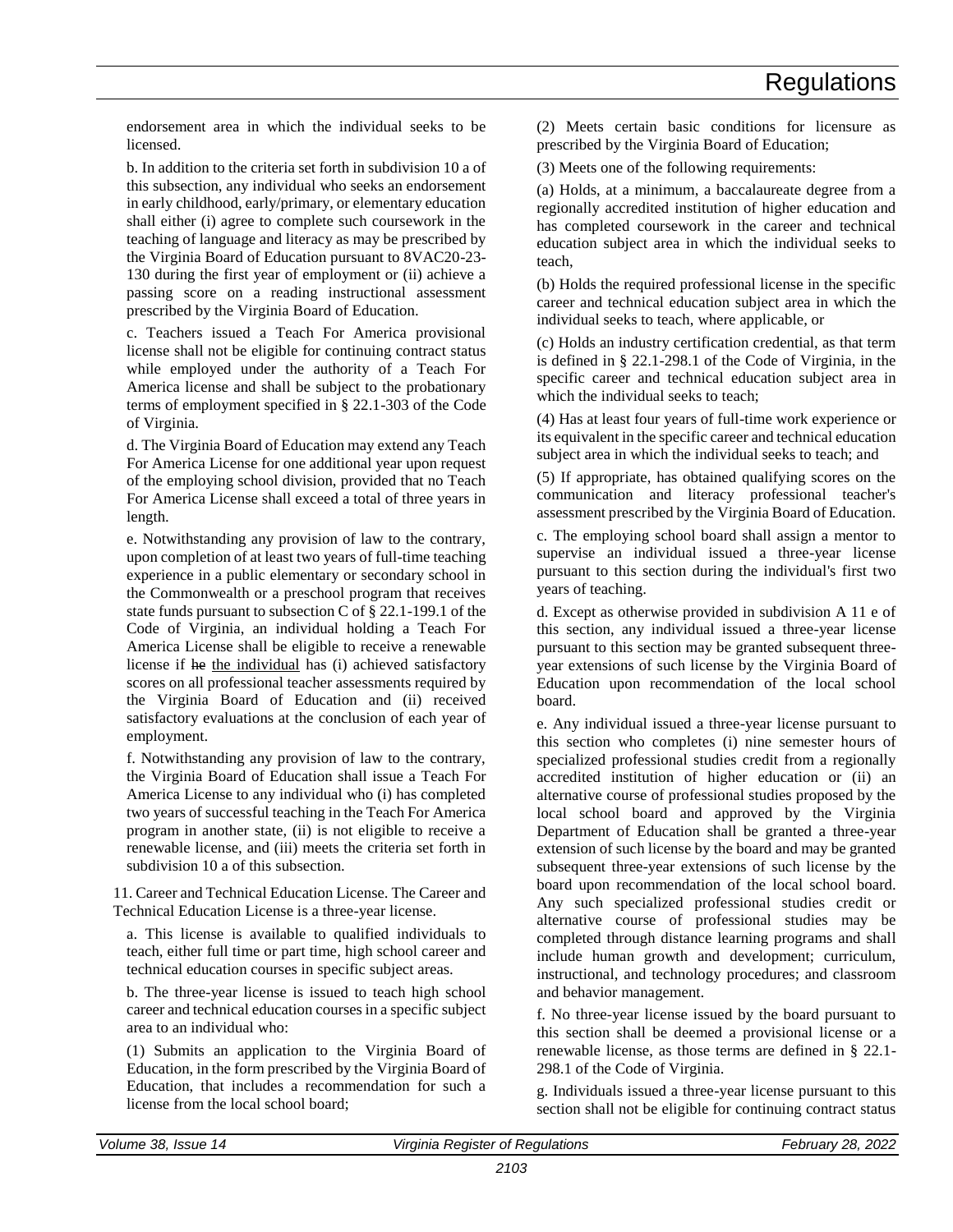endorsement area in which the individual seeks to be licensed.

b. In addition to the criteria set forth in subdivision 10 a of this subsection, any individual who seeks an endorsement in early childhood, early/primary, or elementary education shall either (i) agree to complete such coursework in the teaching of language and literacy as may be prescribed by the Virginia Board of Education pursuant to 8VAC20-23-130 during the first year of employment or (ii) achieve a passing score on a reading instructional assessment prescribed by the Virginia Board of Education.

c. Teachers issued a Teach For America provisional license shall not be eligible for continuing contract status while employed under the authority of a Teach For America license and shall be subject to the probationary terms of employment specified in § 22.1-303 of the Code of Virginia.

d. The Virginia Board of Education may extend any Teach For America License for one additional year upon request of the employing school division, provided that no Teach For America License shall exceed a total of three years in length.

e. Notwithstanding any provision of law to the contrary, upon completion of at least two years of full-time teaching experience in a public elementary or secondary school in the Commonwealth or a preschool program that receives state funds pursuant to subsection C of § 22.1-199.1 of the Code of Virginia, an individual holding a Teach For America License shall be eligible to receive a renewable license if ~~he~~ the individual has (i) achieved satisfactory scores on all professional teacher assessments required by the Virginia Board of Education and (ii) received satisfactory evaluations at the conclusion of each year of employment.

f. Notwithstanding any provision of law to the contrary, the Virginia Board of Education shall issue a Teach For America License to any individual who (i) has completed two years of successful teaching in the Teach For America program in another state, (ii) is not eligible to receive a renewable license, and (iii) meets the criteria set forth in subdivision 10 a of this subsection.

11. Career and Technical Education License. The Career and Technical Education License is a three-year license.

a. This license is available to qualified individuals to teach, either full time or part time, high school career and technical education courses in specific subject areas.

b. The three-year license is issued to teach high school career and technical education courses in a specific subject area to an individual who:

(1) Submits an application to the Virginia Board of Education, in the form prescribed by the Virginia Board of Education, that includes a recommendation for such a license from the local school board;

(2) Meets certain basic conditions for licensure as prescribed by the Virginia Board of Education;

(3) Meets one of the following requirements:

(a) Holds, at a minimum, a baccalaureate degree from a regionally accredited institution of higher education and has completed coursework in the career and technical education subject area in which the individual seeks to teach,

(b) Holds the required professional license in the specific career and technical education subject area in which the individual seeks to teach, where applicable, or

(c) Holds an industry certification credential, as that term is defined in § 22.1-298.1 of the Code of Virginia, in the specific career and technical education subject area in which the individual seeks to teach;

(4) Has at least four years of full-time work experience or its equivalent in the specific career and technical education subject area in which the individual seeks to teach; and

(5) If appropriate, has obtained qualifying scores on the communication and literacy professional teacher's assessment prescribed by the Virginia Board of Education.

c. The employing school board shall assign a mentor to supervise an individual issued a three-year license pursuant to this section during the individual's first two years of teaching.

d. Except as otherwise provided in subdivision A 11 e of this section, any individual issued a three-year license pursuant to this section may be granted subsequent three-year extensions of such license by the Virginia Board of Education upon recommendation of the local school board.

e. Any individual issued a three-year license pursuant to this section who completes (i) nine semester hours of specialized professional studies credit from a regionally accredited institution of higher education or (ii) an alternative course of professional studies proposed by the local school board and approved by the Virginia Department of Education shall be granted a three-year extension of such license by the board and may be granted subsequent three-year extensions of such license by the board upon recommendation of the local school board. Any such specialized professional studies credit or alternative course of professional studies may be completed through distance learning programs and shall include human growth and development; curriculum, instructional, and technology procedures; and classroom and behavior management.

f. No three-year license issued by the board pursuant to this section shall be deemed a provisional license or a renewable license, as those terms are defined in § 22.1-298.1 of the Code of Virginia.

g. Individuals issued a three-year license pursuant to this section shall not be eligible for continuing contract status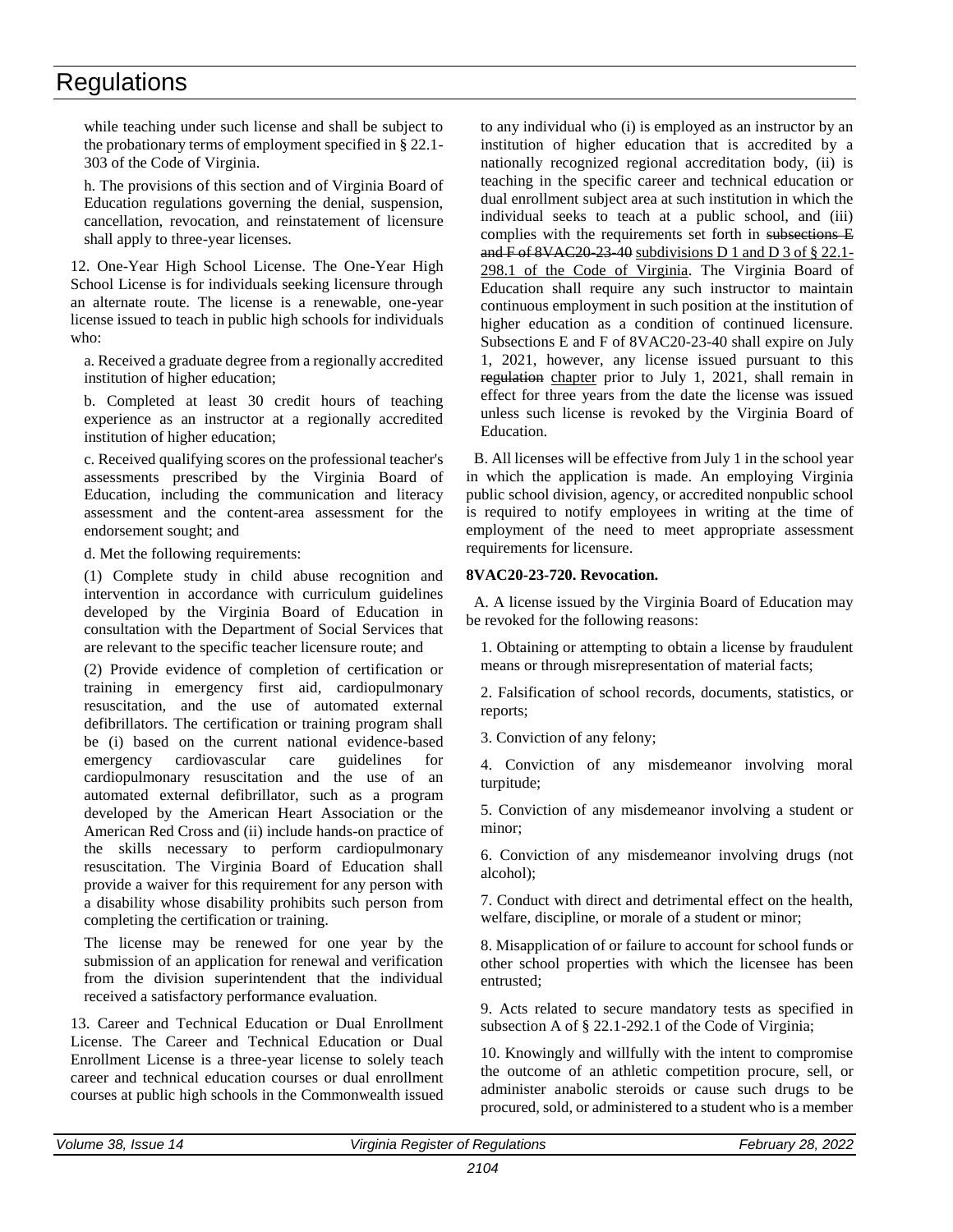while teaching under such license and shall be subject to the probationary terms of employment specified in § 22.1-303 of the Code of Virginia.

h. The provisions of this section and of Virginia Board of Education regulations governing the denial, suspension, cancellation, revocation, and reinstatement of licensure shall apply to three-year licenses.

12. One-Year High School License. The One-Year High School License is for individuals seeking licensure through an alternate route. The license is a renewable, one-year license issued to teach in public high schools for individuals who:

a. Received a graduate degree from a regionally accredited institution of higher education;

b. Completed at least 30 credit hours of teaching experience as an instructor at a regionally accredited institution of higher education;

c. Received qualifying scores on the professional teacher's assessments prescribed by the Virginia Board of Education, including the communication and literacy assessment and the content-area assessment for the endorsement sought; and

d. Met the following requirements:

(1) Complete study in child abuse recognition and intervention in accordance with curriculum guidelines developed by the Virginia Board of Education in consultation with the Department of Social Services that are relevant to the specific teacher licensure route; and

(2) Provide evidence of completion of certification or training in emergency first aid, cardiopulmonary resuscitation, and the use of automated external defibrillators. The certification or training program shall be (i) based on the current national evidence-based emergency cardiovascular care guidelines for cardiopulmonary resuscitation and the use of an automated external defibrillator, such as a program developed by the American Heart Association or the American Red Cross and (ii) include hands-on practice of the skills necessary to perform cardiopulmonary resuscitation. The Virginia Board of Education shall provide a waiver for this requirement for any person with a disability whose disability prohibits such person from completing the certification or training.

The license may be renewed for one year by the submission of an application for renewal and verification from the division superintendent that the individual received a satisfactory performance evaluation.

13. Career and Technical Education or Dual Enrollment License. The Career and Technical Education or Dual Enrollment License is a three-year license to solely teach career and technical education courses or dual enrollment courses at public high schools in the Commonwealth issued to any individual who (i) is employed as an instructor by an institution of higher education that is accredited by a nationally recognized regional accreditation body, (ii) is teaching in the specific career and technical education or dual enrollment subject area at such institution in which the individual seeks to teach at a public school, and (iii) complies with the requirements set forth in ~~subsections E and F of 8VAC20-23-40~~ subdivisions D 1 and D 3 of § 22.1-298.1 of the Code of Virginia. The Virginia Board of Education shall require any such instructor to maintain continuous employment in such position at the institution of higher education as a condition of continued licensure. Subsections E and F of 8VAC20-23-40 shall expire on July 1, 2021, however, any license issued pursuant to this ~~regulation~~ chapter prior to July 1, 2021, shall remain in effect for three years from the date the license was issued unless such license is revoked by the Virginia Board of Education.

B. All licenses will be effective from July 1 in the school year in which the application is made. An employing Virginia public school division, agency, or accredited nonpublic school is required to notify employees in writing at the time of employment of the need to meet appropriate assessment requirements for licensure.

**8VAC20-23-720. Revocation.**

A. A license issued by the Virginia Board of Education may be revoked for the following reasons:

1. Obtaining or attempting to obtain a license by fraudulent means or through misrepresentation of material facts;

2. Falsification of school records, documents, statistics, or reports;

3. Conviction of any felony;

4. Conviction of any misdemeanor involving moral turpitude;

5. Conviction of any misdemeanor involving a student or minor;

6. Conviction of any misdemeanor involving drugs (not alcohol);

7. Conduct with direct and detrimental effect on the health, welfare, discipline, or morale of a student or minor;

8. Misapplication of or failure to account for school funds or other school properties with which the licensee has been entrusted;

9. Acts related to secure mandatory tests as specified in subsection A of § 22.1-292.1 of the Code of Virginia;

10. Knowingly and willfully with the intent to compromise the outcome of an athletic competition procure, sell, or administer anabolic steroids or cause such drugs to be procured, sold, or administered to a student who is a member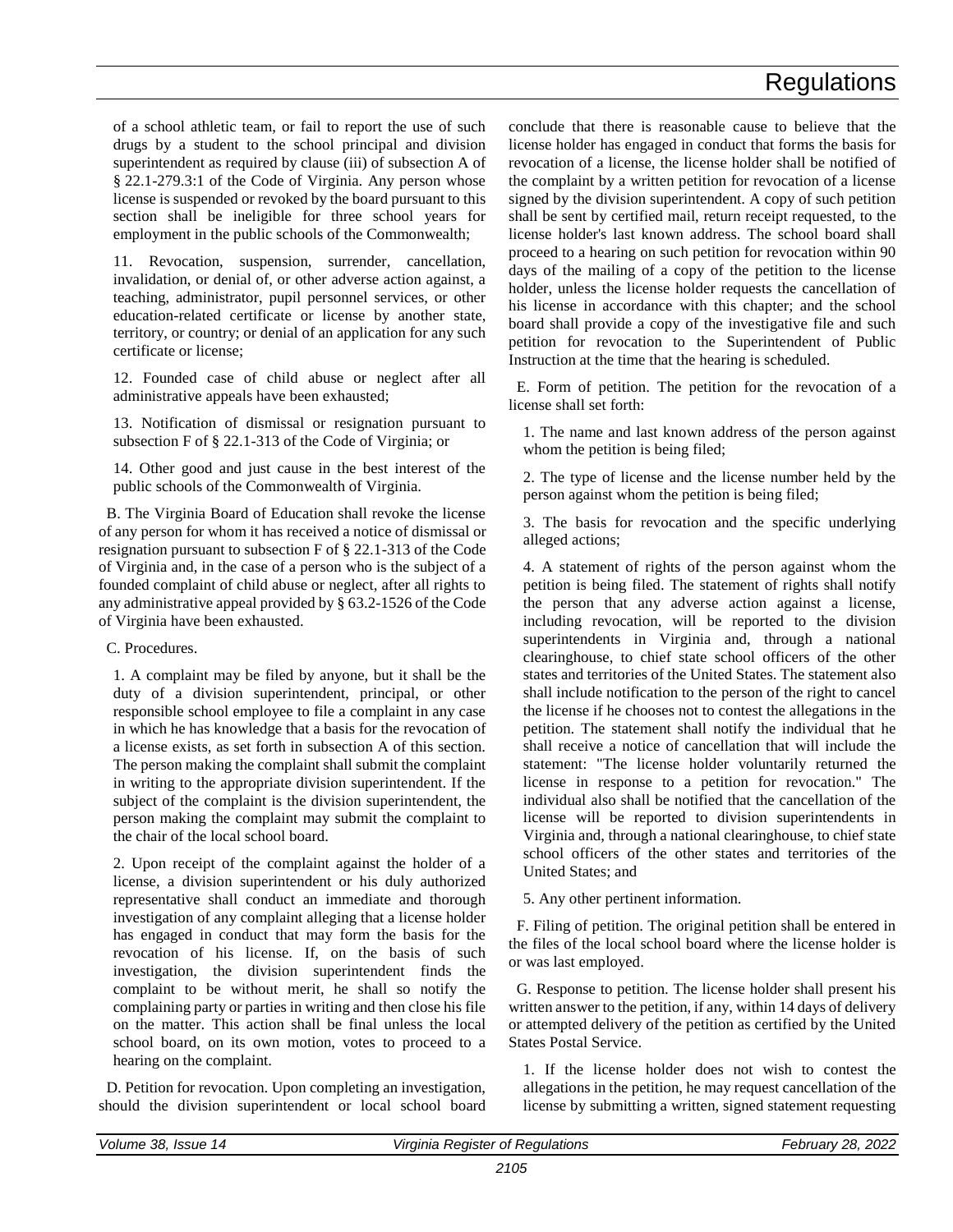of a school athletic team, or fail to report the use of such drugs by a student to the school principal and division superintendent as required by clause (iii) of subsection A of § 22.1-279.3:1 of the Code of Virginia. Any person whose license is suspended or revoked by the board pursuant to this section shall be ineligible for three school years for employment in the public schools of the Commonwealth;

11. Revocation, suspension, surrender, cancellation, invalidation, or denial of, or other adverse action against, a teaching, administrator, pupil personnel services, or other education-related certificate or license by another state, territory, or country; or denial of an application for any such certificate or license;

12. Founded case of child abuse or neglect after all administrative appeals have been exhausted;

13. Notification of dismissal or resignation pursuant to subsection F of § 22.1-313 of the Code of Virginia; or

14. Other good and just cause in the best interest of the public schools of the Commonwealth of Virginia.

B. The Virginia Board of Education shall revoke the license of any person for whom it has received a notice of dismissal or resignation pursuant to subsection F of § 22.1-313 of the Code of Virginia and, in the case of a person who is the subject of a founded complaint of child abuse or neglect, after all rights to any administrative appeal provided by § 63.2-1526 of the Code of Virginia have been exhausted.

C. Procedures.

1. A complaint may be filed by anyone, but it shall be the duty of a division superintendent, principal, or other responsible school employee to file a complaint in any case in which he has knowledge that a basis for the revocation of a license exists, as set forth in subsection A of this section. The person making the complaint shall submit the complaint in writing to the appropriate division superintendent. If the subject of the complaint is the division superintendent, the person making the complaint may submit the complaint to the chair of the local school board.

2. Upon receipt of the complaint against the holder of a license, a division superintendent or his duly authorized representative shall conduct an immediate and thorough investigation of any complaint alleging that a license holder has engaged in conduct that may form the basis for the revocation of his license. If, on the basis of such investigation, the division superintendent finds the complaint to be without merit, he shall so notify the complaining party or parties in writing and then close his file on the matter. This action shall be final unless the local school board, on its own motion, votes to proceed to a hearing on the complaint.

D. Petition for revocation. Upon completing an investigation, should the division superintendent or local school board conclude that there is reasonable cause to believe that the license holder has engaged in conduct that forms the basis for revocation of a license, the license holder shall be notified of the complaint by a written petition for revocation of a license signed by the division superintendent. A copy of such petition shall be sent by certified mail, return receipt requested, to the license holder's last known address. The school board shall proceed to a hearing on such petition for revocation within 90 days of the mailing of a copy of the petition to the license holder, unless the license holder requests the cancellation of his license in accordance with this chapter; and the school board shall provide a copy of the investigative file and such petition for revocation to the Superintendent of Public Instruction at the time that the hearing is scheduled.

E. Form of petition. The petition for the revocation of a license shall set forth:

1. The name and last known address of the person against whom the petition is being filed;

2. The type of license and the license number held by the person against whom the petition is being filed;

3. The basis for revocation and the specific underlying alleged actions;

4. A statement of rights of the person against whom the petition is being filed. The statement of rights shall notify the person that any adverse action against a license, including revocation, will be reported to the division superintendents in Virginia and, through a national clearinghouse, to chief state school officers of the other states and territories of the United States. The statement also shall include notification to the person of the right to cancel the license if he chooses not to contest the allegations in the petition. The statement shall notify the individual that he shall receive a notice of cancellation that will include the statement: "The license holder voluntarily returned the license in response to a petition for revocation." The individual also shall be notified that the cancellation of the license will be reported to division superintendents in Virginia and, through a national clearinghouse, to chief state school officers of the other states and territories of the United States; and

5. Any other pertinent information.

F. Filing of petition. The original petition shall be entered in the files of the local school board where the license holder is or was last employed.

G. Response to petition. The license holder shall present his written answer to the petition, if any, within 14 days of delivery or attempted delivery of the petition as certified by the United States Postal Service.

1. If the license holder does not wish to contest the allegations in the petition, he may request cancellation of the license by submitting a written, signed statement requesting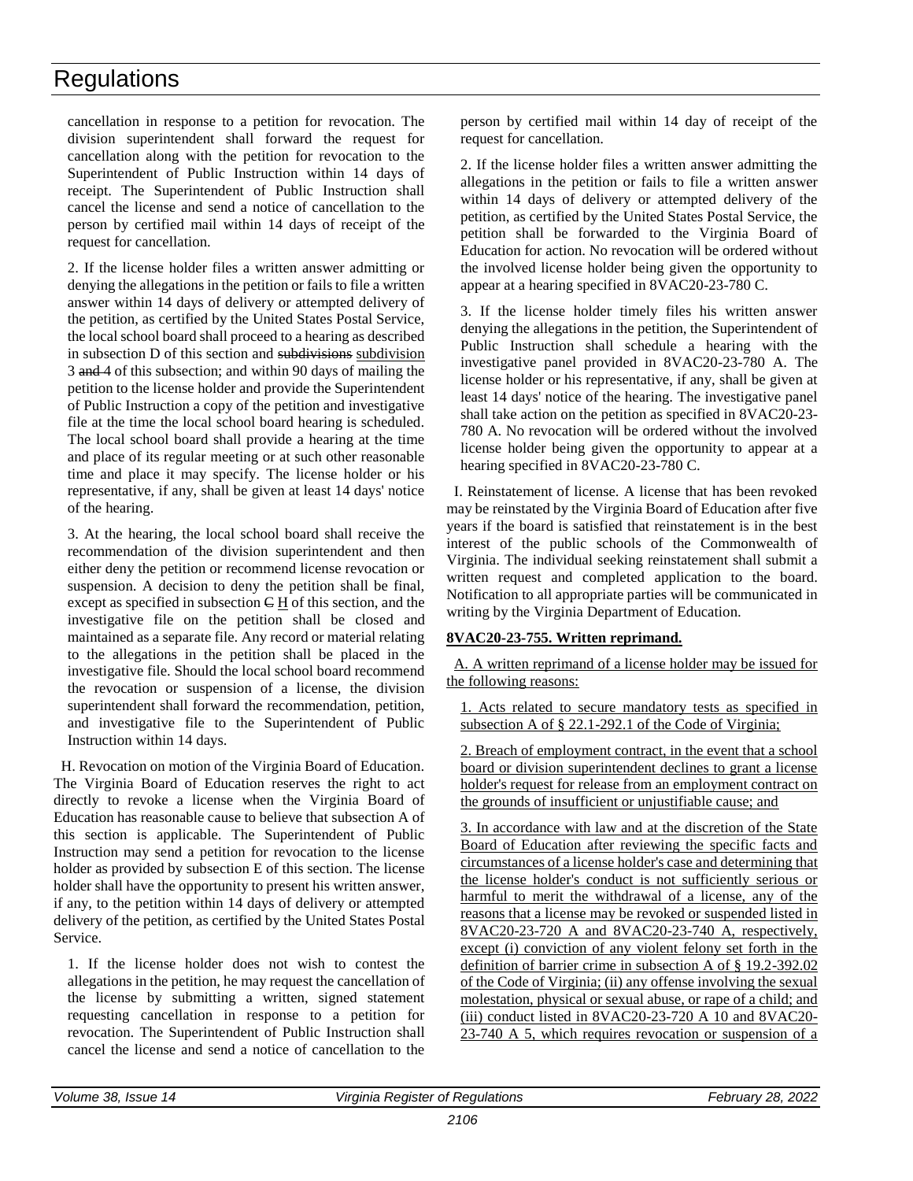cancellation in response to a petition for revocation. The division superintendent shall forward the request for cancellation along with the petition for revocation to the Superintendent of Public Instruction within 14 days of receipt. The Superintendent of Public Instruction shall cancel the license and send a notice of cancellation to the person by certified mail within 14 days of receipt of the request for cancellation.

2. If the license holder files a written answer admitting or denying the allegations in the petition or fails to file a written answer within 14 days of delivery or attempted delivery of the petition, as certified by the United States Postal Service, the local school board shall proceed to a hearing as described in subsection D of this section and ~~subdivisions~~ subdivision 3 ~~and 4~~ of this subsection; and within 90 days of mailing the petition to the license holder and provide the Superintendent of Public Instruction a copy of the petition and investigative file at the time the local school board hearing is scheduled. The local school board shall provide a hearing at the time and place of its regular meeting or at such other reasonable time and place it may specify. The license holder or his representative, if any, shall be given at least 14 days' notice of the hearing.

3. At the hearing, the local school board shall receive the recommendation of the division superintendent and then either deny the petition or recommend license revocation or suspension. A decision to deny the petition shall be final, except as specified in subsection ~~C~~ H of this section, and the investigative file on the petition shall be closed and maintained as a separate file. Any record or material relating to the allegations in the petition shall be placed in the investigative file. Should the local school board recommend the revocation or suspension of a license, the division superintendent shall forward the recommendation, petition, and investigative file to the Superintendent of Public Instruction within 14 days.

H. Revocation on motion of the Virginia Board of Education. The Virginia Board of Education reserves the right to act directly to revoke a license when the Virginia Board of Education has reasonable cause to believe that subsection A of this section is applicable. The Superintendent of Public Instruction may send a petition for revocation to the license holder as provided by subsection E of this section. The license holder shall have the opportunity to present his written answer, if any, to the petition within 14 days of delivery or attempted delivery of the petition, as certified by the United States Postal Service.

1. If the license holder does not wish to contest the allegations in the petition, he may request the cancellation of the license by submitting a written, signed statement requesting cancellation in response to a petition for revocation. The Superintendent of Public Instruction shall cancel the license and send a notice of cancellation to the person by certified mail within 14 day of receipt of the request for cancellation.

2. If the license holder files a written answer admitting the allegations in the petition or fails to file a written answer within 14 days of delivery or attempted delivery of the petition, as certified by the United States Postal Service, the petition shall be forwarded to the Virginia Board of Education for action. No revocation will be ordered without the involved license holder being given the opportunity to appear at a hearing specified in 8VAC20-23-780 C.

3. If the license holder timely files his written answer denying the allegations in the petition, the Superintendent of Public Instruction shall schedule a hearing with the investigative panel provided in 8VAC20-23-780 A. The license holder or his representative, if any, shall be given at least 14 days' notice of the hearing. The investigative panel shall take action on the petition as specified in 8VAC20-23-780 A. No revocation will be ordered without the involved license holder being given the opportunity to appear at a hearing specified in 8VAC20-23-780 C.

I. Reinstatement of license. A license that has been revoked may be reinstated by the Virginia Board of Education after five years if the board is satisfied that reinstatement is in the best interest of the public schools of the Commonwealth of Virginia. The individual seeking reinstatement shall submit a written request and completed application to the board. Notification to all appropriate parties will be communicated in writing by the Virginia Department of Education.

**8VAC20-23-755. Written reprimand.**

A. A written reprimand of a license holder may be issued for the following reasons:

1. Acts related to secure mandatory tests as specified in subsection A of § 22.1-292.1 of the Code of Virginia;

2. Breach of employment contract, in the event that a school board or division superintendent declines to grant a license holder's request for release from an employment contract on the grounds of insufficient or unjustifiable cause; and

3. In accordance with law and at the discretion of the State Board of Education after reviewing the specific facts and circumstances of a license holder's case and determining that the license holder's conduct is not sufficiently serious or harmful to merit the withdrawal of a license, any of the reasons that a license may be revoked or suspended listed in 8VAC20-23-720 A and 8VAC20-23-740 A, respectively, except (i) conviction of any violent felony set forth in the definition of barrier crime in subsection A of § 19.2-392.02 of the Code of Virginia; (ii) any offense involving the sexual molestation, physical or sexual abuse, or rape of a child; and (iii) conduct listed in 8VAC20-23-720 A 10 and 8VAC20-23-740 A 5, which requires revocation or suspension of a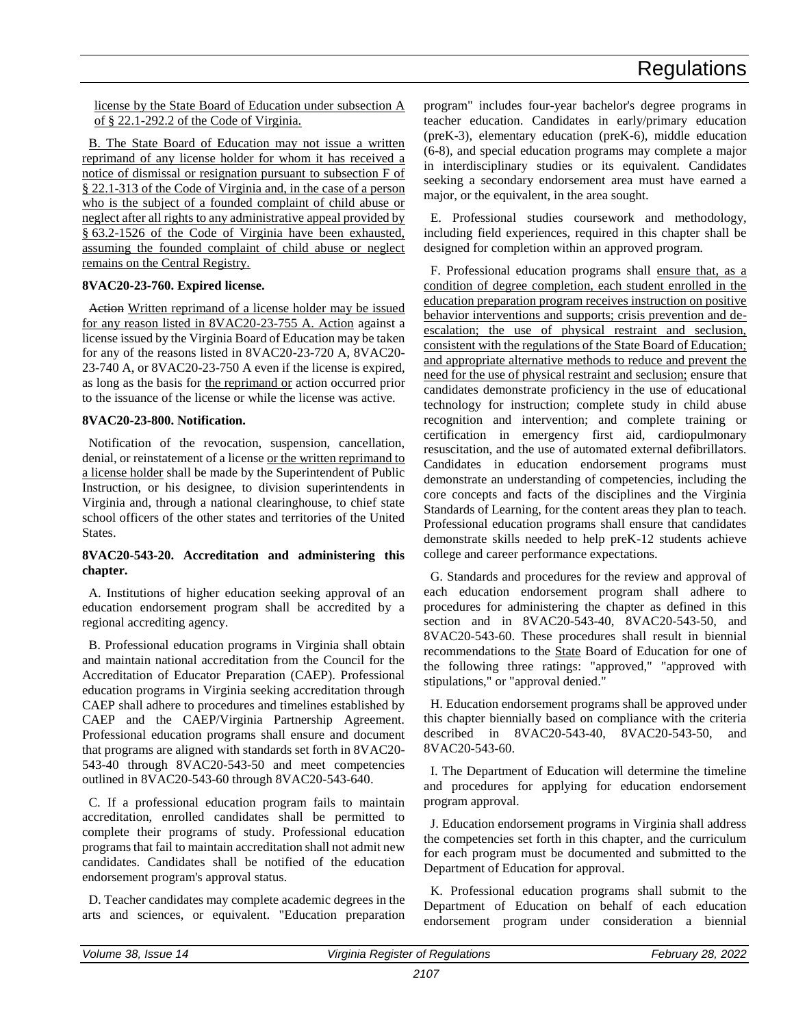license by the State Board of Education under subsection A of § 22.1-292.2 of the Code of Virginia.

B. The State Board of Education may not issue a written reprimand of any license holder for whom it has received a notice of dismissal or resignation pursuant to subsection F of § 22.1-313 of the Code of Virginia and, in the case of a person who is the subject of a founded complaint of child abuse or neglect after all rights to any administrative appeal provided by § 63.2-1526 of the Code of Virginia have been exhausted, assuming the founded complaint of child abuse or neglect remains on the Central Registry.

**8VAC20-23-760. Expired license.**

~~Action~~ Written reprimand of a license holder may be issued for any reason listed in 8VAC20-23-755 A. Action against a license issued by the Virginia Board of Education may be taken for any of the reasons listed in 8VAC20-23-720 A, 8VAC20-23-740 A, or 8VAC20-23-750 A even if the license is expired, as long as the basis for the reprimand or action occurred prior to the issuance of the license or while the license was active.

**8VAC20-23-800. Notification.**

Notification of the revocation, suspension, cancellation, denial, or reinstatement of a license or the written reprimand to a license holder shall be made by the Superintendent of Public Instruction, or his designee, to division superintendents in Virginia and, through a national clearinghouse, to chief state school officers of the other states and territories of the United States.

**8VAC20-543-20. Accreditation and administering this chapter.**

A. Institutions of higher education seeking approval of an education endorsement program shall be accredited by a regional accrediting agency.

B. Professional education programs in Virginia shall obtain and maintain national accreditation from the Council for the Accreditation of Educator Preparation (CAEP). Professional education programs in Virginia seeking accreditation through CAEP shall adhere to procedures and timelines established by CAEP and the CAEP/Virginia Partnership Agreement. Professional education programs shall ensure and document that programs are aligned with standards set forth in 8VAC20-543-40 through 8VAC20-543-50 and meet competencies outlined in 8VAC20-543-60 through 8VAC20-543-640.

C. If a professional education program fails to maintain accreditation, enrolled candidates shall be permitted to complete their programs of study. Professional education programs that fail to maintain accreditation shall not admit new candidates. Candidates shall be notified of the education endorsement program's approval status.

D. Teacher candidates may complete academic degrees in the arts and sciences, or equivalent. "Education preparation program" includes four-year bachelor's degree programs in teacher education. Candidates in early/primary education (preK-3), elementary education (preK-6), middle education (6-8), and special education programs may complete a major in interdisciplinary studies or its equivalent. Candidates seeking a secondary endorsement area must have earned a major, or the equivalent, in the area sought.

E. Professional studies coursework and methodology, including field experiences, required in this chapter shall be designed for completion within an approved program.

F. Professional education programs shall ensure that, as a condition of degree completion, each student enrolled in the education preparation program receives instruction on positive behavior interventions and supports; crisis prevention and de-escalation; the use of physical restraint and seclusion, consistent with the regulations of the State Board of Education; and appropriate alternative methods to reduce and prevent the need for the use of physical restraint and seclusion; ensure that candidates demonstrate proficiency in the use of educational technology for instruction; complete study in child abuse recognition and intervention; and complete training or certification in emergency first aid, cardiopulmonary resuscitation, and the use of automated external defibrillators. Candidates in education endorsement programs must demonstrate an understanding of competencies, including the core concepts and facts of the disciplines and the Virginia Standards of Learning, for the content areas they plan to teach. Professional education programs shall ensure that candidates demonstrate skills needed to help preK-12 students achieve college and career performance expectations.

G. Standards and procedures for the review and approval of each education endorsement program shall adhere to procedures for administering the chapter as defined in this section and in 8VAC20-543-40, 8VAC20-543-50, and 8VAC20-543-60. These procedures shall result in biennial recommendations to the State Board of Education for one of the following three ratings: "approved," "approved with stipulations," or "approval denied."

H. Education endorsement programs shall be approved under this chapter biennially based on compliance with the criteria described in 8VAC20-543-40, 8VAC20-543-50, and 8VAC20-543-60.

I. The Department of Education will determine the timeline and procedures for applying for education endorsement program approval.

J. Education endorsement programs in Virginia shall address the competencies set forth in this chapter, and the curriculum for each program must be documented and submitted to the Department of Education for approval.

K. Professional education programs shall submit to the Department of Education on behalf of each education endorsement program under consideration a biennial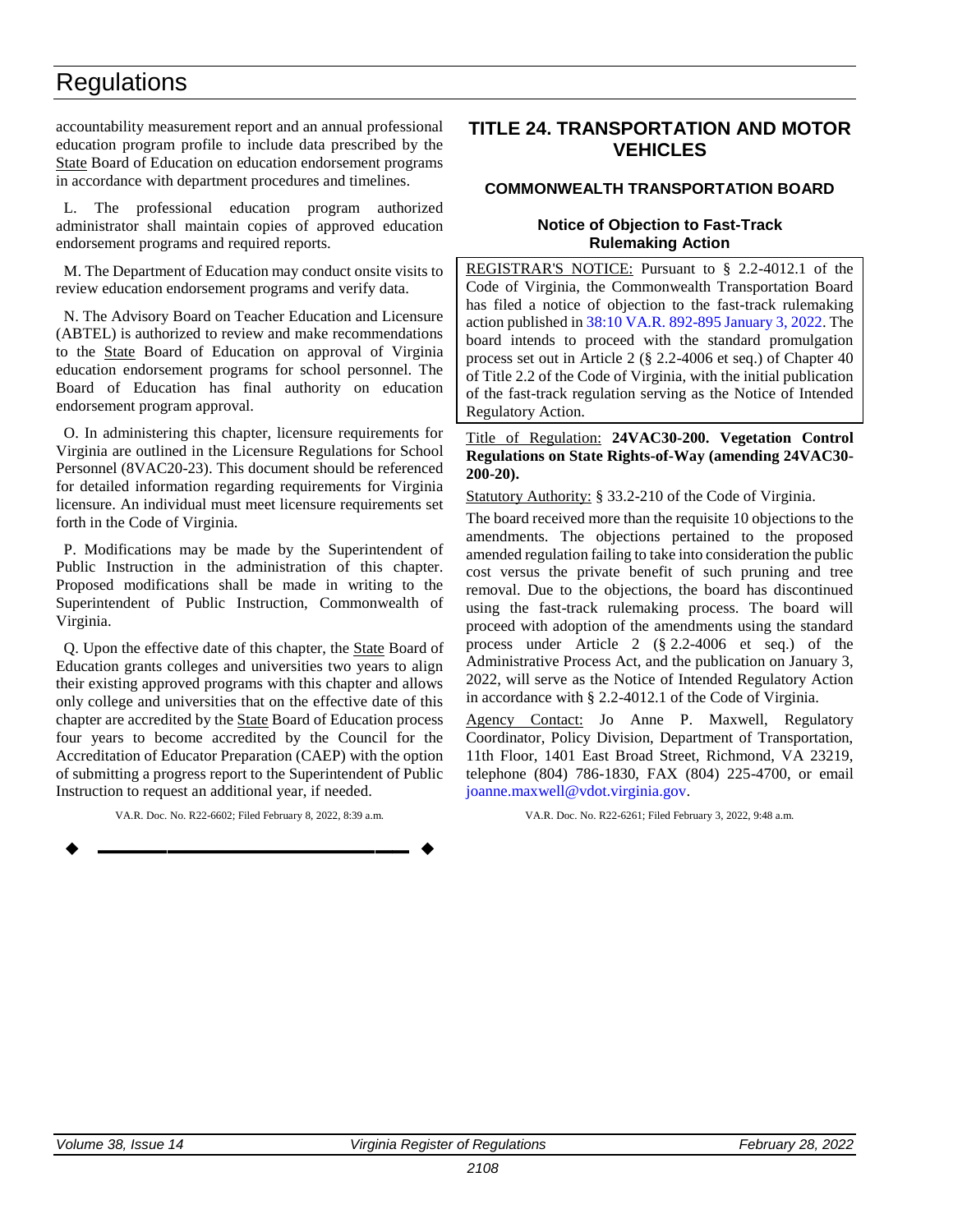accountability measurement report and an annual professional education program profile to include data prescribed by the State Board of Education on education endorsement programs in accordance with department procedures and timelines.

L. The professional education program authorized administrator shall maintain copies of approved education endorsement programs and required reports.

M. The Department of Education may conduct onsite visits to review education endorsement programs and verify data.

N. The Advisory Board on Teacher Education and Licensure (ABTEL) is authorized to review and make recommendations to the State Board of Education on approval of Virginia education endorsement programs for school personnel. The Board of Education has final authority on education endorsement program approval.

O. In administering this chapter, licensure requirements for Virginia are outlined in the Licensure Regulations for School Personnel (8VAC20-23). This document should be referenced for detailed information regarding requirements for Virginia licensure. An individual must meet licensure requirements set forth in the Code of Virginia.

P. Modifications may be made by the Superintendent of Public Instruction in the administration of this chapter. Proposed modifications shall be made in writing to the Superintendent of Public Instruction, Commonwealth of Virginia.

Q. Upon the effective date of this chapter, the State Board of Education grants colleges and universities two years to align their existing approved programs with this chapter and allows only college and universities that on the effective date of this chapter are accredited by the State Board of Education process four years to become accredited by the Council for the Accreditation of Educator Preparation (CAEP) with the option of submitting a progress report to the Superintendent of Public Instruction to request an additional year, if needed.

VA.R. Doc. No. R22-6602; Filed February 8, 2022, 8:39 a.m.

---

# TITLE 24. TRANSPORTATION AND MOTOR VEHICLES

## COMMONWEALTH TRANSPORTATION BOARD

### Notice of Objection to Fast-Track Rulemaking Action

REGISTRAR'S NOTICE: Pursuant to § 2.2-4012.1 of the Code of Virginia, the Commonwealth Transportation Board has filed a notice of objection to the fast-track rulemaking action published in 38:10 VA.R. 892-895 January 3, 2022. The board intends to proceed with the standard promulgation process set out in Article 2 (§ 2.2-4006 et seq.) of Chapter 40 of Title 2.2 of the Code of Virginia, with the initial publication of the fast-track regulation serving as the Notice of Intended Regulatory Action.

Title of Regulation: **24VAC30-200. Vegetation Control Regulations on State Rights-of-Way (amending 24VAC30-200-20).**

Statutory Authority: § 33.2-210 of the Code of Virginia.

The board received more than the requisite 10 objections to the amendments. The objections pertained to the proposed amended regulation failing to take into consideration the public cost versus the private benefit of such pruning and tree removal. Due to the objections, the board has discontinued using the fast-track rulemaking process. The board will proceed with adoption of the amendments using the standard process under Article 2 (§ 2.2-4006 et seq.) of the Administrative Process Act, and the publication on January 3, 2022, will serve as the Notice of Intended Regulatory Action in accordance with § 2.2-4012.1 of the Code of Virginia.

Agency Contact: Jo Anne P. Maxwell, Regulatory Coordinator, Policy Division, Department of Transportation, 11th Floor, 1401 East Broad Street, Richmond, VA 23219, telephone (804) 786-1830, FAX (804) 225-4700, or email joanne.maxwell@vdot.virginia.gov.

VA.R. Doc. No. R22-6261; Filed February 3, 2022, 9:48 a.m.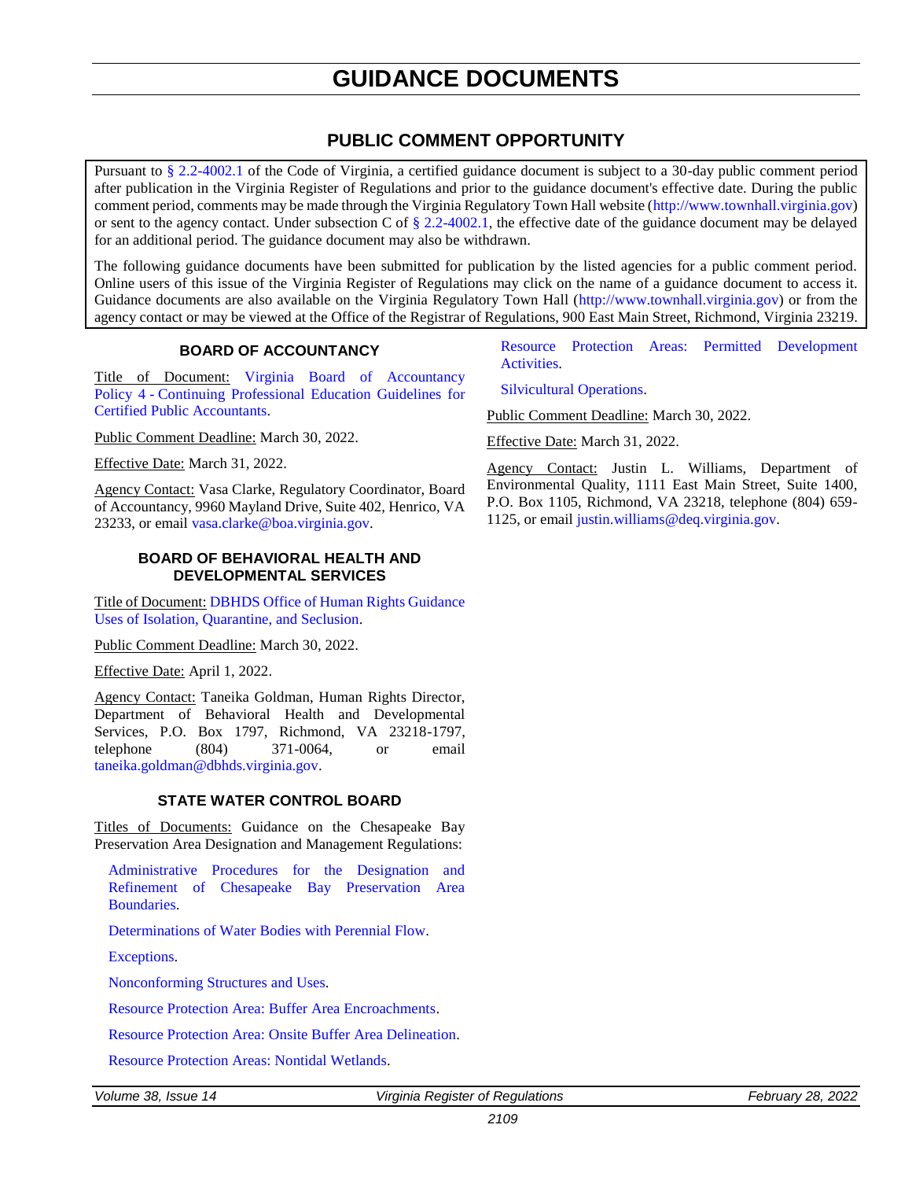# GUIDANCE DOCUMENTS

## PUBLIC COMMENT OPPORTUNITY

Pursuant to § 2.2-4002.1 of the Code of Virginia, a certified guidance document is subject to a 30-day public comment period after publication in the Virginia Register of Regulations and prior to the guidance document's effective date. During the public comment period, comments may be made through the Virginia Regulatory Town Hall website (http://www.townhall.virginia.gov) or sent to the agency contact. Under subsection C of § 2.2-4002.1, the effective date of the guidance document may be delayed for an additional period. The guidance document may also be withdrawn.

The following guidance documents have been submitted for publication by the listed agencies for a public comment period. Online users of this issue of the Virginia Register of Regulations may click on the name of a guidance document to access it. Guidance documents are also available on the Virginia Regulatory Town Hall (http://www.townhall.virginia.gov) or from the agency contact or may be viewed at the Office of the Registrar of Regulations, 900 East Main Street, Richmond, Virginia 23219.

### BOARD OF ACCOUNTANCY

Title of Document: Virginia Board of Accountancy Policy 4 - Continuing Professional Education Guidelines for Certified Public Accountants.

Public Comment Deadline: March 30, 2022.

Effective Date: March 31, 2022.

Agency Contact: Vasa Clarke, Regulatory Coordinator, Board of Accountancy, 9960 Mayland Drive, Suite 402, Henrico, VA 23233, or email vasa.clarke@boa.virginia.gov.

### BOARD OF BEHAVIORAL HEALTH AND DEVELOPMENTAL SERVICES

Title of Document: DBHDS Office of Human Rights Guidance Uses of Isolation, Quarantine, and Seclusion.

Public Comment Deadline: March 30, 2022.

Effective Date: April 1, 2022.

Agency Contact: Taneika Goldman, Human Rights Director, Department of Behavioral Health and Developmental Services, P.O. Box 1797, Richmond, VA 23218-1797, telephone (804) 371-0064, or email taneika.goldman@dbhds.virginia.gov.

### STATE WATER CONTROL BOARD

Titles of Documents: Guidance on the Chesapeake Bay Preservation Area Designation and Management Regulations:

Administrative Procedures for the Designation and Refinement of Chesapeake Bay Preservation Area Boundaries.

Determinations of Water Bodies with Perennial Flow.

Exceptions.

Nonconforming Structures and Uses.

Resource Protection Area: Buffer Area Encroachments.

Resource Protection Area: Onsite Buffer Area Delineation.

Resource Protection Areas: Nontidal Wetlands.

Resource Protection Areas: Permitted Development Activities.

Silvicultural Operations.

Public Comment Deadline: March 30, 2022.

Effective Date: March 31, 2022.

Agency Contact: Justin L. Williams, Department of Environmental Quality, 1111 East Main Street, Suite 1400, P.O. Box 1105, Richmond, VA 23218, telephone (804) 659-1125, or email justin.williams@deq.virginia.gov.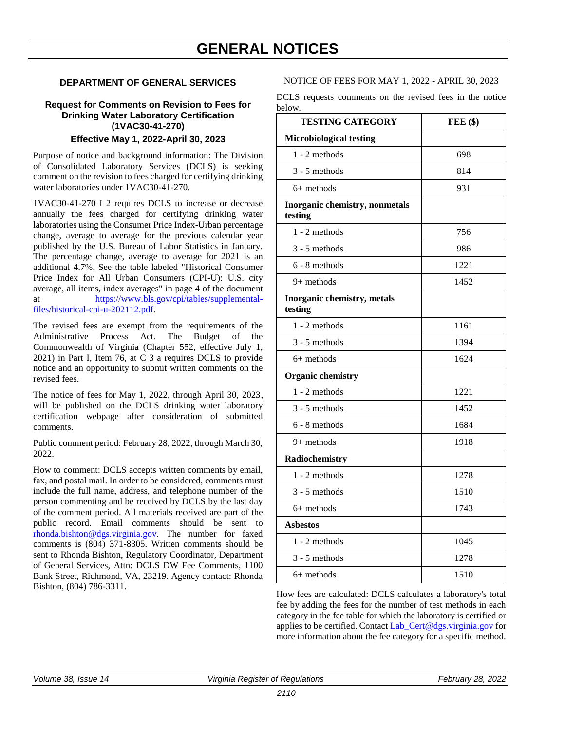# GENERAL NOTICES

## DEPARTMENT OF GENERAL SERVICES

### Request for Comments on Revision to Fees for Drinking Water Laboratory Certification (1VAC30-41-270)

### Effective May 1, 2022-April 30, 2023

Purpose of notice and background information: The Division of Consolidated Laboratory Services (DCLS) is seeking comment on the revision to fees charged for certifying drinking water laboratories under 1VAC30-41-270.

1VAC30-41-270 I 2 requires DCLS to increase or decrease annually the fees charged for certifying drinking water laboratories using the Consumer Price Index-Urban percentage change, average to average for the previous calendar year published by the U.S. Bureau of Labor Statistics in January. The percentage change, average to average for 2021 is an additional 4.7%. See the table labeled "Historical Consumer Price Index for All Urban Consumers (CPI-U): U.S. city average, all items, index averages" in page 4 of the document at https://www.bls.gov/cpi/tables/supplemental-files/historical-cpi-u-202112.pdf.

The revised fees are exempt from the requirements of the Administrative Process Act. The Budget of the Commonwealth of Virginia (Chapter 552, effective July 1, 2021) in Part I, Item 76, at C 3 a requires DCLS to provide notice and an opportunity to submit written comments on the revised fees.

The notice of fees for May 1, 2022, through April 30, 2023, will be published on the DCLS drinking water laboratory certification webpage after consideration of submitted comments.

Public comment period: February 28, 2022, through March 30, 2022.

How to comment: DCLS accepts written comments by email, fax, and postal mail. In order to be considered, comments must include the full name, address, and telephone number of the person commenting and be received by DCLS by the last day of the comment period. All materials received are part of the public record. Email comments should be sent to rhonda.bishton@dgs.virginia.gov. The number for faxed comments is (804) 371-8305. Written comments should be sent to Rhonda Bishton, Regulatory Coordinator, Department of General Services, Attn: DCLS DW Fee Comments, 1100 Bank Street, Richmond, VA, 23219. Agency contact: Rhonda Bishton, (804) 786-3311.

NOTICE OF FEES FOR MAY 1, 2022 - APRIL 30, 2023

DCLS requests comments on the revised fees in the notice below.

| TESTING CATEGORY | FEE ($) |
|---|---|
| **Microbiological testing** | |
| 1 - 2 methods | 698 |
| 3 - 5 methods | 814 |
| 6+ methods | 931 |
| **Inorganic chemistry, nonmetals testing** | |
| 1 - 2 methods | 756 |
| 3 - 5 methods | 986 |
| 6 - 8 methods | 1221 |
| 9+ methods | 1452 |
| **Inorganic chemistry, metals testing** | |
| 1 - 2 methods | 1161 |
| 3 - 5 methods | 1394 |
| 6+ methods | 1624 |
| **Organic chemistry** | |
| 1 - 2 methods | 1221 |
| 3 - 5 methods | 1452 |
| 6 - 8 methods | 1684 |
| 9+ methods | 1918 |
| **Radiochemistry** | |
| 1 - 2 methods | 1278 |
| 3 - 5 methods | 1510 |
| 6+ methods | 1743 |
| **Asbestos** | |
| 1 - 2 methods | 1045 |
| 3 - 5 methods | 1278 |
| 6+ methods | 1510 |

How fees are calculated: DCLS calculates a laboratory's total fee by adding the fees for the number of test methods in each category in the fee table for which the laboratory is certified or applies to be certified. Contact Lab_Cert@dgs.virginia.gov for more information about the fee category for a specific method.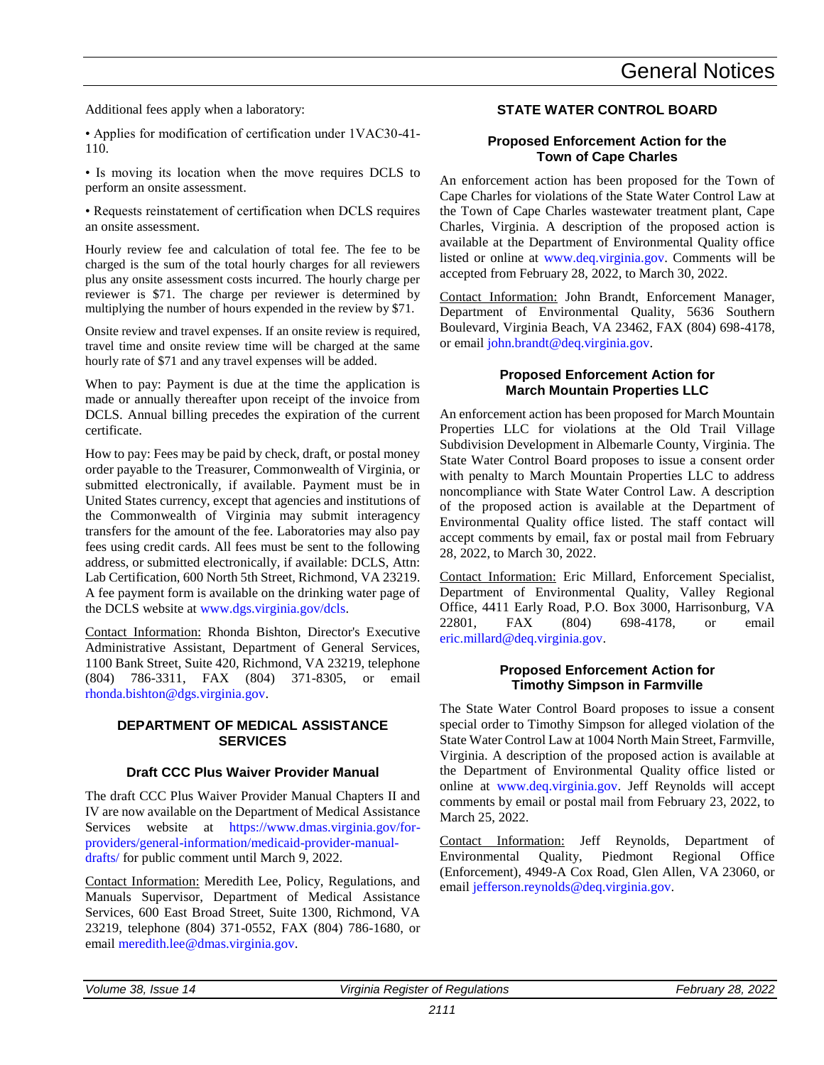Additional fees apply when a laboratory:

- Applies for modification of certification under 1VAC30-41-110.
- Is moving its location when the move requires DCLS to perform an onsite assessment.
- Requests reinstatement of certification when DCLS requires an onsite assessment.

Hourly review fee and calculation of total fee. The fee to be charged is the sum of the total hourly charges for all reviewers plus any onsite assessment costs incurred. The hourly charge per reviewer is $71. The charge per reviewer is determined by multiplying the number of hours expended in the review by $71.

Onsite review and travel expenses. If an onsite review is required, travel time and onsite review time will be charged at the same hourly rate of $71 and any travel expenses will be added.

When to pay: Payment is due at the time the application is made or annually thereafter upon receipt of the invoice from DCLS. Annual billing precedes the expiration of the current certificate.

How to pay: Fees may be paid by check, draft, or postal money order payable to the Treasurer, Commonwealth of Virginia, or submitted electronically, if available. Payment must be in United States currency, except that agencies and institutions of the Commonwealth of Virginia may submit interagency transfers for the amount of the fee. Laboratories may also pay fees using credit cards. All fees must be sent to the following address, or submitted electronically, if available: DCLS, Attn: Lab Certification, 600 North 5th Street, Richmond, VA 23219. A fee payment form is available on the drinking water page of the DCLS website at www.dgs.virginia.gov/dcls.

Contact Information: Rhonda Bishton, Director's Executive Administrative Assistant, Department of General Services, 1100 Bank Street, Suite 420, Richmond, VA 23219, telephone (804) 786-3311, FAX (804) 371-8305, or email rhonda.bishton@dgs.virginia.gov.

## DEPARTMENT OF MEDICAL ASSISTANCE SERVICES

### Draft CCC Plus Waiver Provider Manual

The draft CCC Plus Waiver Provider Manual Chapters II and IV are now available on the Department of Medical Assistance Services website at https://www.dmas.virginia.gov/for-providers/general-information/medicaid-provider-manual-drafts/ for public comment until March 9, 2022.

Contact Information: Meredith Lee, Policy, Regulations, and Manuals Supervisor, Department of Medical Assistance Services, 600 East Broad Street, Suite 1300, Richmond, VA 23219, telephone (804) 371-0552, FAX (804) 786-1680, or email meredith.lee@dmas.virginia.gov.

## STATE WATER CONTROL BOARD

### Proposed Enforcement Action for the Town of Cape Charles

An enforcement action has been proposed for the Town of Cape Charles for violations of the State Water Control Law at the Town of Cape Charles wastewater treatment plant, Cape Charles, Virginia. A description of the proposed action is available at the Department of Environmental Quality office listed or online at www.deq.virginia.gov. Comments will be accepted from February 28, 2022, to March 30, 2022.

Contact Information: John Brandt, Enforcement Manager, Department of Environmental Quality, 5636 Southern Boulevard, Virginia Beach, VA 23462, FAX (804) 698-4178, or email john.brandt@deq.virginia.gov.

### Proposed Enforcement Action for March Mountain Properties LLC

An enforcement action has been proposed for March Mountain Properties LLC for violations at the Old Trail Village Subdivision Development in Albemarle County, Virginia. The State Water Control Board proposes to issue a consent order with penalty to March Mountain Properties LLC to address noncompliance with State Water Control Law. A description of the proposed action is available at the Department of Environmental Quality office listed. The staff contact will accept comments by email, fax or postal mail from February 28, 2022, to March 30, 2022.

Contact Information: Eric Millard, Enforcement Specialist, Department of Environmental Quality, Valley Regional Office, 4411 Early Road, P.O. Box 3000, Harrisonburg, VA 22801, FAX (804) 698-4178, or email eric.millard@deq.virginia.gov.

### Proposed Enforcement Action for Timothy Simpson in Farmville

The State Water Control Board proposes to issue a consent special order to Timothy Simpson for alleged violation of the State Water Control Law at 1004 North Main Street, Farmville, Virginia. A description of the proposed action is available at the Department of Environmental Quality office listed or online at www.deq.virginia.gov. Jeff Reynolds will accept comments by email or postal mail from February 23, 2022, to March 25, 2022.

Contact Information: Jeff Reynolds, Department of Environmental Quality, Piedmont Regional Office (Enforcement), 4949-A Cox Road, Glen Allen, VA 23060, or email jefferson.reynolds@deq.virginia.gov.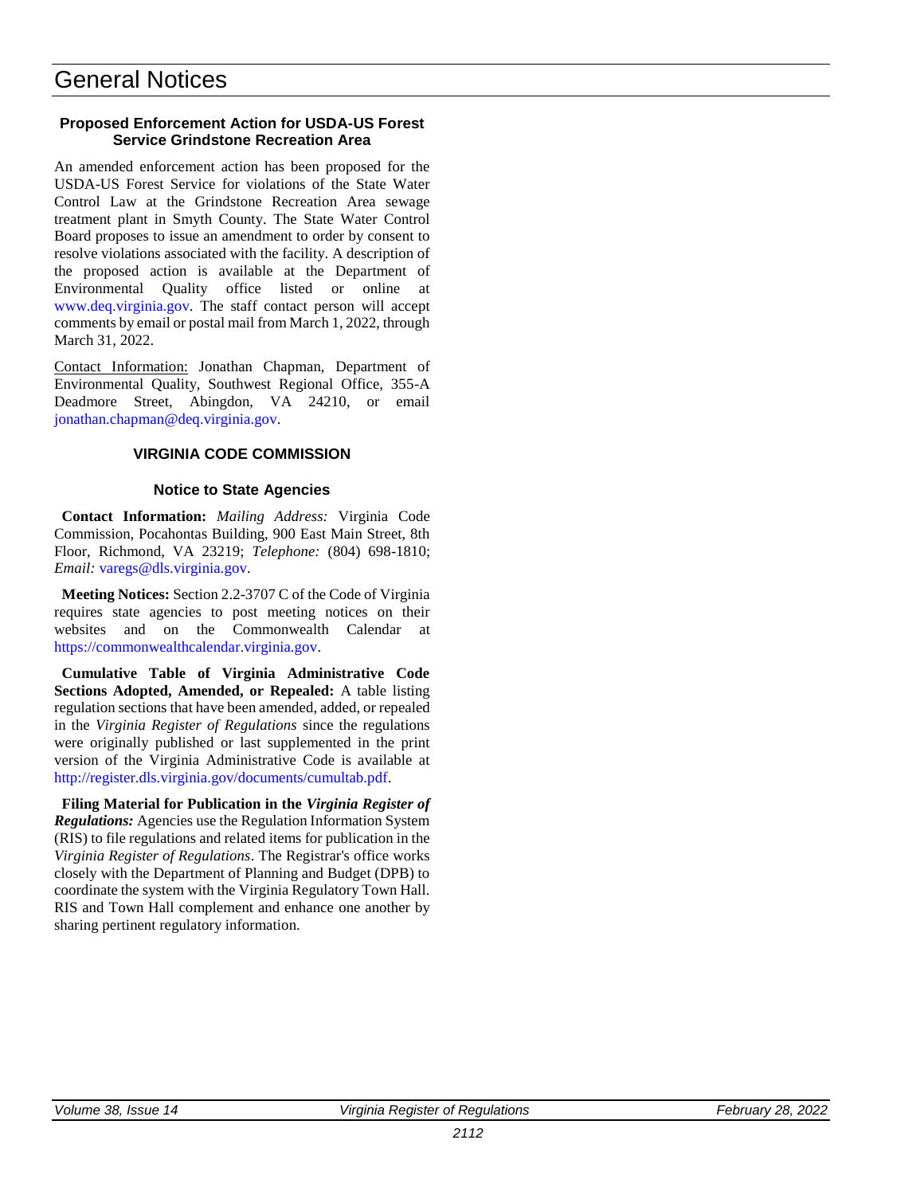# General Notices

### Proposed Enforcement Action for USDA-US Forest Service Grindstone Recreation Area

An amended enforcement action has been proposed for the USDA-US Forest Service for violations of the State Water Control Law at the Grindstone Recreation Area sewage treatment plant in Smyth County. The State Water Control Board proposes to issue an amendment to order by consent to resolve violations associated with the facility. A description of the proposed action is available at the Department of Environmental Quality office listed or online at www.deq.virginia.gov. The staff contact person will accept comments by email or postal mail from March 1, 2022, through March 31, 2022.

Contact Information: Jonathan Chapman, Department of Environmental Quality, Southwest Regional Office, 355-A Deadmore Street, Abingdon, VA 24210, or email jonathan.chapman@deq.virginia.gov.

## VIRGINIA CODE COMMISSION

### Notice to State Agencies

**Contact Information:** *Mailing Address:* Virginia Code Commission, Pocahontas Building, 900 East Main Street, 8th Floor, Richmond, VA 23219; *Telephone:* (804) 698-1810; *Email:* varegs@dls.virginia.gov.

**Meeting Notices:** Section 2.2-3707 C of the Code of Virginia requires state agencies to post meeting notices on their websites and on the Commonwealth Calendar at https://commonwealthcalendar.virginia.gov.

**Cumulative Table of Virginia Administrative Code Sections Adopted, Amended, or Repealed:** A table listing regulation sections that have been amended, added, or repealed in the *Virginia Register of Regulations* since the regulations were originally published or last supplemented in the print version of the Virginia Administrative Code is available at http://register.dls.virginia.gov/documents/cumultab.pdf.

**Filing Material for Publication in the *Virginia Register of Regulations:*** Agencies use the Regulation Information System (RIS) to file regulations and related items for publication in the *Virginia Register of Regulations*. The Registrar's office works closely with the Department of Planning and Budget (DPB) to coordinate the system with the Virginia Regulatory Town Hall. RIS and Town Hall complement and enhance one another by sharing pertinent regulatory information.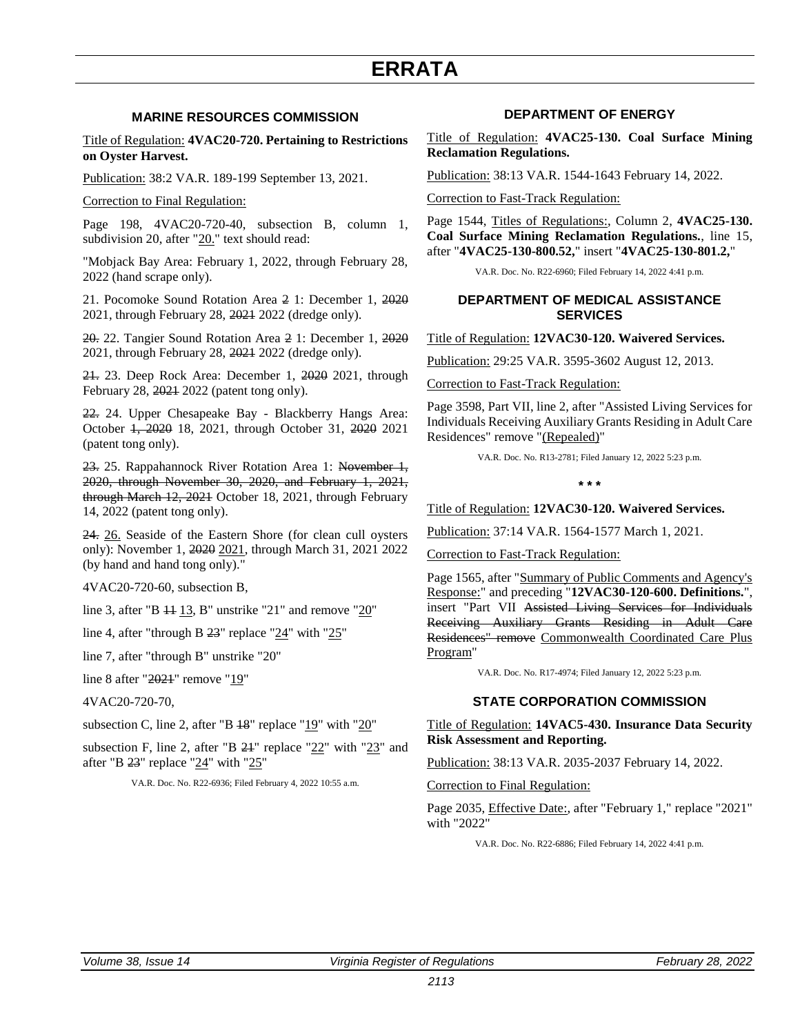# ERRATA

## MARINE RESOURCES COMMISSION

Title of Regulation: **4VAC20-720. Pertaining to Restrictions on Oyster Harvest.**

Publication: 38:2 VA.R. 189-199 September 13, 2021.

Correction to Final Regulation:

Page 198, 4VAC20-720-40, subsection B, column 1, subdivision 20, after "20." text should read:

"Mobjack Bay Area: February 1, 2022, through February 28, 2022 (hand scrape only).

21. Pocomoke Sound Rotation Area ~~2~~ 1: December 1, ~~2020~~ 2021, through February 28, ~~2021~~ 2022 (dredge only).

~~20.~~ 22. Tangier Sound Rotation Area ~~2~~ 1: December 1, ~~2020~~ 2021, through February 28, ~~2021~~ 2022 (dredge only).

~~21.~~ 23. Deep Rock Area: December 1, ~~2020~~ 2021, through February 28, ~~2021~~ 2022 (patent tong only).

~~22.~~ 24. Upper Chesapeake Bay - Blackberry Hangs Area: October ~~1, 2020~~ 18, 2021, through October 31, ~~2020~~ 2021 (patent tong only).

~~23.~~ 25. Rappahannock River Rotation Area 1: ~~November 1, 2020, through November 30, 2020, and February 1, 2021, through March 12, 2021~~ October 18, 2021, through February 14, 2022 (patent tong only).

~~24.~~ 26. Seaside of the Eastern Shore (for clean cull oysters only): November 1, ~~2020~~ 2021, through March 31, 2021 2022 (by hand and hand tong only)."

4VAC20-720-60, subsection B,

line 3, after "B ~~11~~ 13, B" unstrike "21" and remove "20"

line 4, after "through B ~~23~~" replace "24" with "25"

line 7, after "through B" unstrike "20"

line 8 after "~~2021~~" remove "19"

4VAC20-720-70,

subsection C, line 2, after "B ~~18~~" replace "19" with "20"

subsection F, line 2, after "B ~~21~~" replace "22" with "23" and after "B ~~23~~" replace "24" with "25"

VA.R. Doc. No. R22-6936; Filed February 4, 2022 10:55 a.m.

## DEPARTMENT OF ENERGY

Title of Regulation: **4VAC25-130. Coal Surface Mining Reclamation Regulations.**

Publication: 38:13 VA.R. 1544-1643 February 14, 2022.

Correction to Fast-Track Regulation:

Page 1544, Titles of Regulations:, Column 2, **4VAC25-130. Coal Surface Mining Reclamation Regulations.**, line 15, after "**4VAC25-130-800.52,**" insert "**4VAC25-130-801.2,**"

VA.R. Doc. No. R22-6960; Filed February 14, 2022 4:41 p.m.

## DEPARTMENT OF MEDICAL ASSISTANCE SERVICES

Title of Regulation: **12VAC30-120. Waivered Services.**

Publication: 29:25 VA.R. 3595-3602 August 12, 2013.

Correction to Fast-Track Regulation:

Page 3598, Part VII, line 2, after "Assisted Living Services for Individuals Receiving Auxiliary Grants Residing in Adult Care Residences" remove "(Repealed)"

VA.R. Doc. No. R13-2781; Filed January 12, 2022 5:23 p.m.

\* \* \*

Title of Regulation: **12VAC30-120. Waivered Services.**

Publication: 37:14 VA.R. 1564-1577 March 1, 2021.

Correction to Fast-Track Regulation:

Page 1565, after "Summary of Public Comments and Agency's Response:" and preceding "**12VAC30-120-600. Definitions.**", insert "Part VII ~~Assisted Living Services for Individuals Receiving Auxiliary Grants Residing in Adult Care Residences" remove~~ Commonwealth Coordinated Care Plus Program"

VA.R. Doc. No. R17-4974; Filed January 12, 2022 5:23 p.m.

## STATE CORPORATION COMMISSION

Title of Regulation: **14VAC5-430. Insurance Data Security Risk Assessment and Reporting.**

Publication: 38:13 VA.R. 2035-2037 February 14, 2022.

Correction to Final Regulation:

Page 2035, Effective Date:, after "February 1," replace "2021" with "2022"

VA.R. Doc. No. R22-6886; Filed February 14, 2022 4:41 p.m.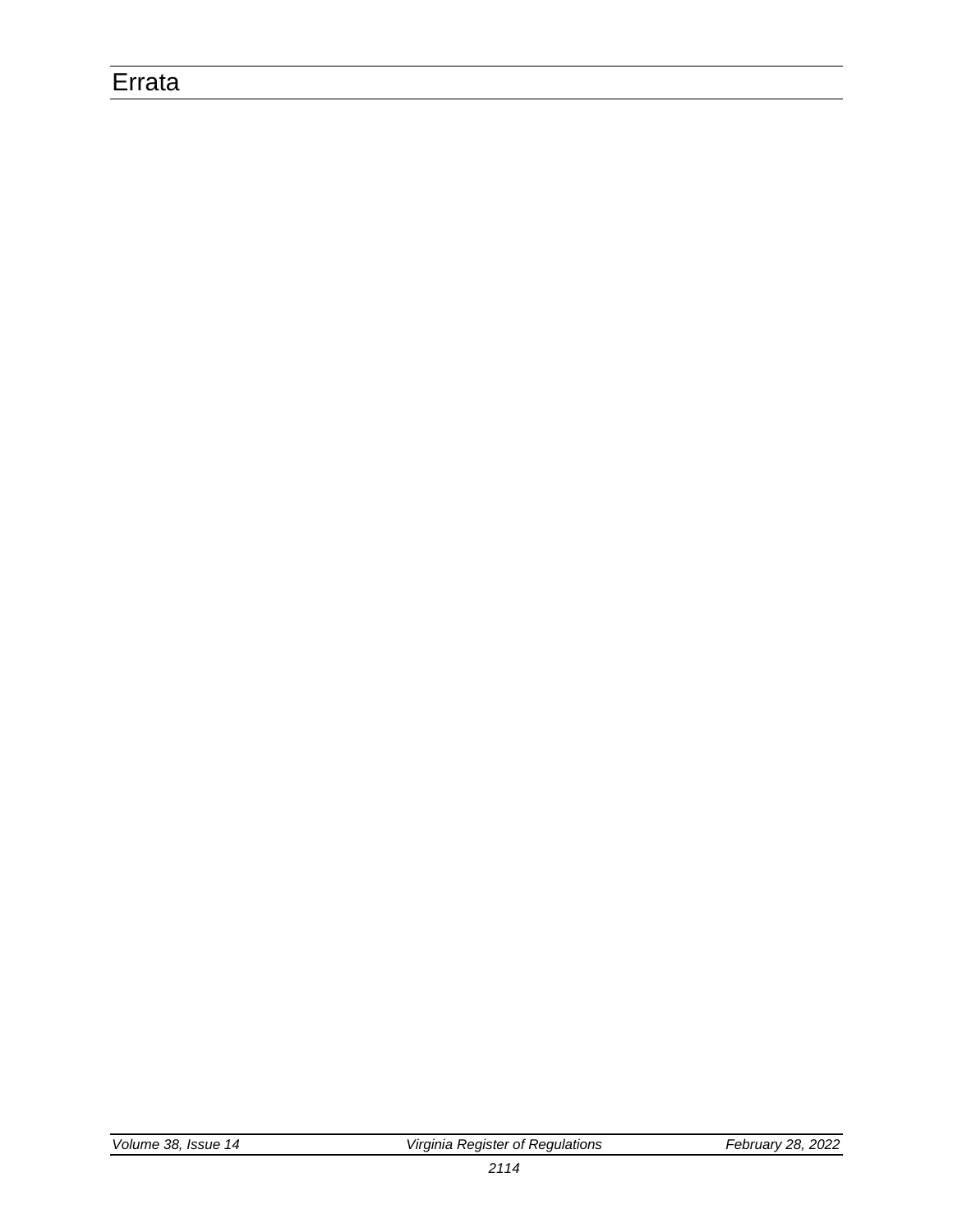# Errata